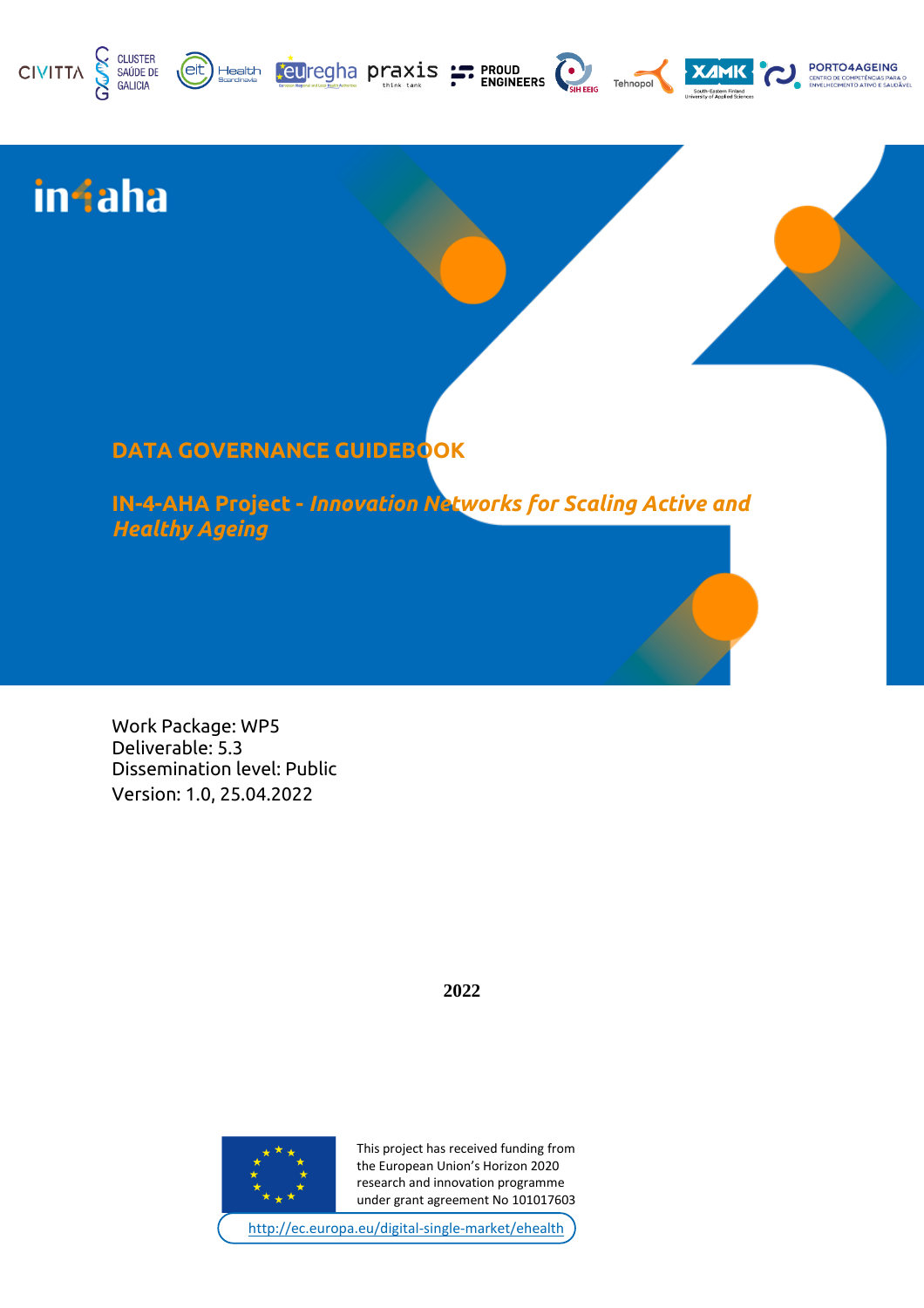in4aha

# DATA GOVERNANCE GUIDEBOOK

## IN-4-AHA Project - *Innovation Networks for Scaling Active and Healthy Ageing*

Work Package: WP5
Deliverable: 5.3
Dissemination level: Public
Version: 1.0, 25.04.2022

**2022**

This project has received funding from the European Union's Horizon 2020 research and innovation programme under grant agreement No 101017603

http://ec.europa.eu/digital-single-market/ehealth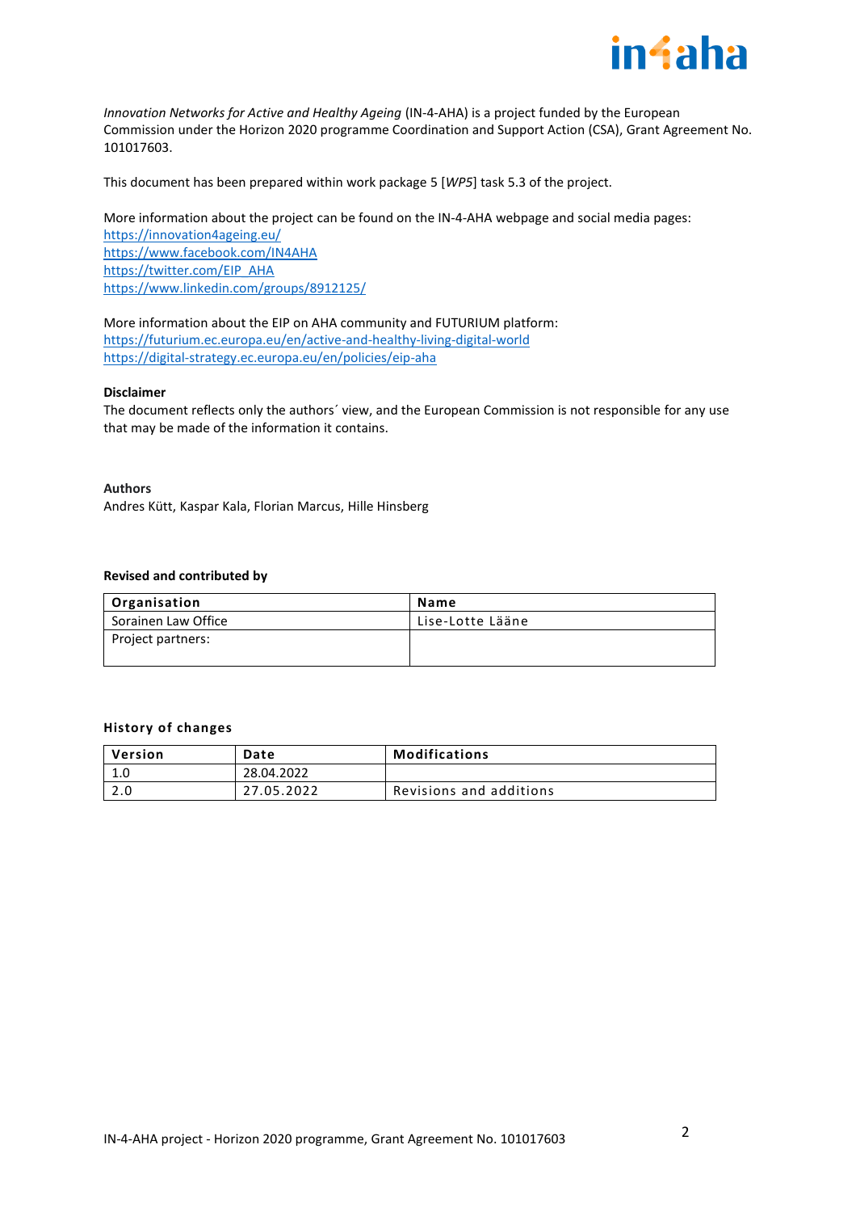*Innovation Networks for Active and Healthy Ageing* (IN-4-AHA) is a project funded by the European Commission under the Horizon 2020 programme Coordination and Support Action (CSA), Grant Agreement No. 101017603.

This document has been prepared within work package 5 [*WP5*] task 5.3 of the project.

More information about the project can be found on the IN-4-AHA webpage and social media pages:
https://innovation4ageing.eu/
https://www.facebook.com/IN4AHA
https://twitter.com/EIP_AHA
https://www.linkedin.com/groups/8912125/

More information about the EIP on AHA community and FUTURIUM platform:
https://futurium.ec.europa.eu/en/active-and-healthy-living-digital-world
https://digital-strategy.ec.europa.eu/en/policies/eip-aha

**Disclaimer**

The document reflects only the authors´ view, and the European Commission is not responsible for any use that may be made of the information it contains.

**Authors**

Andres Kütt, Kaspar Kala, Florian Marcus, Hille Hinsberg

**Revised and contributed by**

| Organisation | Name |
|---|---|
| Sorainen Law Office | Lise-Lotte Lääne |
| Project partners: | |

**History of changes**

| Version | Date | Modifications |
|---|---|---|
| 1.0 | 28.04.2022 | |
| 2.0 | 27.05.2022 | Revisions and additions |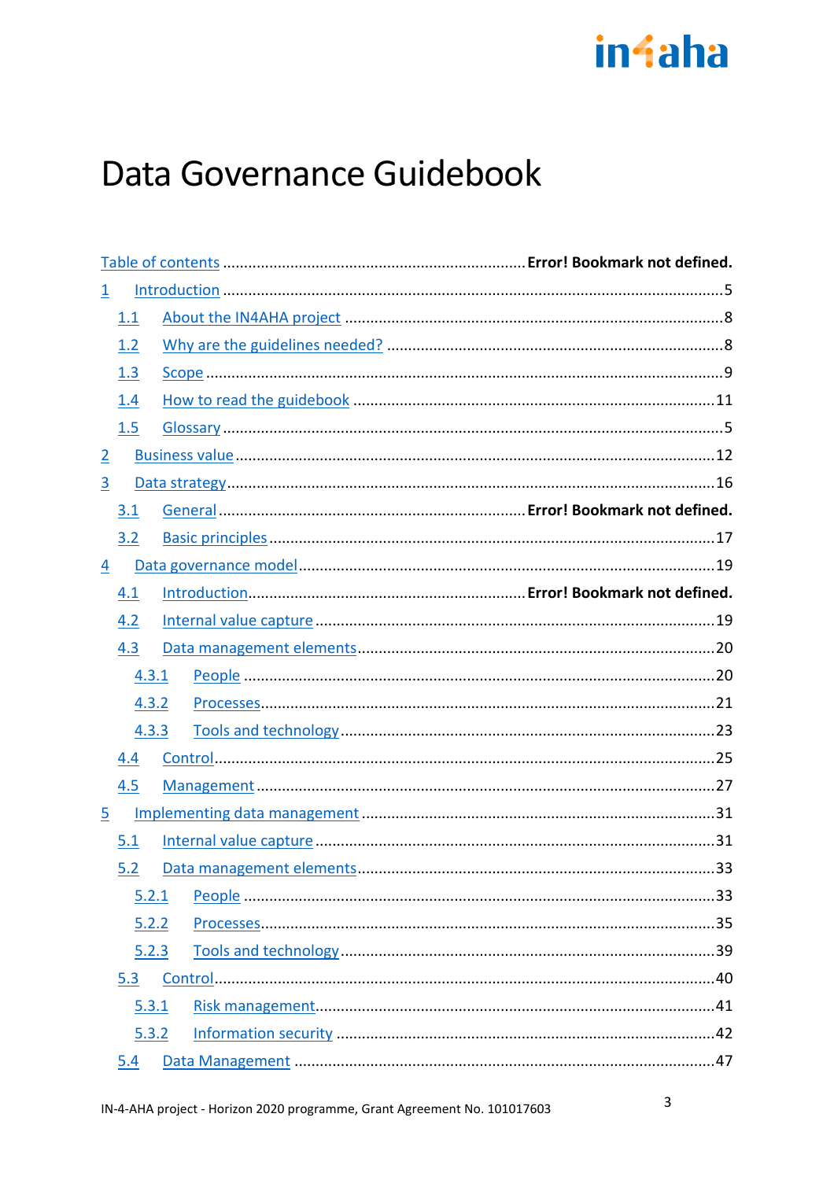# Data Governance Guidebook

- Table of contents ... Error! Bookmark not defined.
- 1 Introduction ... 5
  - 1.1 About the IN4AHA project ... 8
  - 1.2 Why are the guidelines needed? ... 8
  - 1.3 Scope ... 9
  - 1.4 How to read the guidebook ... 11
  - 1.5 Glossary ... 5
- 2 Business value ... 12
- 3 Data strategy ... 16
  - 3.1 General ... Error! Bookmark not defined.
  - 3.2 Basic principles ... 17
- 4 Data governance model ... 19
  - 4.1 Introduction ... Error! Bookmark not defined.
  - 4.2 Internal value capture ... 19
  - 4.3 Data management elements ... 20
    - 4.3.1 People ... 20
    - 4.3.2 Processes ... 21
    - 4.3.3 Tools and technology ... 23
  - 4.4 Control ... 25
  - 4.5 Management ... 27
- 5 Implementing data management ... 31
  - 5.1 Internal value capture ... 31
  - 5.2 Data management elements ... 33
    - 5.2.1 People ... 33
    - 5.2.2 Processes ... 35
    - 5.2.3 Tools and technology ... 39
  - 5.3 Control ... 40
    - 5.3.1 Risk management ... 41
    - 5.3.2 Information security ... 42
  - 5.4 Data Management ... 47

IN-4-AHA project - Horizon 2020 programme, Grant Agreement No. 101017603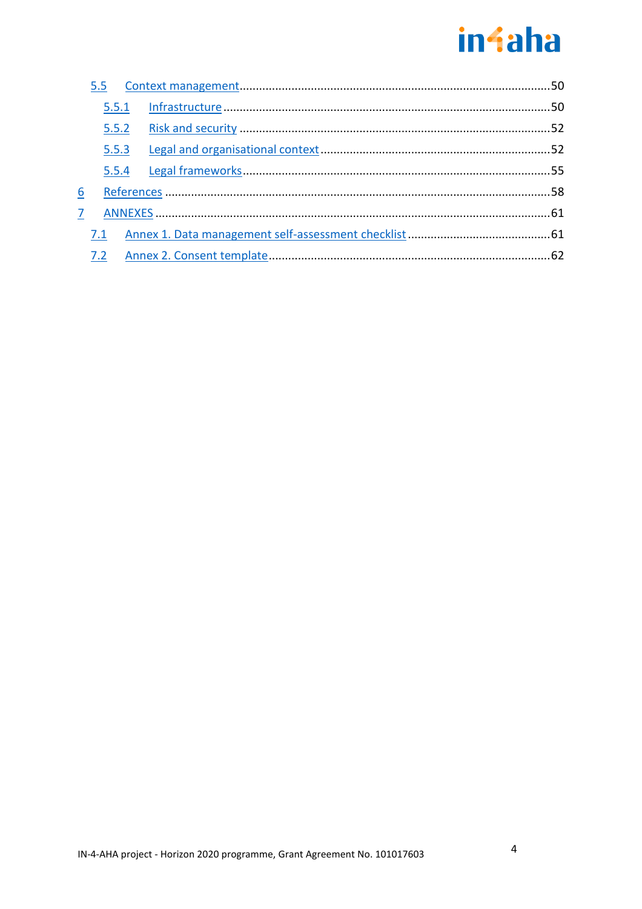- 5.5 Context management ..... 50
  - 5.5.1 Infrastructure ..... 50
  - 5.5.2 Risk and security ..... 52
  - 5.5.3 Legal and organisational context ..... 52
  - 5.5.4 Legal frameworks ..... 55
- 6 References ..... 58
- 7 ANNEXES ..... 61
  - 7.1 Annex 1. Data management self-assessment checklist ..... 61
  - 7.2 Annex 2. Consent template ..... 62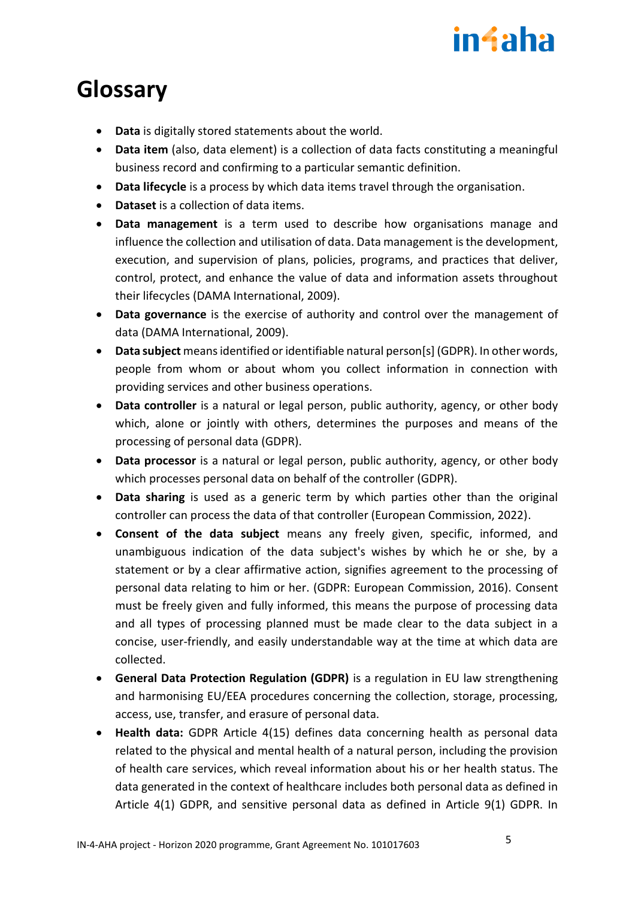# Glossary

- **Data** is digitally stored statements about the world.
- **Data item** (also, data element) is a collection of data facts constituting a meaningful business record and confirming to a particular semantic definition.
- **Data lifecycle** is a process by which data items travel through the organisation.
- **Dataset** is a collection of data items.
- **Data management** is a term used to describe how organisations manage and influence the collection and utilisation of data. Data management is the development, execution, and supervision of plans, policies, programs, and practices that deliver, control, protect, and enhance the value of data and information assets throughout their lifecycles (DAMA International, 2009).
- **Data governance** is the exercise of authority and control over the management of data (DAMA International, 2009).
- **Data subject** means identified or identifiable natural person[s] (GDPR). In other words, people from whom or about whom you collect information in connection with providing services and other business operations.
- **Data controller** is a natural or legal person, public authority, agency, or other body which, alone or jointly with others, determines the purposes and means of the processing of personal data (GDPR).
- **Data processor** is a natural or legal person, public authority, agency, or other body which processes personal data on behalf of the controller (GDPR).
- **Data sharing** is used as a generic term by which parties other than the original controller can process the data of that controller (European Commission, 2022).
- **Consent of the data subject** means any freely given, specific, informed, and unambiguous indication of the data subject's wishes by which he or she, by a statement or by a clear affirmative action, signifies agreement to the processing of personal data relating to him or her. (GDPR: European Commission, 2016). Consent must be freely given and fully informed, this means the purpose of processing data and all types of processing planned must be made clear to the data subject in a concise, user-friendly, and easily understandable way at the time at which data are collected.
- **General Data Protection Regulation (GDPR)** is a regulation in EU law strengthening and harmonising EU/EEA procedures concerning the collection, storage, processing, access, use, transfer, and erasure of personal data.
- **Health data:** GDPR Article 4(15) defines data concerning health as personal data related to the physical and mental health of a natural person, including the provision of health care services, which reveal information about his or her health status. The data generated in the context of healthcare includes both personal data as defined in Article 4(1) GDPR, and sensitive personal data as defined in Article 9(1) GDPR. In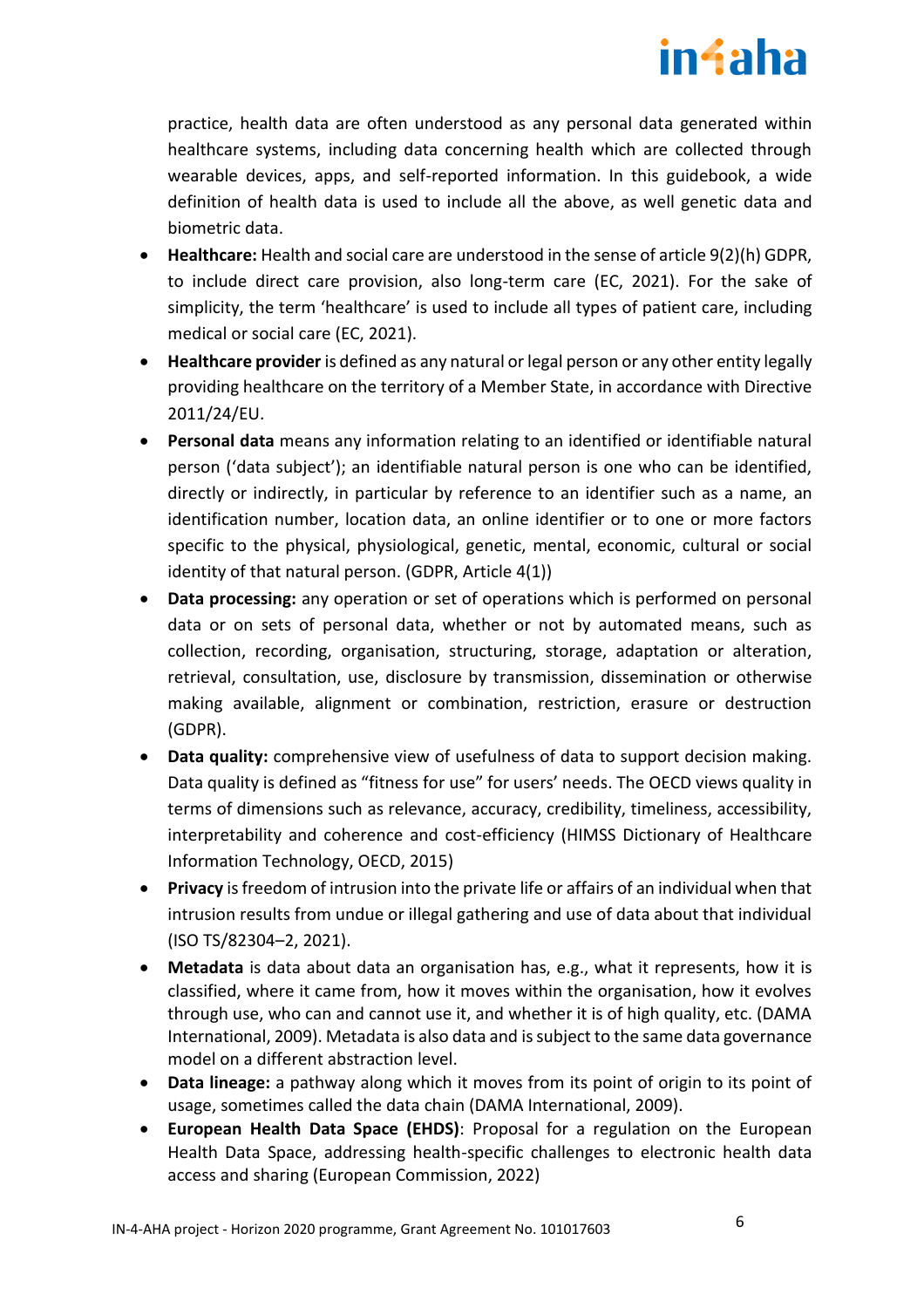practice, health data are often understood as any personal data generated within healthcare systems, including data concerning health which are collected through wearable devices, apps, and self-reported information. In this guidebook, a wide definition of health data is used to include all the above, as well genetic data and biometric data.

- **Healthcare:** Health and social care are understood in the sense of article 9(2)(h) GDPR, to include direct care provision, also long-term care (EC, 2021). For the sake of simplicity, the term 'healthcare' is used to include all types of patient care, including medical or social care (EC, 2021).
- **Healthcare provider** is defined as any natural or legal person or any other entity legally providing healthcare on the territory of a Member State, in accordance with Directive 2011/24/EU.
- **Personal data** means any information relating to an identified or identifiable natural person ('data subject'); an identifiable natural person is one who can be identified, directly or indirectly, in particular by reference to an identifier such as a name, an identification number, location data, an online identifier or to one or more factors specific to the physical, physiological, genetic, mental, economic, cultural or social identity of that natural person. (GDPR, Article 4(1))
- **Data processing:** any operation or set of operations which is performed on personal data or on sets of personal data, whether or not by automated means, such as collection, recording, organisation, structuring, storage, adaptation or alteration, retrieval, consultation, use, disclosure by transmission, dissemination or otherwise making available, alignment or combination, restriction, erasure or destruction (GDPR).
- **Data quality:** comprehensive view of usefulness of data to support decision making. Data quality is defined as "fitness for use" for users' needs. The OECD views quality in terms of dimensions such as relevance, accuracy, credibility, timeliness, accessibility, interpretability and coherence and cost-efficiency (HIMSS Dictionary of Healthcare Information Technology, OECD, 2015)
- **Privacy** is freedom of intrusion into the private life or affairs of an individual when that intrusion results from undue or illegal gathering and use of data about that individual (ISO TS/82304–2, 2021).
- **Metadata** is data about data an organisation has, e.g., what it represents, how it is classified, where it came from, how it moves within the organisation, how it evolves through use, who can and cannot use it, and whether it is of high quality, etc. (DAMA International, 2009). Metadata is also data and is subject to the same data governance model on a different abstraction level.
- **Data lineage:** a pathway along which it moves from its point of origin to its point of usage, sometimes called the data chain (DAMA International, 2009).
- **European Health Data Space (EHDS)**: Proposal for a regulation on the European Health Data Space, addressing health-specific challenges to electronic health data access and sharing (European Commission, 2022)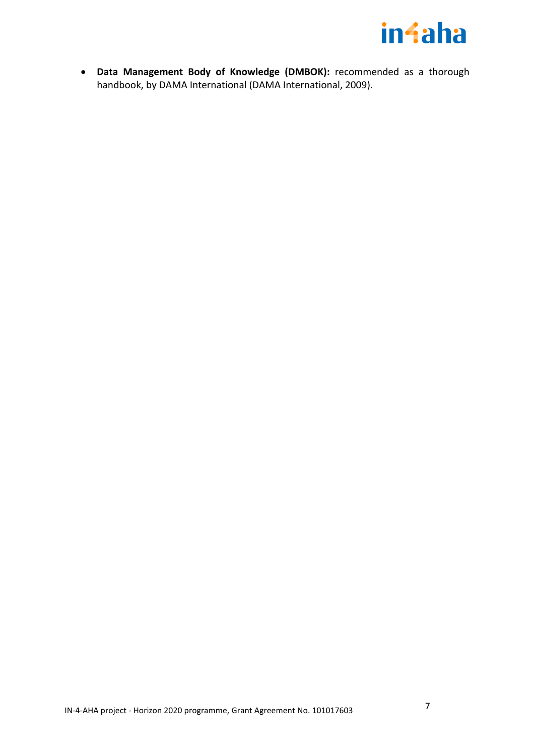- **Data Management Body of Knowledge (DMBOK):** recommended as a thorough handbook, by DAMA International (DAMA International, 2009).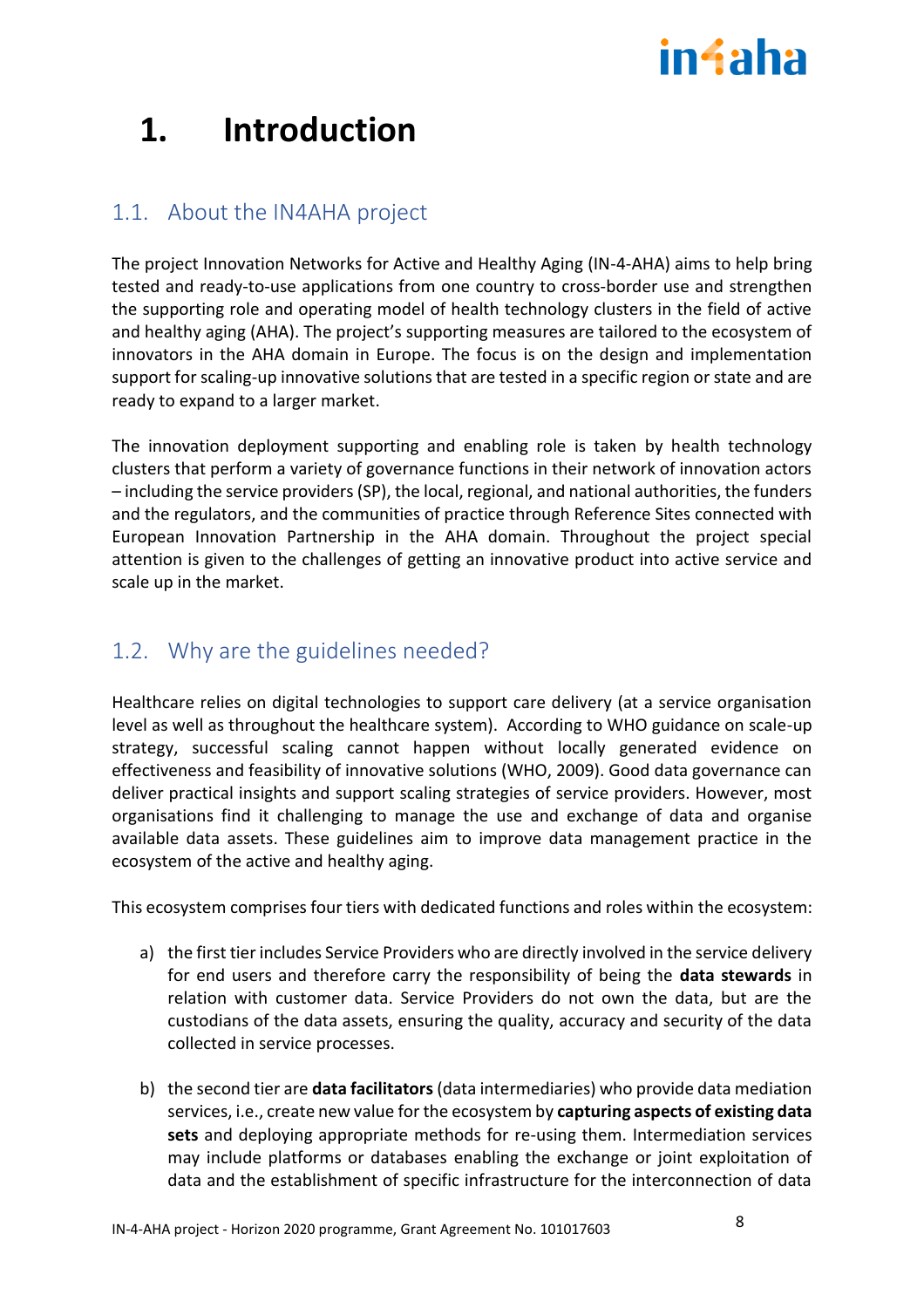# 1. Introduction

## 1.1. About the IN4AHA project

The project Innovation Networks for Active and Healthy Aging (IN-4-AHA) aims to help bring tested and ready-to-use applications from one country to cross-border use and strengthen the supporting role and operating model of health technology clusters in the field of active and healthy aging (AHA). The project's supporting measures are tailored to the ecosystem of innovators in the AHA domain in Europe. The focus is on the design and implementation support for scaling-up innovative solutions that are tested in a specific region or state and are ready to expand to a larger market.

The innovation deployment supporting and enabling role is taken by health technology clusters that perform a variety of governance functions in their network of innovation actors – including the service providers (SP), the local, regional, and national authorities, the funders and the regulators, and the communities of practice through Reference Sites connected with European Innovation Partnership in the AHA domain. Throughout the project special attention is given to the challenges of getting an innovative product into active service and scale up in the market.

## 1.2. Why are the guidelines needed?

Healthcare relies on digital technologies to support care delivery (at a service organisation level as well as throughout the healthcare system). According to WHO guidance on scale-up strategy, successful scaling cannot happen without locally generated evidence on effectiveness and feasibility of innovative solutions (WHO, 2009). Good data governance can deliver practical insights and support scaling strategies of service providers. However, most organisations find it challenging to manage the use and exchange of data and organise available data assets. These guidelines aim to improve data management practice in the ecosystem of the active and healthy aging.

This ecosystem comprises four tiers with dedicated functions and roles within the ecosystem:

a) the first tier includes Service Providers who are directly involved in the service delivery for end users and therefore carry the responsibility of being the **data stewards** in relation with customer data. Service Providers do not own the data, but are the custodians of the data assets, ensuring the quality, accuracy and security of the data collected in service processes.

b) the second tier are **data facilitators** (data intermediaries) who provide data mediation services, i.e., create new value for the ecosystem by **capturing aspects of existing data sets** and deploying appropriate methods for re-using them. Intermediation services may include platforms or databases enabling the exchange or joint exploitation of data and the establishment of specific infrastructure for the interconnection of data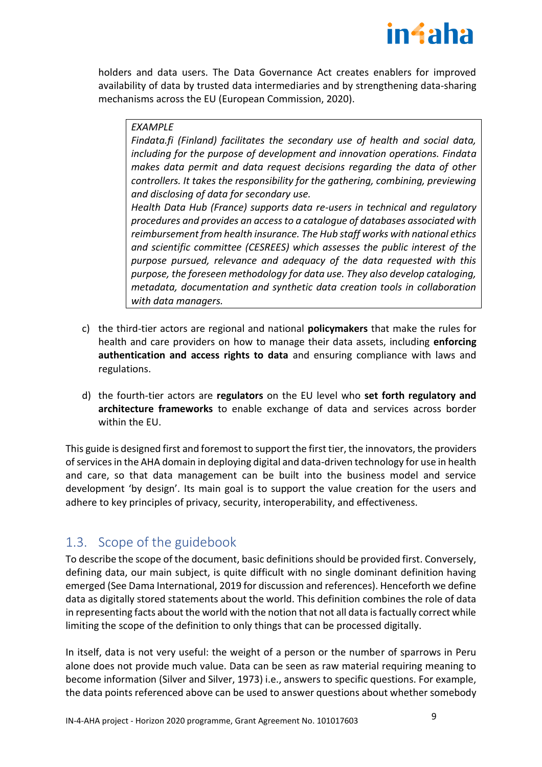holders and data users. The Data Governance Act creates enablers for improved availability of data by trusted data intermediaries and by strengthening data-sharing mechanisms across the EU (European Commission, 2020).

> *EXAMPLE*
> *Findata.fi (Finland) facilitates the secondary use of health and social data, including for the purpose of development and innovation operations. Findata makes data permit and data request decisions regarding the data of other controllers. It takes the responsibility for the gathering, combining, previewing and disclosing of data for secondary use.*
> *Health Data Hub (France) supports data re-users in technical and regulatory procedures and provides an access to a catalogue of databases associated with reimbursement from health insurance. The Hub staff works with national ethics and scientific committee (CESREES) which assesses the public interest of the purpose pursued, relevance and adequacy of the data requested with this purpose, the foreseen methodology for data use. They also develop cataloging, metadata, documentation and synthetic data creation tools in collaboration with data managers.*

c) the third-tier actors are regional and national **policymakers** that make the rules for health and care providers on how to manage their data assets, including **enforcing authentication and access rights to data** and ensuring compliance with laws and regulations.

d) the fourth-tier actors are **regulators** on the EU level who **set forth regulatory and architecture frameworks** to enable exchange of data and services across border within the EU.

This guide is designed first and foremost to support the first tier, the innovators, the providers of services in the AHA domain in deploying digital and data-driven technology for use in health and care, so that data management can be built into the business model and service development 'by design'. Its main goal is to support the value creation for the users and adhere to key principles of privacy, security, interoperability, and effectiveness.

## 1.3. Scope of the guidebook

To describe the scope of the document, basic definitions should be provided first. Conversely, defining data, our main subject, is quite difficult with no single dominant definition having emerged (See Dama International, 2019 for discussion and references). Henceforth we define data as digitally stored statements about the world. This definition combines the role of data in representing facts about the world with the notion that not all data is factually correct while limiting the scope of the definition to only things that can be processed digitally.

In itself, data is not very useful: the weight of a person or the number of sparrows in Peru alone does not provide much value. Data can be seen as raw material requiring meaning to become information (Silver and Silver, 1973) i.e., answers to specific questions. For example, the data points referenced above can be used to answer questions about whether somebody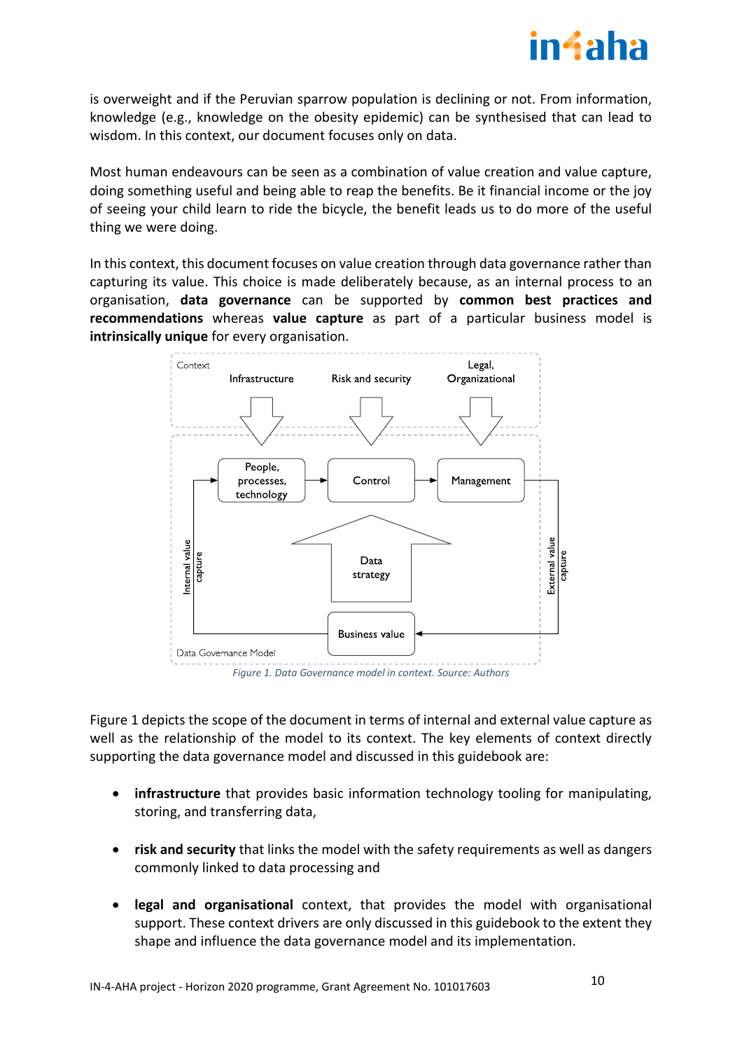is overweight and if the Peruvian sparrow population is declining or not. From information, knowledge (e.g., knowledge on the obesity epidemic) can be synthesised that can lead to wisdom. In this context, our document focuses only on data.

Most human endeavours can be seen as a combination of value creation and value capture, doing something useful and being able to reap the benefits. Be it financial income or the joy of seeing your child learn to ride the bicycle, the benefit leads us to do more of the useful thing we were doing.

In this context, this document focuses on value creation through data governance rather than capturing its value. This choice is made deliberately because, as an internal process to an organisation, **data governance** can be supported by **common best practices and recommendations** whereas **value capture** as part of a particular business model is **intrinsically unique** for every organisation.

*Figure 1. Data Governance model in context. Source: Authors*

Figure 1 depicts the scope of the document in terms of internal and external value capture as well as the relationship of the model to its context. The key elements of context directly supporting the data governance model and discussed in this guidebook are:

- **infrastructure** that provides basic information technology tooling for manipulating, storing, and transferring data,
- **risk and security** that links the model with the safety requirements as well as dangers commonly linked to data processing and
- **legal and organisational** context, that provides the model with organisational support. These context drivers are only discussed in this guidebook to the extent they shape and influence the data governance model and its implementation.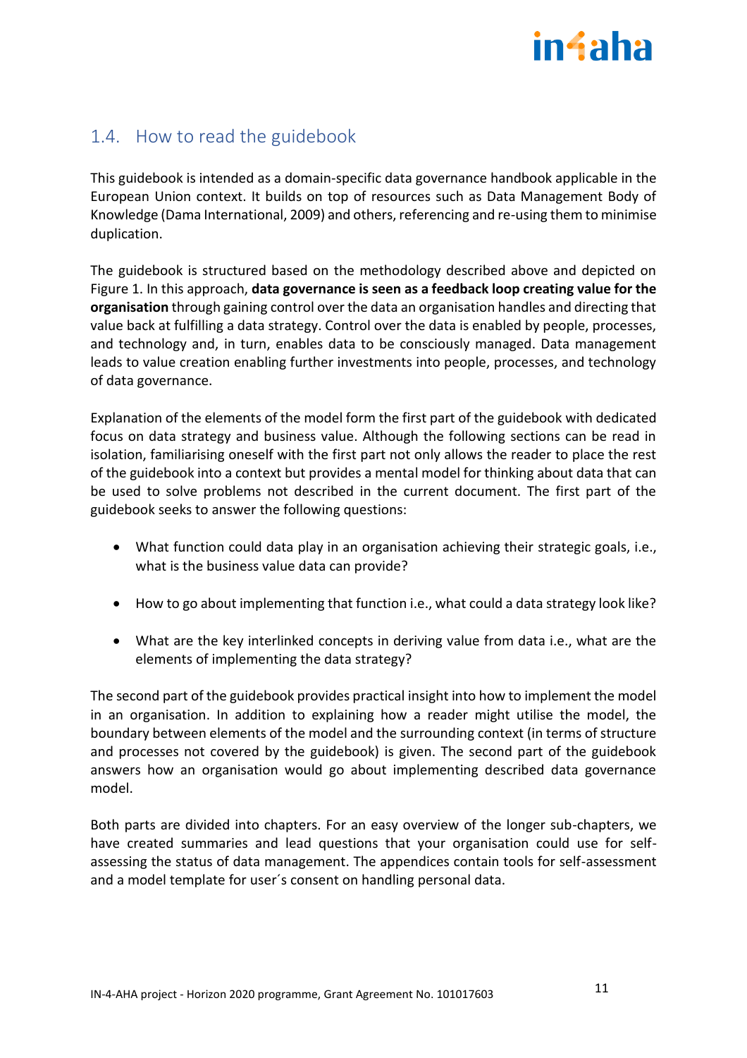## 1.4. How to read the guidebook

This guidebook is intended as a domain-specific data governance handbook applicable in the European Union context. It builds on top of resources such as Data Management Body of Knowledge (Dama International, 2009) and others, referencing and re-using them to minimise duplication.

The guidebook is structured based on the methodology described above and depicted on Figure 1. In this approach, **data governance is seen as a feedback loop creating value for the organisation** through gaining control over the data an organisation handles and directing that value back at fulfilling a data strategy. Control over the data is enabled by people, processes, and technology and, in turn, enables data to be consciously managed. Data management leads to value creation enabling further investments into people, processes, and technology of data governance.

Explanation of the elements of the model form the first part of the guidebook with dedicated focus on data strategy and business value. Although the following sections can be read in isolation, familiarising oneself with the first part not only allows the reader to place the rest of the guidebook into a context but provides a mental model for thinking about data that can be used to solve problems not described in the current document. The first part of the guidebook seeks to answer the following questions:

- What function could data play in an organisation achieving their strategic goals, i.e., what is the business value data can provide?
- How to go about implementing that function i.e., what could a data strategy look like?
- What are the key interlinked concepts in deriving value from data i.e., what are the elements of implementing the data strategy?

The second part of the guidebook provides practical insight into how to implement the model in an organisation. In addition to explaining how a reader might utilise the model, the boundary between elements of the model and the surrounding context (in terms of structure and processes not covered by the guidebook) is given. The second part of the guidebook answers how an organisation would go about implementing described data governance model.

Both parts are divided into chapters. For an easy overview of the longer sub-chapters, we have created summaries and lead questions that your organisation could use for self-assessing the status of data management. The appendices contain tools for self-assessment and a model template for user´s consent on handling personal data.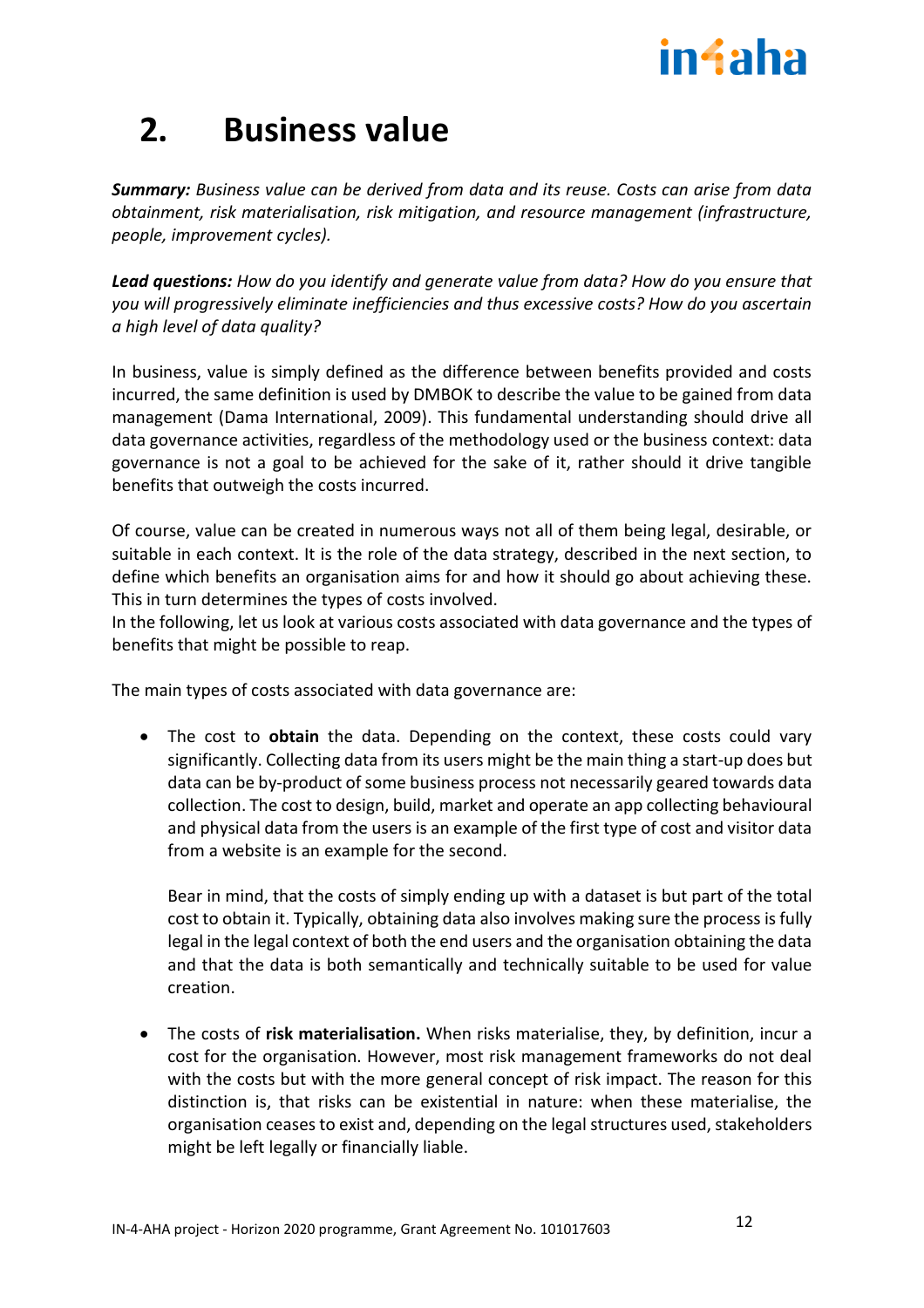# 2. Business value

***Summary:*** *Business value can be derived from data and its reuse. Costs can arise from data obtainment, risk materialisation, risk mitigation, and resource management (infrastructure, people, improvement cycles).*

***Lead questions:*** *How do you identify and generate value from data? How do you ensure that you will progressively eliminate inefficiencies and thus excessive costs? How do you ascertain a high level of data quality?*

In business, value is simply defined as the difference between benefits provided and costs incurred, the same definition is used by DMBOK to describe the value to be gained from data management (Dama International, 2009). This fundamental understanding should drive all data governance activities, regardless of the methodology used or the business context: data governance is not a goal to be achieved for the sake of it, rather should it drive tangible benefits that outweigh the costs incurred.

Of course, value can be created in numerous ways not all of them being legal, desirable, or suitable in each context. It is the role of the data strategy, described in the next section, to define which benefits an organisation aims for and how it should go about achieving these. This in turn determines the types of costs involved.

In the following, let us look at various costs associated with data governance and the types of benefits that might be possible to reap.

The main types of costs associated with data governance are:

- The cost to **obtain** the data. Depending on the context, these costs could vary significantly. Collecting data from its users might be the main thing a start-up does but data can be by-product of some business process not necessarily geared towards data collection. The cost to design, build, market and operate an app collecting behavioural and physical data from the users is an example of the first type of cost and visitor data from a website is an example for the second.

  Bear in mind, that the costs of simply ending up with a dataset is but part of the total cost to obtain it. Typically, obtaining data also involves making sure the process is fully legal in the legal context of both the end users and the organisation obtaining the data and that the data is both semantically and technically suitable to be used for value creation.

- The costs of **risk materialisation.** When risks materialise, they, by definition, incur a cost for the organisation. However, most risk management frameworks do not deal with the costs but with the more general concept of risk impact. The reason for this distinction is, that risks can be existential in nature: when these materialise, the organisation ceases to exist and, depending on the legal structures used, stakeholders might be left legally or financially liable.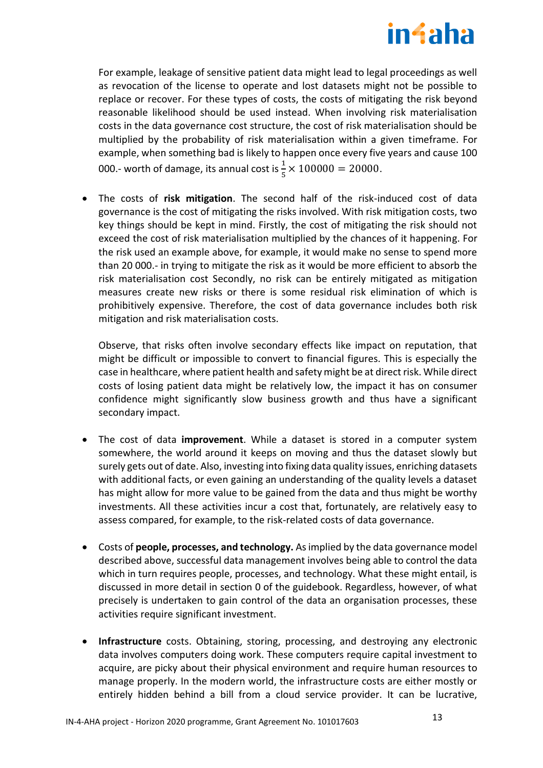For example, leakage of sensitive patient data might lead to legal proceedings as well as revocation of the license to operate and lost datasets might not be possible to replace or recover. For these types of costs, the costs of mitigating the risk beyond reasonable likelihood should be used instead. When involving risk materialisation costs in the data governance cost structure, the cost of risk materialisation should be multiplied by the probability of risk materialisation within a given timeframe. For example, when something bad is likely to happen once every five years and cause 100 000.- worth of damage, its annual cost is $\frac{1}{5} \times 100000 = 20000$.

- The costs of **risk mitigation**. The second half of the risk-induced cost of data governance is the cost of mitigating the risks involved. With risk mitigation costs, two key things should be kept in mind. Firstly, the cost of mitigating the risk should not exceed the cost of risk materialisation multiplied by the chances of it happening. For the risk used an example above, for example, it would make no sense to spend more than 20 000.- in trying to mitigate the risk as it would be more efficient to absorb the risk materialisation cost Secondly, no risk can be entirely mitigated as mitigation measures create new risks or there is some residual risk elimination of which is prohibitively expensive. Therefore, the cost of data governance includes both risk mitigation and risk materialisation costs.

  Observe, that risks often involve secondary effects like impact on reputation, that might be difficult or impossible to convert to financial figures. This is especially the case in healthcare, where patient health and safety might be at direct risk. While direct costs of losing patient data might be relatively low, the impact it has on consumer confidence might significantly slow business growth and thus have a significant secondary impact.

- The cost of data **improvement**. While a dataset is stored in a computer system somewhere, the world around it keeps on moving and thus the dataset slowly but surely gets out of date. Also, investing into fixing data quality issues, enriching datasets with additional facts, or even gaining an understanding of the quality levels a dataset has might allow for more value to be gained from the data and thus might be worthy investments. All these activities incur a cost that, fortunately, are relatively easy to assess compared, for example, to the risk-related costs of data governance.

- Costs of **people, processes, and technology.** As implied by the data governance model described above, successful data management involves being able to control the data which in turn requires people, processes, and technology. What these might entail, is discussed in more detail in section 0 of the guidebook. Regardless, however, of what precisely is undertaken to gain control of the data an organisation processes, these activities require significant investment.

- **Infrastructure** costs. Obtaining, storing, processing, and destroying any electronic data involves computers doing work. These computers require capital investment to acquire, are picky about their physical environment and require human resources to manage properly. In the modern world, the infrastructure costs are either mostly or entirely hidden behind a bill from a cloud service provider. It can be lucrative,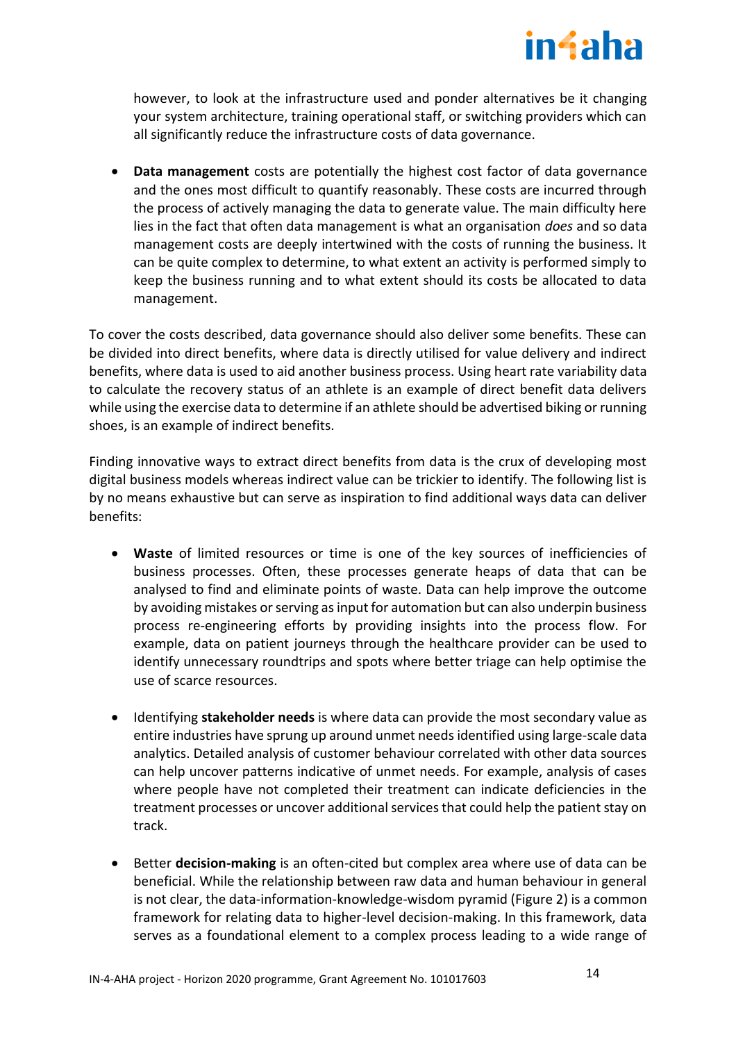however, to look at the infrastructure used and ponder alternatives be it changing your system architecture, training operational staff, or switching providers which can all significantly reduce the infrastructure costs of data governance.

- **Data management** costs are potentially the highest cost factor of data governance and the ones most difficult to quantify reasonably. These costs are incurred through the process of actively managing the data to generate value. The main difficulty here lies in the fact that often data management is what an organisation *does* and so data management costs are deeply intertwined with the costs of running the business. It can be quite complex to determine, to what extent an activity is performed simply to keep the business running and to what extent should its costs be allocated to data management.

To cover the costs described, data governance should also deliver some benefits. These can be divided into direct benefits, where data is directly utilised for value delivery and indirect benefits, where data is used to aid another business process. Using heart rate variability data to calculate the recovery status of an athlete is an example of direct benefit data delivers while using the exercise data to determine if an athlete should be advertised biking or running shoes, is an example of indirect benefits.

Finding innovative ways to extract direct benefits from data is the crux of developing most digital business models whereas indirect value can be trickier to identify. The following list is by no means exhaustive but can serve as inspiration to find additional ways data can deliver benefits:

- **Waste** of limited resources or time is one of the key sources of inefficiencies of business processes. Often, these processes generate heaps of data that can be analysed to find and eliminate points of waste. Data can help improve the outcome by avoiding mistakes or serving as input for automation but can also underpin business process re-engineering efforts by providing insights into the process flow. For example, data on patient journeys through the healthcare provider can be used to identify unnecessary roundtrips and spots where better triage can help optimise the use of scarce resources.

- Identifying **stakeholder needs** is where data can provide the most secondary value as entire industries have sprung up around unmet needs identified using large-scale data analytics. Detailed analysis of customer behaviour correlated with other data sources can help uncover patterns indicative of unmet needs. For example, analysis of cases where people have not completed their treatment can indicate deficiencies in the treatment processes or uncover additional services that could help the patient stay on track.

- Better **decision-making** is an often-cited but complex area where use of data can be beneficial. While the relationship between raw data and human behaviour in general is not clear, the data-information-knowledge-wisdom pyramid (Figure 2) is a common framework for relating data to higher-level decision-making. In this framework, data serves as a foundational element to a complex process leading to a wide range of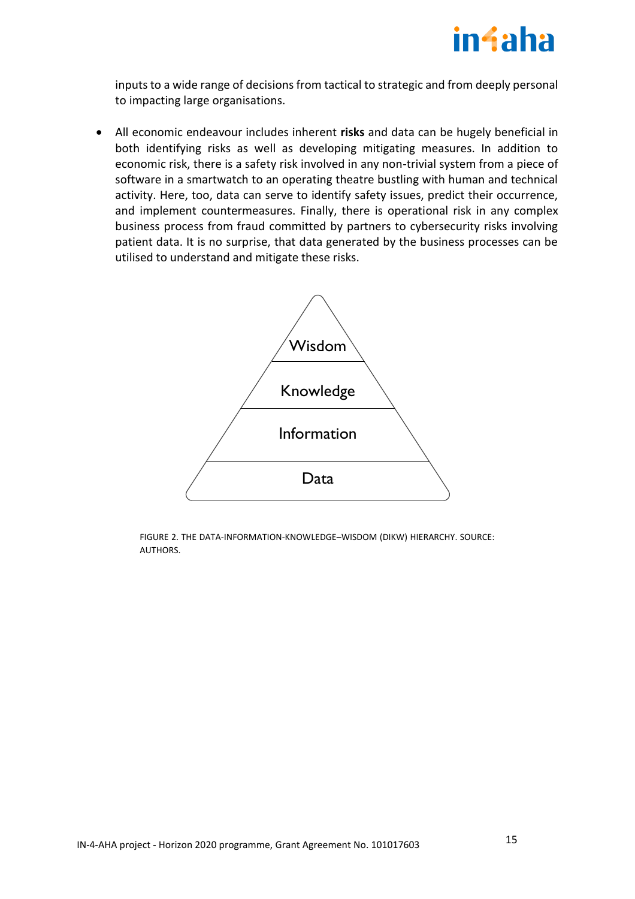inputs to a wide range of decisions from tactical to strategic and from deeply personal to impacting large organisations.

- All economic endeavour includes inherent **risks** and data can be hugely beneficial in both identifying risks as well as developing mitigating measures. In addition to economic risk, there is a safety risk involved in any non-trivial system from a piece of software in a smartwatch to an operating theatre bustling with human and technical activity. Here, too, data can serve to identify safety issues, predict their occurrence, and implement countermeasures. Finally, there is operational risk in any complex business process from fraud committed by partners to cybersecurity risks involving patient data. It is no surprise, that data generated by the business processes can be utilised to understand and mitigate these risks.

Wisdom

Knowledge

Information

Data

FIGURE 2. THE DATA-INFORMATION-KNOWLEDGE–WISDOM (DIKW) HIERARCHY. SOURCE: AUTHORS.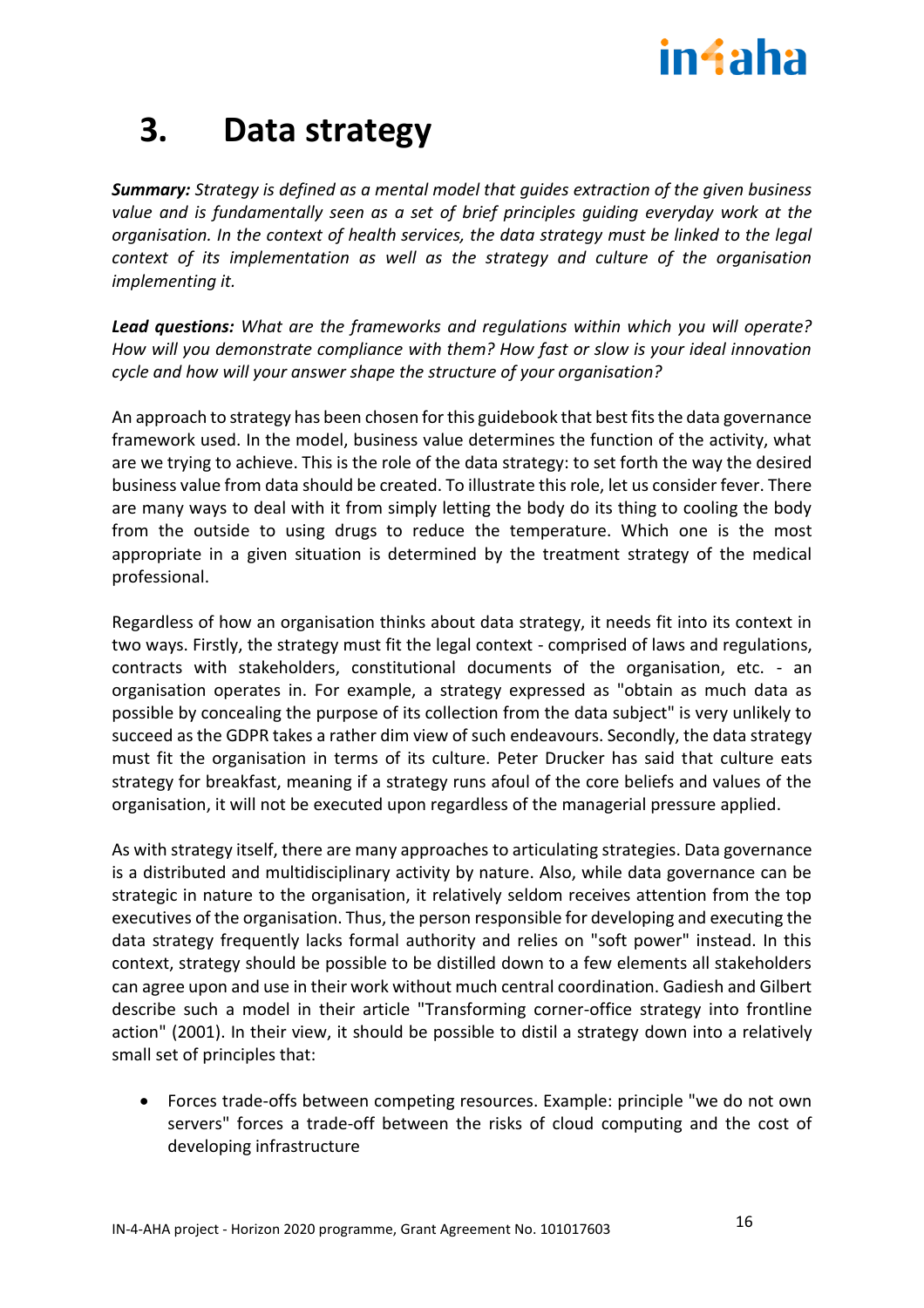# 3. Data strategy

***Summary:*** *Strategy is defined as a mental model that guides extraction of the given business value and is fundamentally seen as a set of brief principles guiding everyday work at the organisation. In the context of health services, the data strategy must be linked to the legal context of its implementation as well as the strategy and culture of the organisation implementing it.*

***Lead questions:*** *What are the frameworks and regulations within which you will operate? How will you demonstrate compliance with them? How fast or slow is your ideal innovation cycle and how will your answer shape the structure of your organisation?*

An approach to strategy has been chosen for this guidebook that best fits the data governance framework used. In the model, business value determines the function of the activity, what are we trying to achieve. This is the role of the data strategy: to set forth the way the desired business value from data should be created. To illustrate this role, let us consider fever. There are many ways to deal with it from simply letting the body do its thing to cooling the body from the outside to using drugs to reduce the temperature. Which one is the most appropriate in a given situation is determined by the treatment strategy of the medical professional.

Regardless of how an organisation thinks about data strategy, it needs fit into its context in two ways. Firstly, the strategy must fit the legal context - comprised of laws and regulations, contracts with stakeholders, constitutional documents of the organisation, etc. - an organisation operates in. For example, a strategy expressed as "obtain as much data as possible by concealing the purpose of its collection from the data subject" is very unlikely to succeed as the GDPR takes a rather dim view of such endeavours. Secondly, the data strategy must fit the organisation in terms of its culture. Peter Drucker has said that culture eats strategy for breakfast, meaning if a strategy runs afoul of the core beliefs and values of the organisation, it will not be executed upon regardless of the managerial pressure applied.

As with strategy itself, there are many approaches to articulating strategies. Data governance is a distributed and multidisciplinary activity by nature. Also, while data governance can be strategic in nature to the organisation, it relatively seldom receives attention from the top executives of the organisation. Thus, the person responsible for developing and executing the data strategy frequently lacks formal authority and relies on "soft power" instead. In this context, strategy should be possible to be distilled down to a few elements all stakeholders can agree upon and use in their work without much central coordination. Gadiesh and Gilbert describe such a model in their article "Transforming corner-office strategy into frontline action" (2001). In their view, it should be possible to distil a strategy down into a relatively small set of principles that:

- Forces trade-offs between competing resources. Example: principle "we do not own servers" forces a trade-off between the risks of cloud computing and the cost of developing infrastructure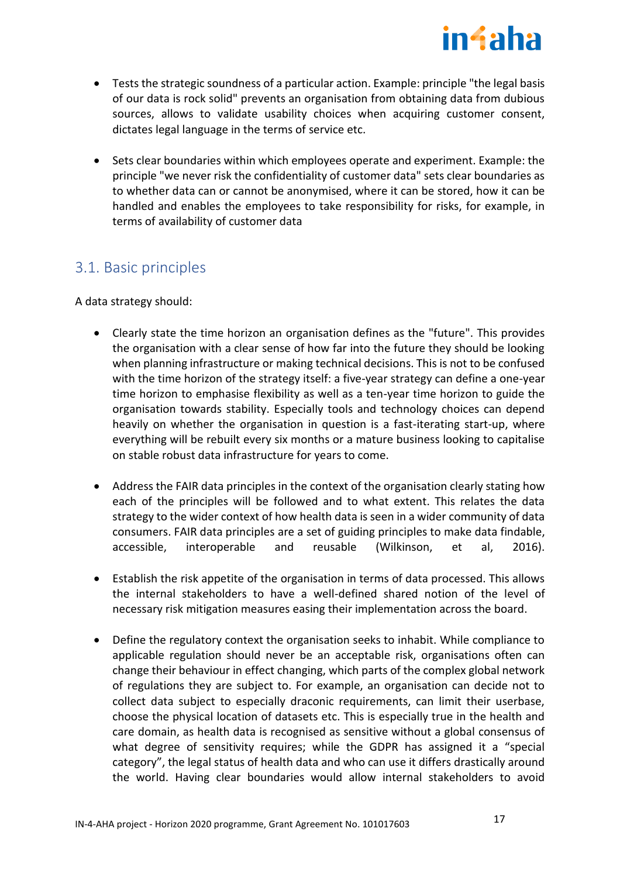- Tests the strategic soundness of a particular action. Example: principle "the legal basis of our data is rock solid" prevents an organisation from obtaining data from dubious sources, allows to validate usability choices when acquiring customer consent, dictates legal language in the terms of service etc.

- Sets clear boundaries within which employees operate and experiment. Example: the principle "we never risk the confidentiality of customer data" sets clear boundaries as to whether data can or cannot be anonymised, where it can be stored, how it can be handled and enables the employees to take responsibility for risks, for example, in terms of availability of customer data

## 3.1. Basic principles

A data strategy should:

- Clearly state the time horizon an organisation defines as the "future". This provides the organisation with a clear sense of how far into the future they should be looking when planning infrastructure or making technical decisions. This is not to be confused with the time horizon of the strategy itself: a five-year strategy can define a one-year time horizon to emphasise flexibility as well as a ten-year time horizon to guide the organisation towards stability. Especially tools and technology choices can depend heavily on whether the organisation in question is a fast-iterating start-up, where everything will be rebuilt every six months or a mature business looking to capitalise on stable robust data infrastructure for years to come.

- Address the FAIR data principles in the context of the organisation clearly stating how each of the principles will be followed and to what extent. This relates the data strategy to the wider context of how health data is seen in a wider community of data consumers. FAIR data principles are a set of guiding principles to make data findable, accessible, interoperable and reusable (Wilkinson, et al, 2016).

- Establish the risk appetite of the organisation in terms of data processed. This allows the internal stakeholders to have a well-defined shared notion of the level of necessary risk mitigation measures easing their implementation across the board.

- Define the regulatory context the organisation seeks to inhabit. While compliance to applicable regulation should never be an acceptable risk, organisations often can change their behaviour in effect changing, which parts of the complex global network of regulations they are subject to. For example, an organisation can decide not to collect data subject to especially draconic requirements, can limit their userbase, choose the physical location of datasets etc. This is especially true in the health and care domain, as health data is recognised as sensitive without a global consensus of what degree of sensitivity requires; while the GDPR has assigned it a "special category", the legal status of health data and who can use it differs drastically around the world. Having clear boundaries would allow internal stakeholders to avoid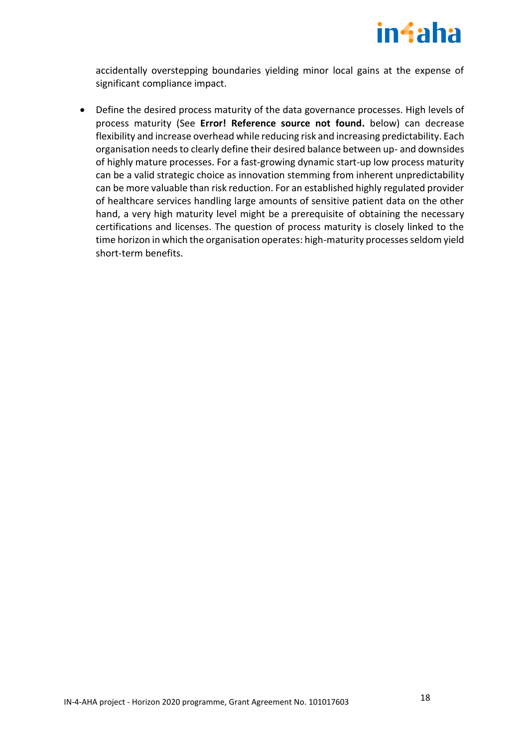accidentally overstepping boundaries yielding minor local gains at the expense of significant compliance impact.

- Define the desired process maturity of the data governance processes. High levels of process maturity (See **Error! Reference source not found.** below) can decrease flexibility and increase overhead while reducing risk and increasing predictability. Each organisation needs to clearly define their desired balance between up- and downsides of highly mature processes. For a fast-growing dynamic start-up low process maturity can be a valid strategic choice as innovation stemming from inherent unpredictability can be more valuable than risk reduction. For an established highly regulated provider of healthcare services handling large amounts of sensitive patient data on the other hand, a very high maturity level might be a prerequisite of obtaining the necessary certifications and licenses. The question of process maturity is closely linked to the time horizon in which the organisation operates: high-maturity processes seldom yield short-term benefits.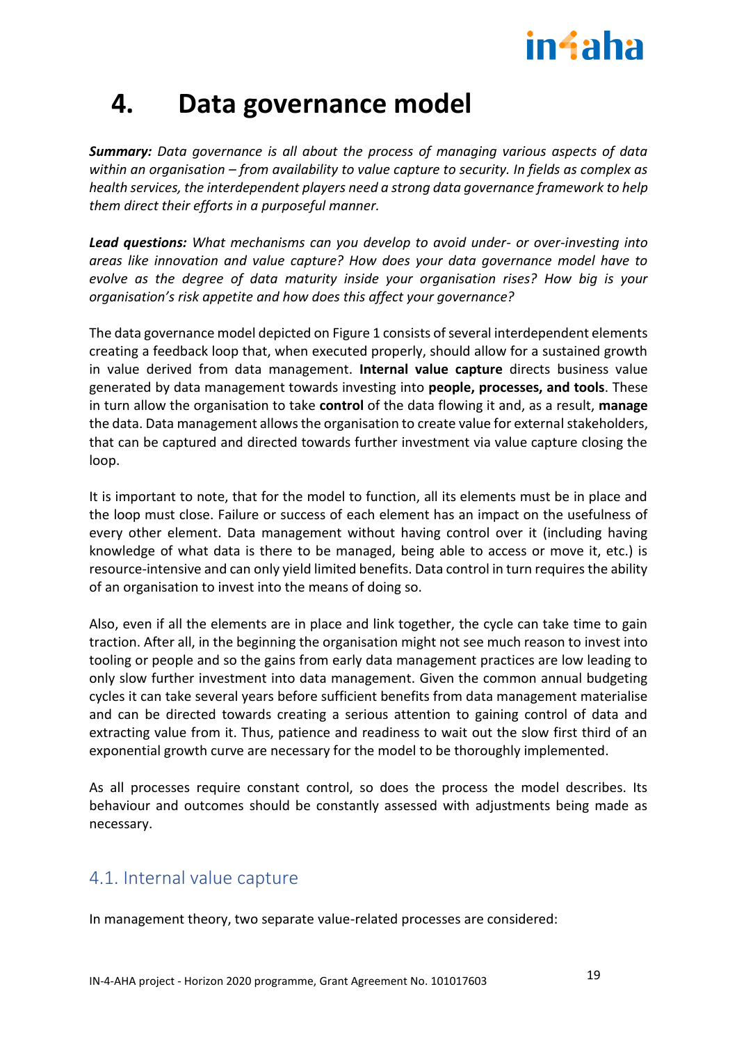# 4. Data governance model

***Summary:*** *Data governance is all about the process of managing various aspects of data within an organisation – from availability to value capture to security. In fields as complex as health services, the interdependent players need a strong data governance framework to help them direct their efforts in a purposeful manner.*

***Lead questions:*** *What mechanisms can you develop to avoid under- or over-investing into areas like innovation and value capture? How does your data governance model have to evolve as the degree of data maturity inside your organisation rises? How big is your organisation's risk appetite and how does this affect your governance?*

The data governance model depicted on Figure 1 consists of several interdependent elements creating a feedback loop that, when executed properly, should allow for a sustained growth in value derived from data management. **Internal value capture** directs business value generated by data management towards investing into **people, processes, and tools**. These in turn allow the organisation to take **control** of the data flowing it and, as a result, **manage** the data. Data management allows the organisation to create value for external stakeholders, that can be captured and directed towards further investment via value capture closing the loop.

It is important to note, that for the model to function, all its elements must be in place and the loop must close. Failure or success of each element has an impact on the usefulness of every other element. Data management without having control over it (including having knowledge of what data is there to be managed, being able to access or move it, etc.) is resource-intensive and can only yield limited benefits. Data control in turn requires the ability of an organisation to invest into the means of doing so.

Also, even if all the elements are in place and link together, the cycle can take time to gain traction. After all, in the beginning the organisation might not see much reason to invest into tooling or people and so the gains from early data management practices are low leading to only slow further investment into data management. Given the common annual budgeting cycles it can take several years before sufficient benefits from data management materialise and can be directed towards creating a serious attention to gaining control of data and extracting value from it. Thus, patience and readiness to wait out the slow first third of an exponential growth curve are necessary for the model to be thoroughly implemented.

As all processes require constant control, so does the process the model describes. Its behaviour and outcomes should be constantly assessed with adjustments being made as necessary.

## 4.1. Internal value capture

In management theory, two separate value-related processes are considered: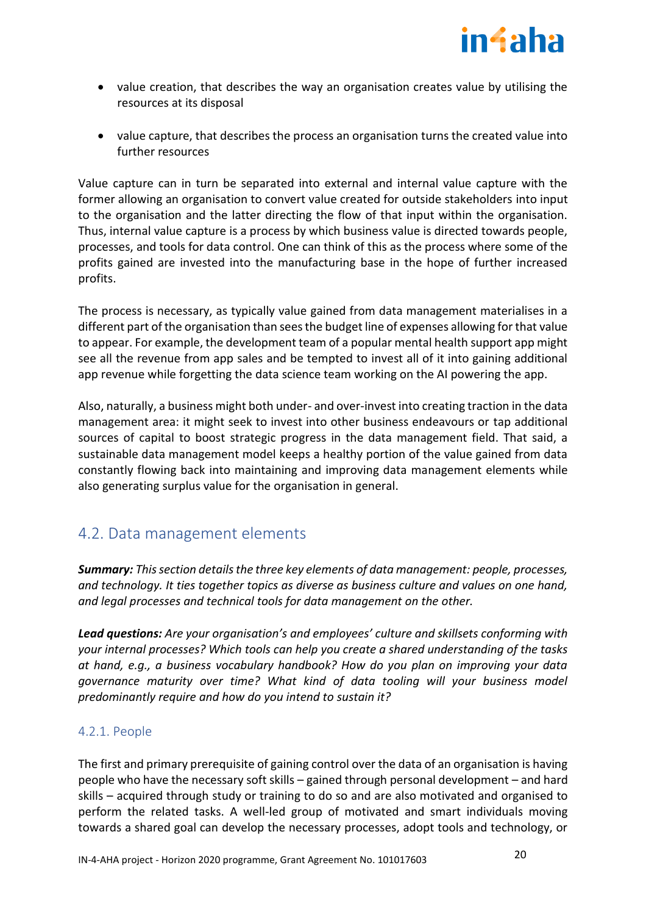- value creation, that describes the way an organisation creates value by utilising the resources at its disposal
- value capture, that describes the process an organisation turns the created value into further resources

Value capture can in turn be separated into external and internal value capture with the former allowing an organisation to convert value created for outside stakeholders into input to the organisation and the latter directing the flow of that input within the organisation. Thus, internal value capture is a process by which business value is directed towards people, processes, and tools for data control. One can think of this as the process where some of the profits gained are invested into the manufacturing base in the hope of further increased profits.

The process is necessary, as typically value gained from data management materialises in a different part of the organisation than sees the budget line of expenses allowing for that value to appear. For example, the development team of a popular mental health support app might see all the revenue from app sales and be tempted to invest all of it into gaining additional app revenue while forgetting the data science team working on the AI powering the app.

Also, naturally, a business might both under- and over-invest into creating traction in the data management area: it might seek to invest into other business endeavours or tap additional sources of capital to boost strategic progress in the data management field. That said, a sustainable data management model keeps a healthy portion of the value gained from data constantly flowing back into maintaining and improving data management elements while also generating surplus value for the organisation in general.

## 4.2. Data management elements

***Summary:*** *This section details the three key elements of data management: people, processes, and technology. It ties together topics as diverse as business culture and values on one hand, and legal processes and technical tools for data management on the other.*

***Lead questions:*** *Are your organisation's and employees' culture and skillsets conforming with your internal processes? Which tools can help you create a shared understanding of the tasks at hand, e.g., a business vocabulary handbook? How do you plan on improving your data governance maturity over time? What kind of data tooling will your business model predominantly require and how do you intend to sustain it?*

### 4.2.1. People

The first and primary prerequisite of gaining control over the data of an organisation is having people who have the necessary soft skills – gained through personal development – and hard skills – acquired through study or training to do so and are also motivated and organised to perform the related tasks. A well-led group of motivated and smart individuals moving towards a shared goal can develop the necessary processes, adopt tools and technology, or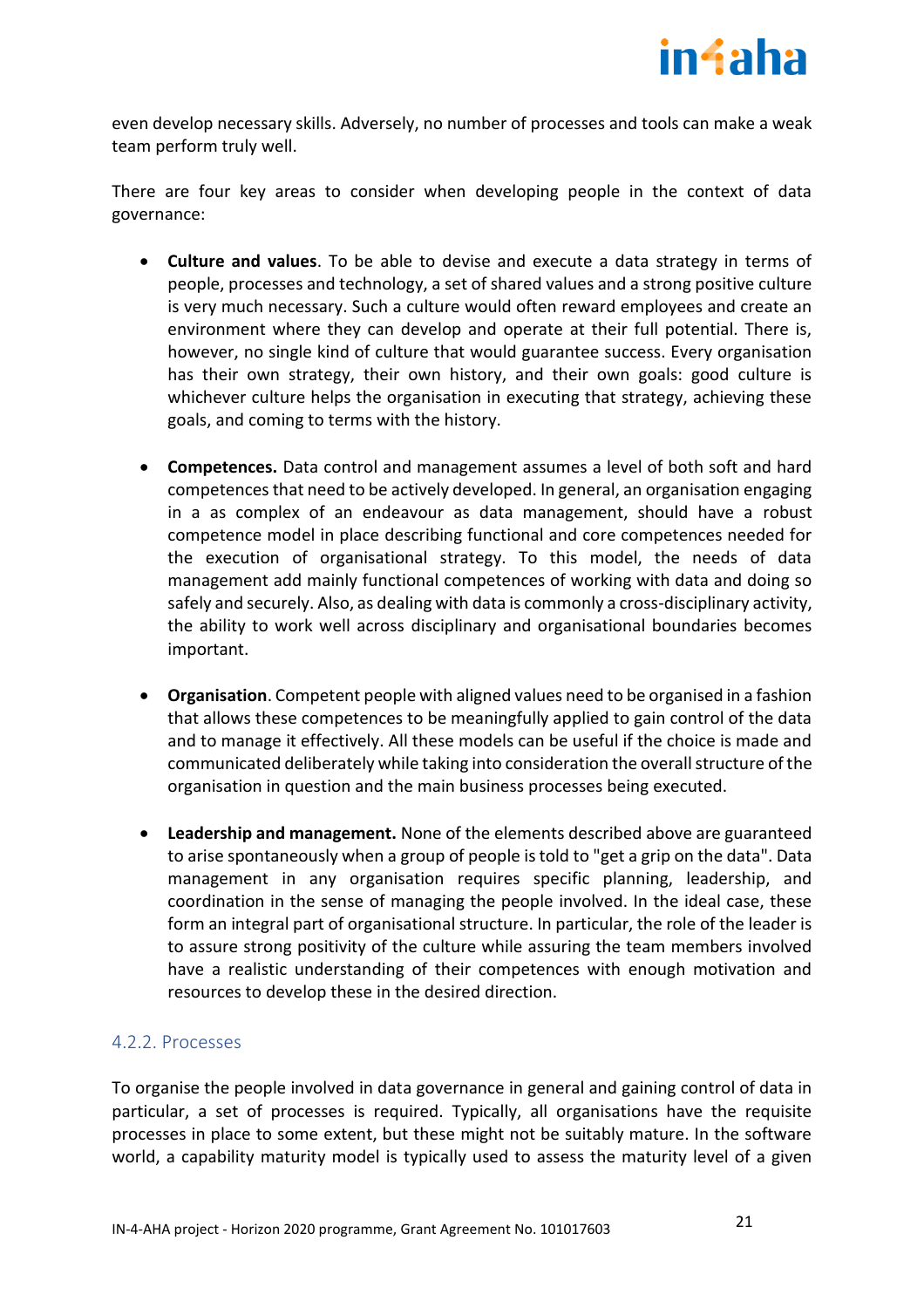even develop necessary skills. Adversely, no number of processes and tools can make a weak team perform truly well.

There are four key areas to consider when developing people in the context of data governance:

- **Culture and values**. To be able to devise and execute a data strategy in terms of people, processes and technology, a set of shared values and a strong positive culture is very much necessary. Such a culture would often reward employees and create an environment where they can develop and operate at their full potential. There is, however, no single kind of culture that would guarantee success. Every organisation has their own strategy, their own history, and their own goals: good culture is whichever culture helps the organisation in executing that strategy, achieving these goals, and coming to terms with the history.

- **Competences.** Data control and management assumes a level of both soft and hard competences that need to be actively developed. In general, an organisation engaging in a as complex of an endeavour as data management, should have a robust competence model in place describing functional and core competences needed for the execution of organisational strategy. To this model, the needs of data management add mainly functional competences of working with data and doing so safely and securely. Also, as dealing with data is commonly a cross-disciplinary activity, the ability to work well across disciplinary and organisational boundaries becomes important.

- **Organisation**. Competent people with aligned values need to be organised in a fashion that allows these competences to be meaningfully applied to gain control of the data and to manage it effectively. All these models can be useful if the choice is made and communicated deliberately while taking into consideration the overall structure of the organisation in question and the main business processes being executed.

- **Leadership and management.** None of the elements described above are guaranteed to arise spontaneously when a group of people is told to "get a grip on the data". Data management in any organisation requires specific planning, leadership, and coordination in the sense of managing the people involved. In the ideal case, these form an integral part of organisational structure. In particular, the role of the leader is to assure strong positivity of the culture while assuring the team members involved have a realistic understanding of their competences with enough motivation and resources to develop these in the desired direction.

### 4.2.2. Processes

To organise the people involved in data governance in general and gaining control of data in particular, a set of processes is required. Typically, all organisations have the requisite processes in place to some extent, but these might not be suitably mature. In the software world, a capability maturity model is typically used to assess the maturity level of a given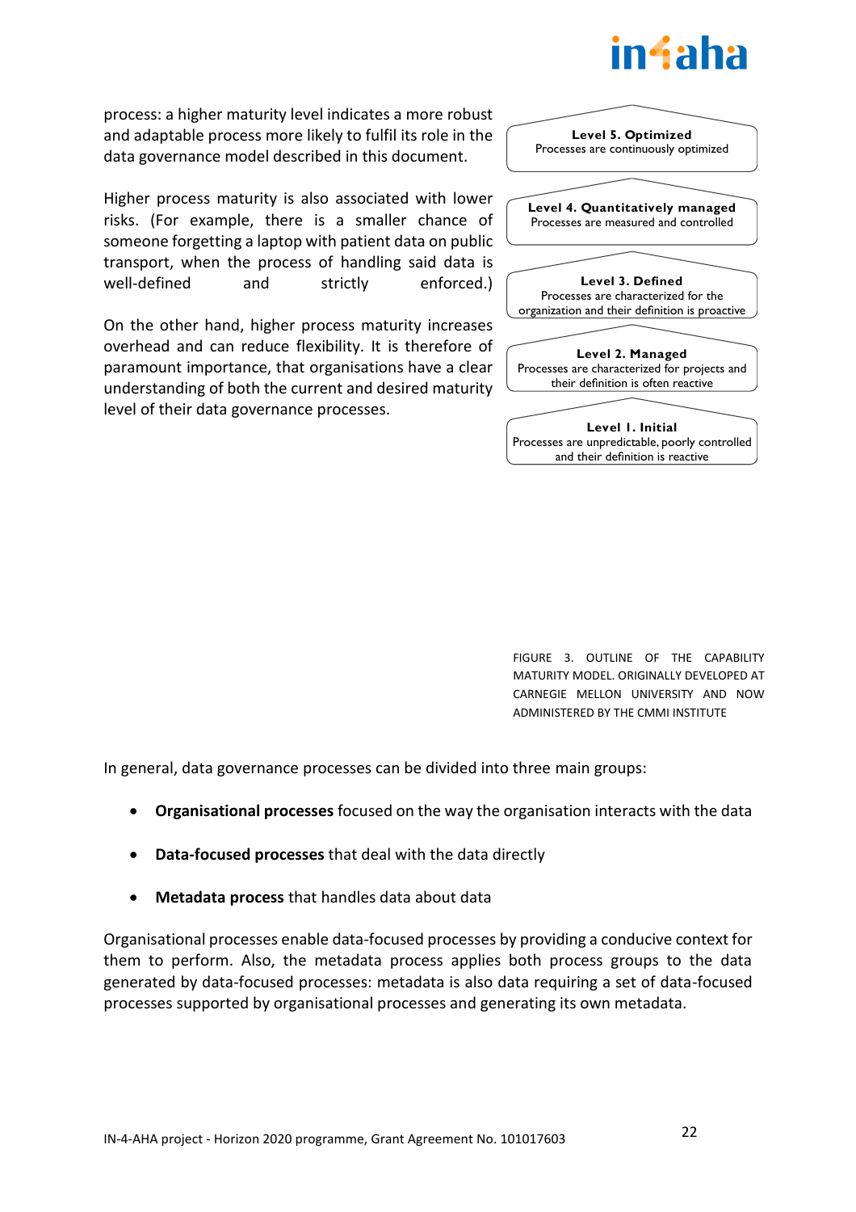process: a higher maturity level indicates a more robust and adaptable process more likely to fulfil its role in the data governance model described in this document.

Higher process maturity is also associated with lower risks. (For example, there is a smaller chance of someone forgetting a laptop with patient data on public transport, when the process of handling said data is well-defined and strictly enforced.)

On the other hand, higher process maturity increases overhead and can reduce flexibility. It is therefore of paramount importance, that organisations have a clear understanding of both the current and desired maturity level of their data governance processes.

**Level 5. Optimized**
Processes are continuously optimized

**Level 4. Quantitatively managed**
Processes are measured and controlled

**Level 3. Defined**
Processes are characterized for the organization and their definition is proactive

**Level 2. Managed**
Processes are characterized for projects and their definition is often reactive

**Level 1. Initial**
Processes are unpredictable, poorly controlled and their definition is reactive

FIGURE 3. OUTLINE OF THE CAPABILITY MATURITY MODEL. ORIGINALLY DEVELOPED AT CARNEGIE MELLON UNIVERSITY AND NOW ADMINISTERED BY THE CMMI INSTITUTE

In general, data governance processes can be divided into three main groups:

- **Organisational processes** focused on the way the organisation interacts with the data
- **Data-focused processes** that deal with the data directly
- **Metadata process** that handles data about data

Organisational processes enable data-focused processes by providing a conducive context for them to perform. Also, the metadata process applies both process groups to the data generated by data-focused processes: metadata is also data requiring a set of data-focused processes supported by organisational processes and generating its own metadata.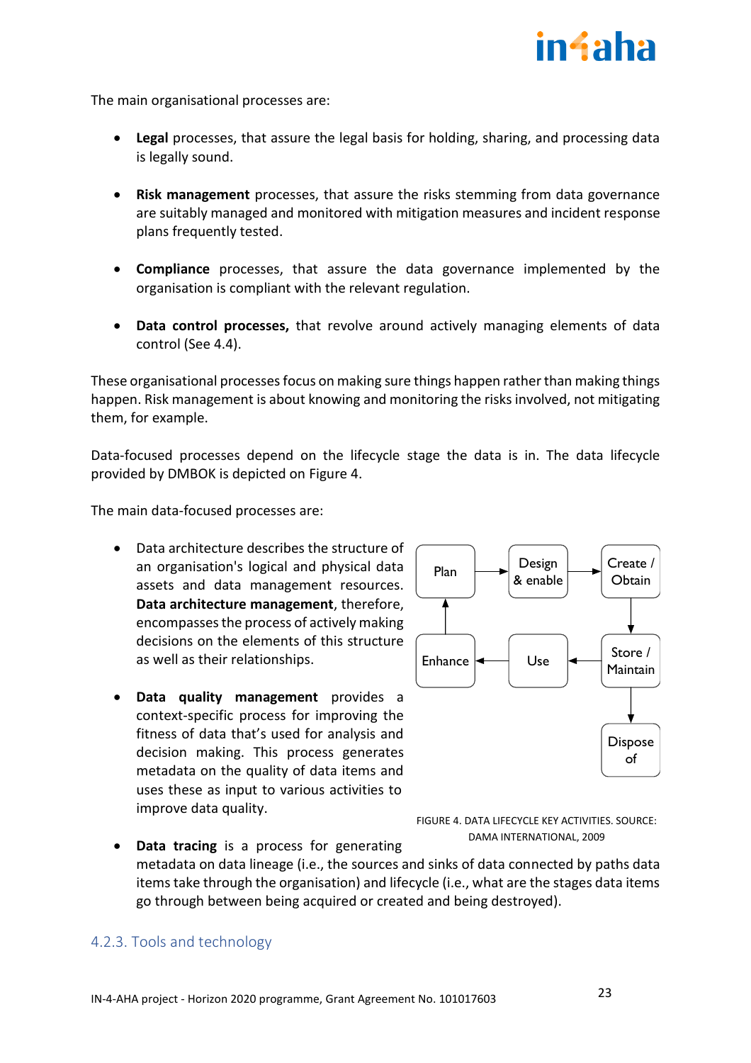The main organisational processes are:

- **Legal** processes, that assure the legal basis for holding, sharing, and processing data is legally sound.

- **Risk management** processes, that assure the risks stemming from data governance are suitably managed and monitored with mitigation measures and incident response plans frequently tested.

- **Compliance** processes, that assure the data governance implemented by the organisation is compliant with the relevant regulation.

- **Data control processes,** that revolve around actively managing elements of data control (See 4.4).

These organisational processes focus on making sure things happen rather than making things happen. Risk management is about knowing and monitoring the risks involved, not mitigating them, for example.

Data-focused processes depend on the lifecycle stage the data is in. The data lifecycle provided by DMBOK is depicted on Figure 4.

The main data-focused processes are:

- Data architecture describes the structure of an organisation's logical and physical data assets and data management resources. **Data architecture management**, therefore, encompasses the process of actively making decisions on the elements of this structure as well as their relationships.

- **Data quality management** provides a context-specific process for improving the fitness of data that's used for analysis and decision making. This process generates metadata on the quality of data items and uses these as input to various activities to improve data quality.

- **Data tracing** is a process for generating metadata on data lineage (i.e., the sources and sinks of data connected by paths data items take through the organisation) and lifecycle (i.e., what are the stages data items go through between being acquired or created and being destroyed).

Plan → Design & enable → Create / Obtain → Store / Maintain → Use → Enhance → Plan; Store / Maintain → Dispose of

FIGURE 4. DATA LIFECYCLE KEY ACTIVITIES. SOURCE: DAMA INTERNATIONAL, 2009

### 4.2.3. Tools and technology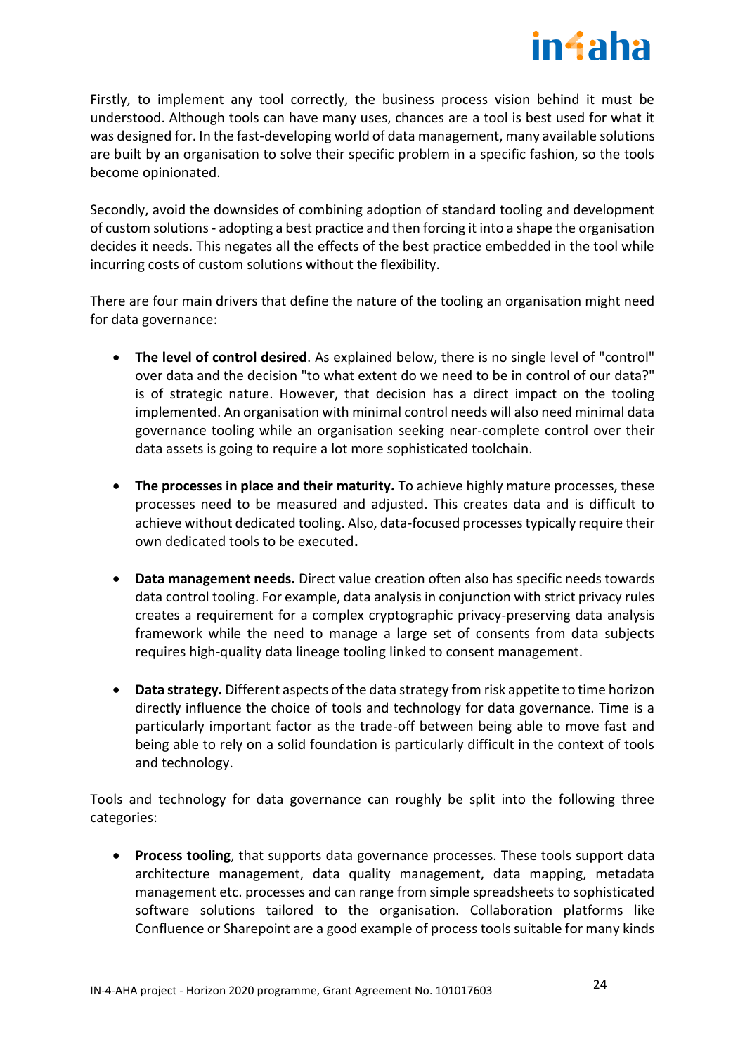Firstly, to implement any tool correctly, the business process vision behind it must be understood. Although tools can have many uses, chances are a tool is best used for what it was designed for. In the fast-developing world of data management, many available solutions are built by an organisation to solve their specific problem in a specific fashion, so the tools become opinionated.

Secondly, avoid the downsides of combining adoption of standard tooling and development of custom solutions - adopting a best practice and then forcing it into a shape the organisation decides it needs. This negates all the effects of the best practice embedded in the tool while incurring costs of custom solutions without the flexibility.

There are four main drivers that define the nature of the tooling an organisation might need for data governance:

- **The level of control desired**. As explained below, there is no single level of "control" over data and the decision "to what extent do we need to be in control of our data?" is of strategic nature. However, that decision has a direct impact on the tooling implemented. An organisation with minimal control needs will also need minimal data governance tooling while an organisation seeking near-complete control over their data assets is going to require a lot more sophisticated toolchain.

- **The processes in place and their maturity.** To achieve highly mature processes, these processes need to be measured and adjusted. This creates data and is difficult to achieve without dedicated tooling. Also, data-focused processes typically require their own dedicated tools to be executed**.**

- **Data management needs.** Direct value creation often also has specific needs towards data control tooling. For example, data analysis in conjunction with strict privacy rules creates a requirement for a complex cryptographic privacy-preserving data analysis framework while the need to manage a large set of consents from data subjects requires high-quality data lineage tooling linked to consent management.

- **Data strategy.** Different aspects of the data strategy from risk appetite to time horizon directly influence the choice of tools and technology for data governance. Time is a particularly important factor as the trade-off between being able to move fast and being able to rely on a solid foundation is particularly difficult in the context of tools and technology.

Tools and technology for data governance can roughly be split into the following three categories:

- **Process tooling**, that supports data governance processes. These tools support data architecture management, data quality management, data mapping, metadata management etc. processes and can range from simple spreadsheets to sophisticated software solutions tailored to the organisation. Collaboration platforms like Confluence or Sharepoint are a good example of process tools suitable for many kinds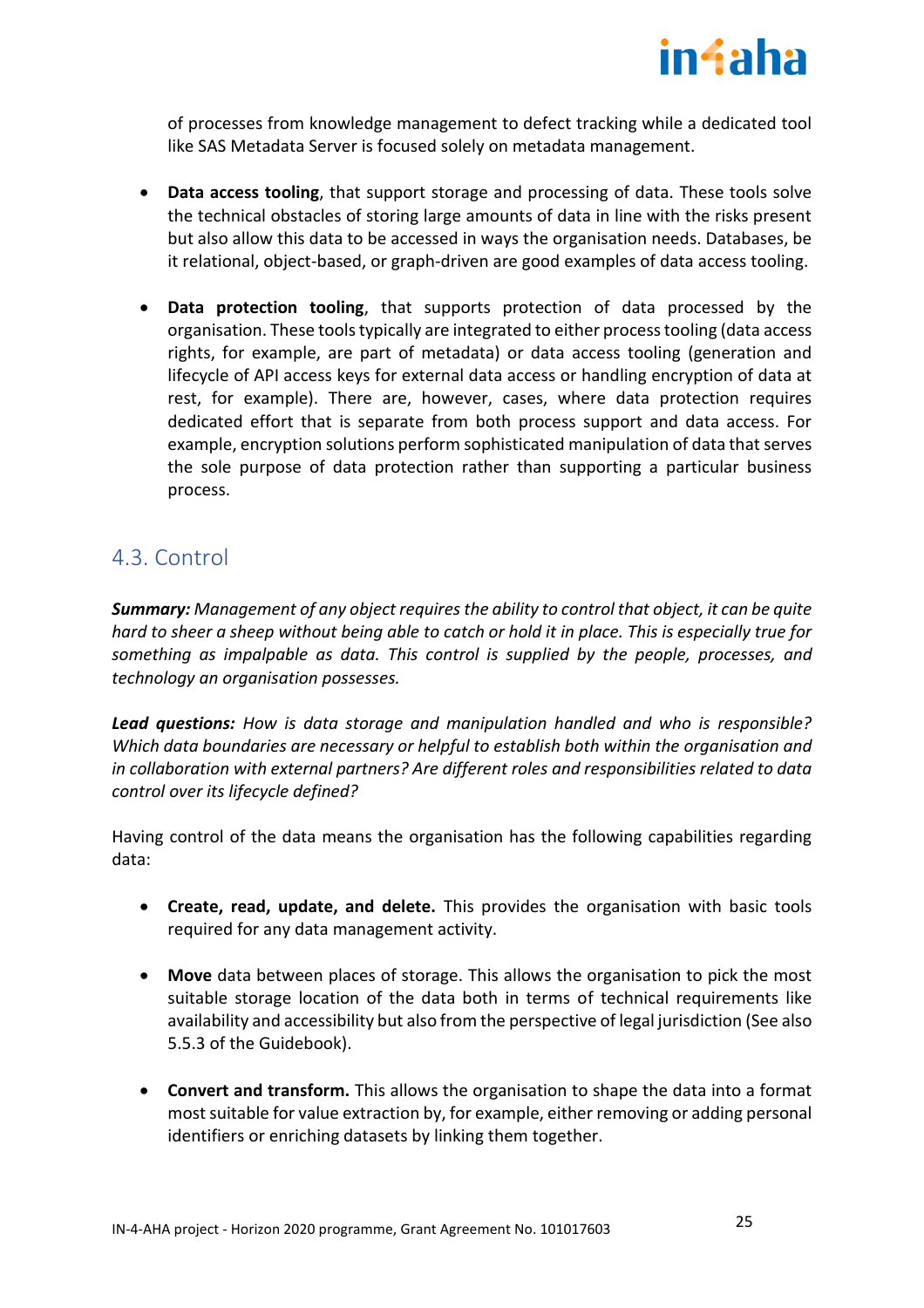of processes from knowledge management to defect tracking while a dedicated tool like SAS Metadata Server is focused solely on metadata management.

- **Data access tooling**, that support storage and processing of data. These tools solve the technical obstacles of storing large amounts of data in line with the risks present but also allow this data to be accessed in ways the organisation needs. Databases, be it relational, object-based, or graph-driven are good examples of data access tooling.

- **Data protection tooling**, that supports protection of data processed by the organisation. These tools typically are integrated to either process tooling (data access rights, for example, are part of metadata) or data access tooling (generation and lifecycle of API access keys for external data access or handling encryption of data at rest, for example). There are, however, cases, where data protection requires dedicated effort that is separate from both process support and data access. For example, encryption solutions perform sophisticated manipulation of data that serves the sole purpose of data protection rather than supporting a particular business process.

## 4.3. Control

***Summary:*** *Management of any object requires the ability to control that object, it can be quite hard to sheer a sheep without being able to catch or hold it in place. This is especially true for something as impalpable as data. This control is supplied by the people, processes, and technology an organisation possesses.*

***Lead questions:*** *How is data storage and manipulation handled and who is responsible? Which data boundaries are necessary or helpful to establish both within the organisation and in collaboration with external partners? Are different roles and responsibilities related to data control over its lifecycle defined?*

Having control of the data means the organisation has the following capabilities regarding data:

- **Create, read, update, and delete.** This provides the organisation with basic tools required for any data management activity.

- **Move** data between places of storage. This allows the organisation to pick the most suitable storage location of the data both in terms of technical requirements like availability and accessibility but also from the perspective of legal jurisdiction (See also 5.5.3 of the Guidebook).

- **Convert and transform.** This allows the organisation to shape the data into a format most suitable for value extraction by, for example, either removing or adding personal identifiers or enriching datasets by linking them together.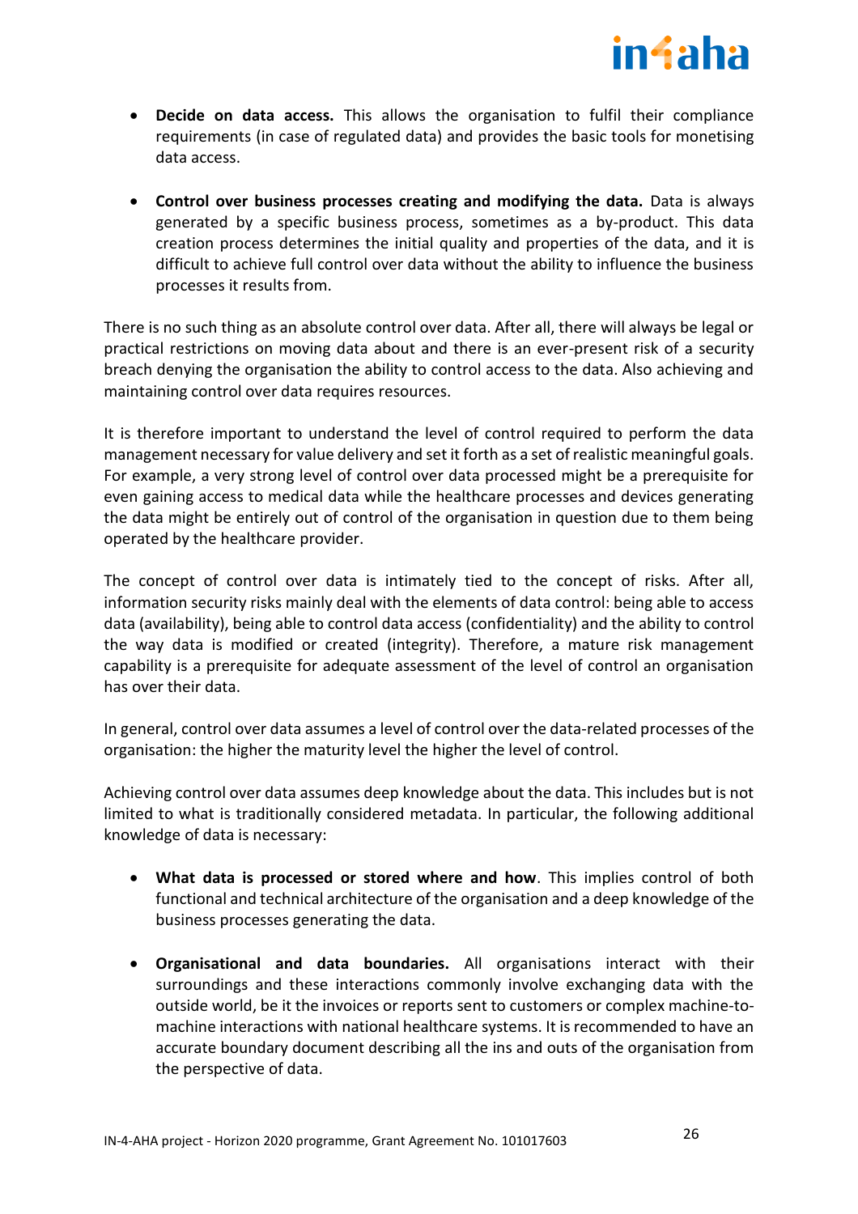- **Decide on data access.** This allows the organisation to fulfil their compliance requirements (in case of regulated data) and provides the basic tools for monetising data access.

- **Control over business processes creating and modifying the data.** Data is always generated by a specific business process, sometimes as a by-product. This data creation process determines the initial quality and properties of the data, and it is difficult to achieve full control over data without the ability to influence the business processes it results from.

There is no such thing as an absolute control over data. After all, there will always be legal or practical restrictions on moving data about and there is an ever-present risk of a security breach denying the organisation the ability to control access to the data. Also achieving and maintaining control over data requires resources.

It is therefore important to understand the level of control required to perform the data management necessary for value delivery and set it forth as a set of realistic meaningful goals. For example, a very strong level of control over data processed might be a prerequisite for even gaining access to medical data while the healthcare processes and devices generating the data might be entirely out of control of the organisation in question due to them being operated by the healthcare provider.

The concept of control over data is intimately tied to the concept of risks. After all, information security risks mainly deal with the elements of data control: being able to access data (availability), being able to control data access (confidentiality) and the ability to control the way data is modified or created (integrity). Therefore, a mature risk management capability is a prerequisite for adequate assessment of the level of control an organisation has over their data.

In general, control over data assumes a level of control over the data-related processes of the organisation: the higher the maturity level the higher the level of control.

Achieving control over data assumes deep knowledge about the data. This includes but is not limited to what is traditionally considered metadata. In particular, the following additional knowledge of data is necessary:

- **What data is processed or stored where and how**. This implies control of both functional and technical architecture of the organisation and a deep knowledge of the business processes generating the data.

- **Organisational and data boundaries.** All organisations interact with their surroundings and these interactions commonly involve exchanging data with the outside world, be it the invoices or reports sent to customers or complex machine-to-machine interactions with national healthcare systems. It is recommended to have an accurate boundary document describing all the ins and outs of the organisation from the perspective of data.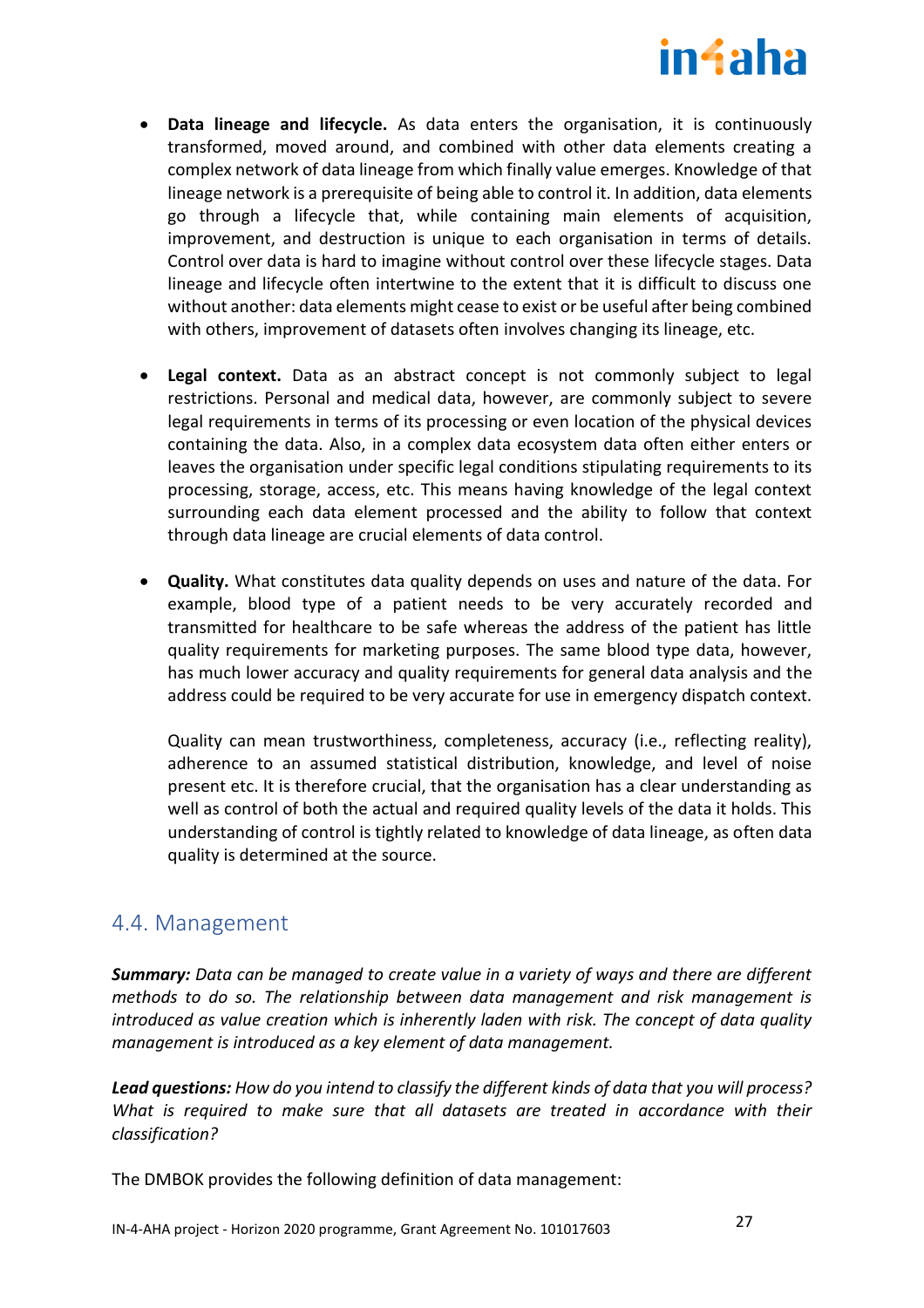- **Data lineage and lifecycle.** As data enters the organisation, it is continuously transformed, moved around, and combined with other data elements creating a complex network of data lineage from which finally value emerges. Knowledge of that lineage network is a prerequisite of being able to control it. In addition, data elements go through a lifecycle that, while containing main elements of acquisition, improvement, and destruction is unique to each organisation in terms of details. Control over data is hard to imagine without control over these lifecycle stages. Data lineage and lifecycle often intertwine to the extent that it is difficult to discuss one without another: data elements might cease to exist or be useful after being combined with others, improvement of datasets often involves changing its lineage, etc.

- **Legal context.** Data as an abstract concept is not commonly subject to legal restrictions. Personal and medical data, however, are commonly subject to severe legal requirements in terms of its processing or even location of the physical devices containing the data. Also, in a complex data ecosystem data often either enters or leaves the organisation under specific legal conditions stipulating requirements to its processing, storage, access, etc. This means having knowledge of the legal context surrounding each data element processed and the ability to follow that context through data lineage are crucial elements of data control.

- **Quality.** What constitutes data quality depends on uses and nature of the data. For example, blood type of a patient needs to be very accurately recorded and transmitted for healthcare to be safe whereas the address of the patient has little quality requirements for marketing purposes. The same blood type data, however, has much lower accuracy and quality requirements for general data analysis and the address could be required to be very accurate for use in emergency dispatch context.

  Quality can mean trustworthiness, completeness, accuracy (i.e., reflecting reality), adherence to an assumed statistical distribution, knowledge, and level of noise present etc. It is therefore crucial, that the organisation has a clear understanding as well as control of both the actual and required quality levels of the data it holds. This understanding of control is tightly related to knowledge of data lineage, as often data quality is determined at the source.

## 4.4. Management

***Summary:*** *Data can be managed to create value in a variety of ways and there are different methods to do so. The relationship between data management and risk management is introduced as value creation which is inherently laden with risk. The concept of data quality management is introduced as a key element of data management.*

***Lead questions:*** *How do you intend to classify the different kinds of data that you will process? What is required to make sure that all datasets are treated in accordance with their classification?*

The DMBOK provides the following definition of data management: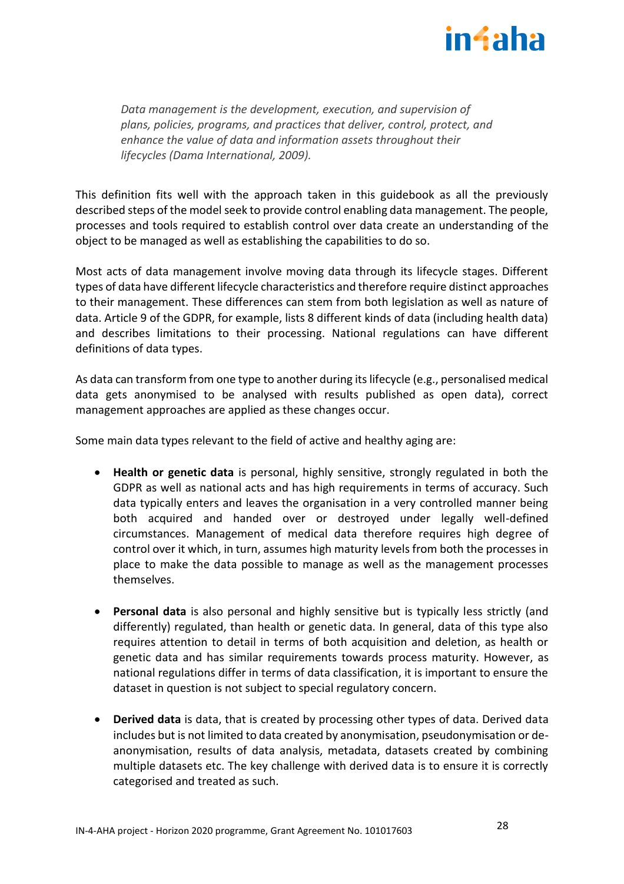*Data management is the development, execution, and supervision of plans, policies, programs, and practices that deliver, control, protect, and enhance the value of data and information assets throughout their lifecycles (Dama International, 2009).*

This definition fits well with the approach taken in this guidebook as all the previously described steps of the model seek to provide control enabling data management. The people, processes and tools required to establish control over data create an understanding of the object to be managed as well as establishing the capabilities to do so.

Most acts of data management involve moving data through its lifecycle stages. Different types of data have different lifecycle characteristics and therefore require distinct approaches to their management. These differences can stem from both legislation as well as nature of data. Article 9 of the GDPR, for example, lists 8 different kinds of data (including health data) and describes limitations to their processing. National regulations can have different definitions of data types.

As data can transform from one type to another during its lifecycle (e.g., personalised medical data gets anonymised to be analysed with results published as open data), correct management approaches are applied as these changes occur.

Some main data types relevant to the field of active and healthy aging are:

- **Health or genetic data** is personal, highly sensitive, strongly regulated in both the GDPR as well as national acts and has high requirements in terms of accuracy. Such data typically enters and leaves the organisation in a very controlled manner being both acquired and handed over or destroyed under legally well-defined circumstances. Management of medical data therefore requires high degree of control over it which, in turn, assumes high maturity levels from both the processes in place to make the data possible to manage as well as the management processes themselves.

- **Personal data** is also personal and highly sensitive but is typically less strictly (and differently) regulated, than health or genetic data. In general, data of this type also requires attention to detail in terms of both acquisition and deletion, as health or genetic data and has similar requirements towards process maturity. However, as national regulations differ in terms of data classification, it is important to ensure the dataset in question is not subject to special regulatory concern.

- **Derived data** is data, that is created by processing other types of data. Derived data includes but is not limited to data created by anonymisation, pseudonymisation or de-anonymisation, results of data analysis, metadata, datasets created by combining multiple datasets etc. The key challenge with derived data is to ensure it is correctly categorised and treated as such.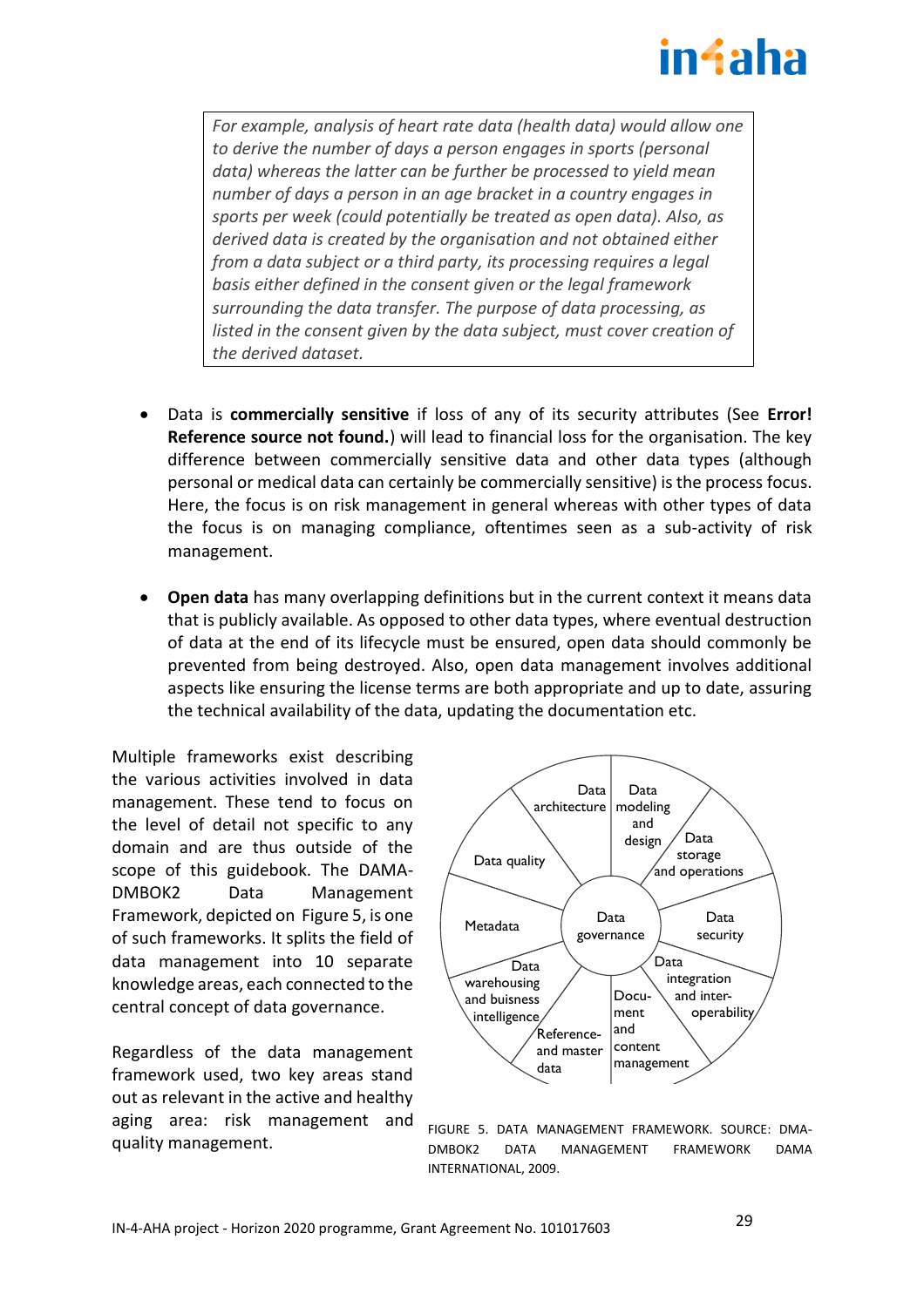*For example, analysis of heart rate data (health data) would allow one to derive the number of days a person engages in sports (personal data) whereas the latter can be further be processed to yield mean number of days a person in an age bracket in a country engages in sports per week (could potentially be treated as open data). Also, as derived data is created by the organisation and not obtained either from a data subject or a third party, its processing requires a legal basis either defined in the consent given or the legal framework surrounding the data transfer. The purpose of data processing, as listed in the consent given by the data subject, must cover creation of the derived dataset.*

- Data is **commercially sensitive** if loss of any of its security attributes (See **Error! Reference source not found.**) will lead to financial loss for the organisation. The key difference between commercially sensitive data and other data types (although personal or medical data can certainly be commercially sensitive) is the process focus. Here, the focus is on risk management in general whereas with other types of data the focus is on managing compliance, oftentimes seen as a sub-activity of risk management.

- **Open data** has many overlapping definitions but in the current context it means data that is publicly available. As opposed to other data types, where eventual destruction of data at the end of its lifecycle must be ensured, open data should commonly be prevented from being destroyed. Also, open data management involves additional aspects like ensuring the license terms are both appropriate and up to date, assuring the technical availability of the data, updating the documentation etc.

Multiple frameworks exist describing the various activities involved in data management. These tend to focus on the level of detail not specific to any domain and are thus outside of the scope of this guidebook. The DAMA-DMBOK2 Data Management Framework, depicted on Figure 5, is one of such frameworks. It splits the field of data management into 10 separate knowledge areas, each connected to the central concept of data governance.

Regardless of the data management framework used, two key areas stand out as relevant in the active and healthy aging area: risk management and quality management.

Data governance — Data architecture; Data modeling and design; Data storage and operations; Data security; Data integration and inter-operability; Docu-ment and content management; Reference- and master data; Data warehousing and buisness intelligence; Metadata; Data quality

FIGURE 5. DATA MANAGEMENT FRAMEWORK. SOURCE: DMA-DMBOK2 DATA MANAGEMENT FRAMEWORK DAMA INTERNATIONAL, 2009.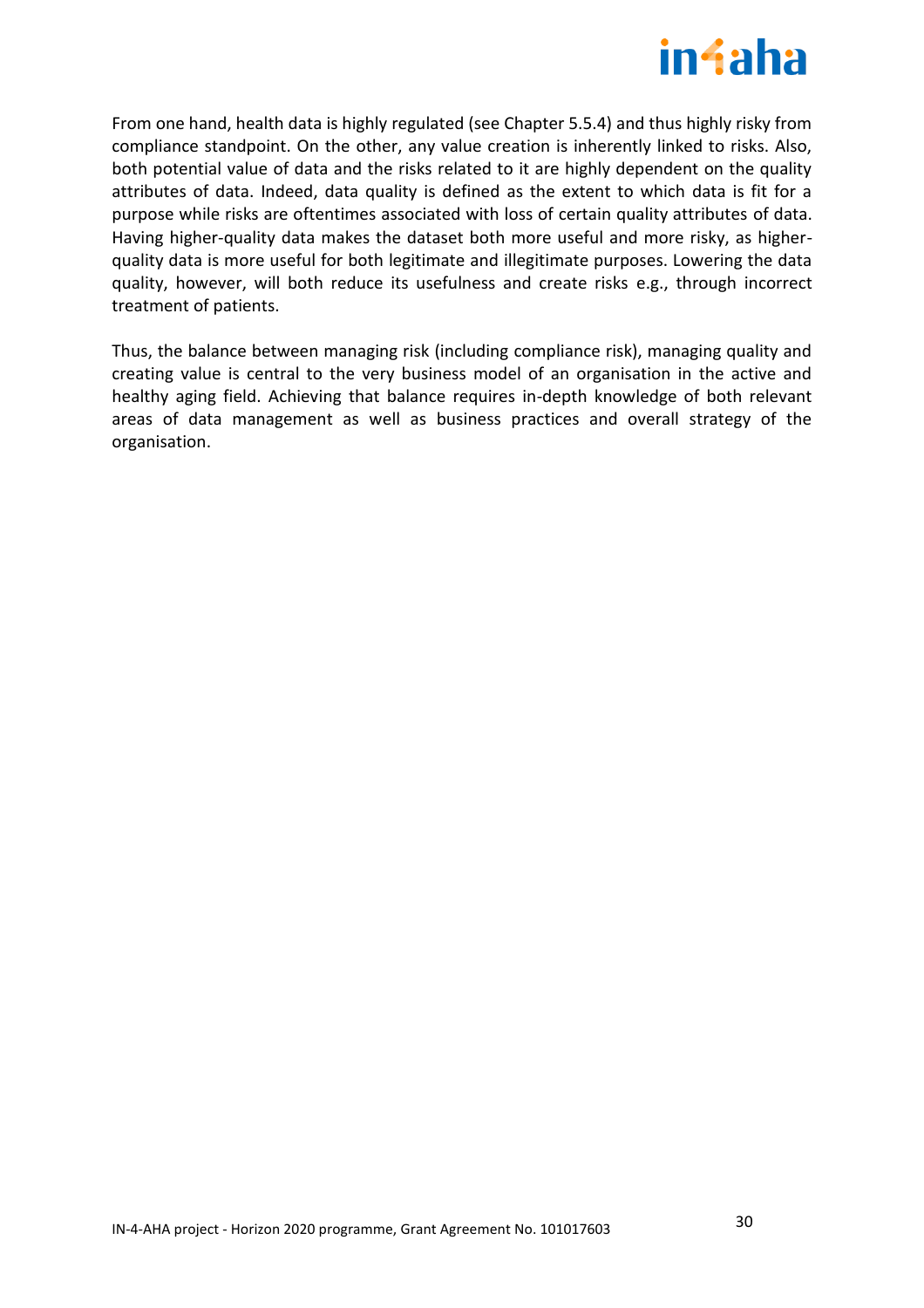From one hand, health data is highly regulated (see Chapter 5.5.4) and thus highly risky from compliance standpoint. On the other, any value creation is inherently linked to risks. Also, both potential value of data and the risks related to it are highly dependent on the quality attributes of data. Indeed, data quality is defined as the extent to which data is fit for a purpose while risks are oftentimes associated with loss of certain quality attributes of data. Having higher-quality data makes the dataset both more useful and more risky, as higher-quality data is more useful for both legitimate and illegitimate purposes. Lowering the data quality, however, will both reduce its usefulness and create risks e.g., through incorrect treatment of patients.

Thus, the balance between managing risk (including compliance risk), managing quality and creating value is central to the very business model of an organisation in the active and healthy aging field. Achieving that balance requires in-depth knowledge of both relevant areas of data management as well as business practices and overall strategy of the organisation.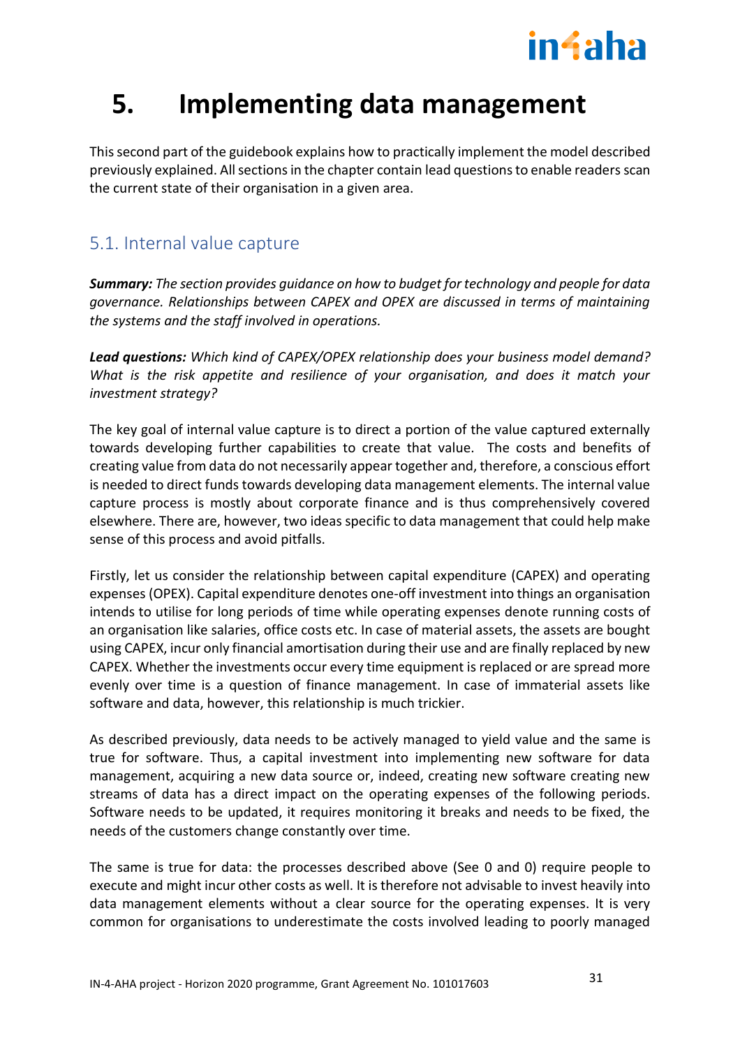# 5. Implementing data management

This second part of the guidebook explains how to practically implement the model described previously explained. All sections in the chapter contain lead questions to enable readers scan the current state of their organisation in a given area.

## 5.1. Internal value capture

***Summary:*** *The section provides guidance on how to budget for technology and people for data governance. Relationships between CAPEX and OPEX are discussed in terms of maintaining the systems and the staff involved in operations.*

***Lead questions:*** *Which kind of CAPEX/OPEX relationship does your business model demand? What is the risk appetite and resilience of your organisation, and does it match your investment strategy?*

The key goal of internal value capture is to direct a portion of the value captured externally towards developing further capabilities to create that value. The costs and benefits of creating value from data do not necessarily appear together and, therefore, a conscious effort is needed to direct funds towards developing data management elements. The internal value capture process is mostly about corporate finance and is thus comprehensively covered elsewhere. There are, however, two ideas specific to data management that could help make sense of this process and avoid pitfalls.

Firstly, let us consider the relationship between capital expenditure (CAPEX) and operating expenses (OPEX). Capital expenditure denotes one-off investment into things an organisation intends to utilise for long periods of time while operating expenses denote running costs of an organisation like salaries, office costs etc. In case of material assets, the assets are bought using CAPEX, incur only financial amortisation during their use and are finally replaced by new CAPEX. Whether the investments occur every time equipment is replaced or are spread more evenly over time is a question of finance management. In case of immaterial assets like software and data, however, this relationship is much trickier.

As described previously, data needs to be actively managed to yield value and the same is true for software. Thus, a capital investment into implementing new software for data management, acquiring a new data source or, indeed, creating new software creating new streams of data has a direct impact on the operating expenses of the following periods. Software needs to be updated, it requires monitoring it breaks and needs to be fixed, the needs of the customers change constantly over time.

The same is true for data: the processes described above (See 0 and 0) require people to execute and might incur other costs as well. It is therefore not advisable to invest heavily into data management elements without a clear source for the operating expenses. It is very common for organisations to underestimate the costs involved leading to poorly managed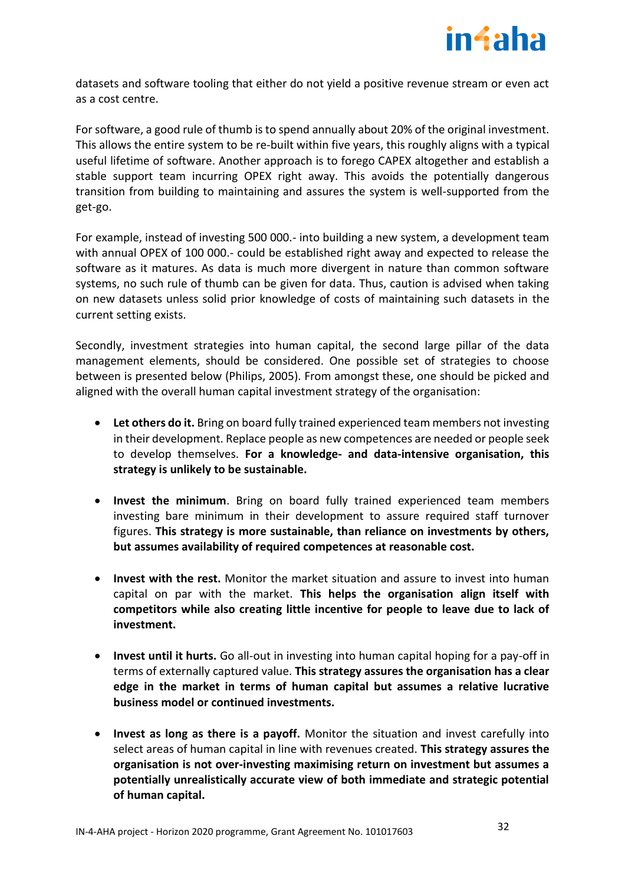datasets and software tooling that either do not yield a positive revenue stream or even act as a cost centre.

For software, a good rule of thumb is to spend annually about 20% of the original investment. This allows the entire system to be re-built within five years, this roughly aligns with a typical useful lifetime of software. Another approach is to forego CAPEX altogether and establish a stable support team incurring OPEX right away. This avoids the potentially dangerous transition from building to maintaining and assures the system is well-supported from the get-go.

For example, instead of investing 500 000.- into building a new system, a development team with annual OPEX of 100 000.- could be established right away and expected to release the software as it matures. As data is much more divergent in nature than common software systems, no such rule of thumb can be given for data. Thus, caution is advised when taking on new datasets unless solid prior knowledge of costs of maintaining such datasets in the current setting exists.

Secondly, investment strategies into human capital, the second large pillar of the data management elements, should be considered. One possible set of strategies to choose between is presented below (Philips, 2005). From amongst these, one should be picked and aligned with the overall human capital investment strategy of the organisation:

- **Let others do it.** Bring on board fully trained experienced team members not investing in their development. Replace people as new competences are needed or people seek to develop themselves. **For a knowledge- and data-intensive organisation, this strategy is unlikely to be sustainable.**
- **Invest the minimum**. Bring on board fully trained experienced team members investing bare minimum in their development to assure required staff turnover figures. **This strategy is more sustainable, than reliance on investments by others, but assumes availability of required competences at reasonable cost.**
- **Invest with the rest.** Monitor the market situation and assure to invest into human capital on par with the market. **This helps the organisation align itself with competitors while also creating little incentive for people to leave due to lack of investment.**
- **Invest until it hurts.** Go all-out in investing into human capital hoping for a pay-off in terms of externally captured value. **This strategy assures the organisation has a clear edge in the market in terms of human capital but assumes a relative lucrative business model or continued investments.**
- **Invest as long as there is a payoff.** Monitor the situation and invest carefully into select areas of human capital in line with revenues created. **This strategy assures the organisation is not over-investing maximising return on investment but assumes a potentially unrealistically accurate view of both immediate and strategic potential of human capital.**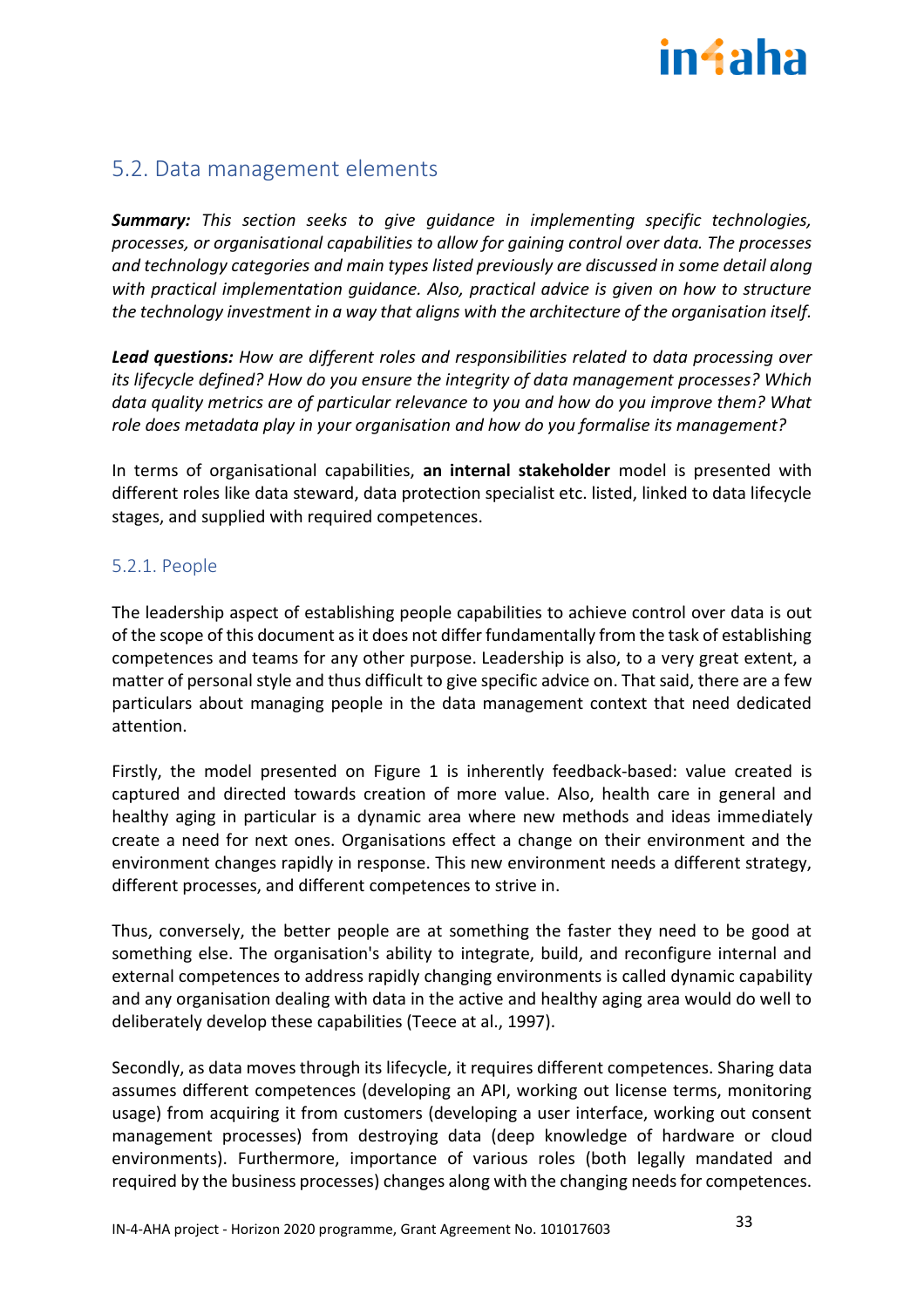## 5.2. Data management elements

***Summary:*** *This section seeks to give guidance in implementing specific technologies, processes, or organisational capabilities to allow for gaining control over data. The processes and technology categories and main types listed previously are discussed in some detail along with practical implementation guidance. Also, practical advice is given on how to structure the technology investment in a way that aligns with the architecture of the organisation itself.*

***Lead questions:*** *How are different roles and responsibilities related to data processing over its lifecycle defined? How do you ensure the integrity of data management processes? Which data quality metrics are of particular relevance to you and how do you improve them? What role does metadata play in your organisation and how do you formalise its management?*

In terms of organisational capabilities, **an internal stakeholder** model is presented with different roles like data steward, data protection specialist etc. listed, linked to data lifecycle stages, and supplied with required competences.

### 5.2.1. People

The leadership aspect of establishing people capabilities to achieve control over data is out of the scope of this document as it does not differ fundamentally from the task of establishing competences and teams for any other purpose. Leadership is also, to a very great extent, a matter of personal style and thus difficult to give specific advice on. That said, there are a few particulars about managing people in the data management context that need dedicated attention.

Firstly, the model presented on Figure 1 is inherently feedback-based: value created is captured and directed towards creation of more value. Also, health care in general and healthy aging in particular is a dynamic area where new methods and ideas immediately create a need for next ones. Organisations effect a change on their environment and the environment changes rapidly in response. This new environment needs a different strategy, different processes, and different competences to strive in.

Thus, conversely, the better people are at something the faster they need to be good at something else. The organisation's ability to integrate, build, and reconfigure internal and external competences to address rapidly changing environments is called dynamic capability and any organisation dealing with data in the active and healthy aging area would do well to deliberately develop these capabilities (Teece at al., 1997).

Secondly, as data moves through its lifecycle, it requires different competences. Sharing data assumes different competences (developing an API, working out license terms, monitoring usage) from acquiring it from customers (developing a user interface, working out consent management processes) from destroying data (deep knowledge of hardware or cloud environments). Furthermore, importance of various roles (both legally mandated and required by the business processes) changes along with the changing needs for competences.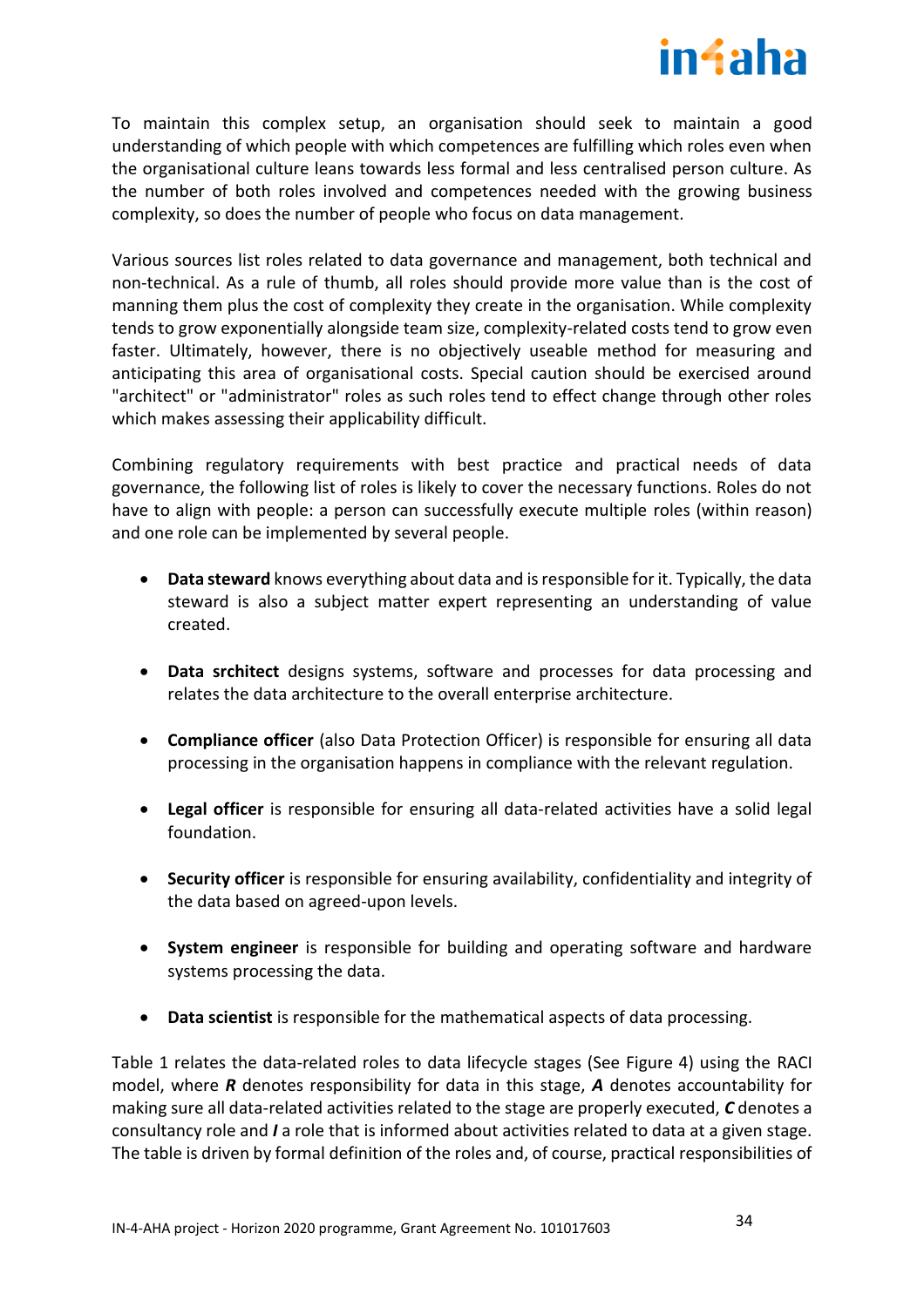To maintain this complex setup, an organisation should seek to maintain a good understanding of which people with which competences are fulfilling which roles even when the organisational culture leans towards less formal and less centralised person culture. As the number of both roles involved and competences needed with the growing business complexity, so does the number of people who focus on data management.

Various sources list roles related to data governance and management, both technical and non-technical. As a rule of thumb, all roles should provide more value than is the cost of manning them plus the cost of complexity they create in the organisation. While complexity tends to grow exponentially alongside team size, complexity-related costs tend to grow even faster. Ultimately, however, there is no objectively useable method for measuring and anticipating this area of organisational costs. Special caution should be exercised around "architect" or "administrator" roles as such roles tend to effect change through other roles which makes assessing their applicability difficult.

Combining regulatory requirements with best practice and practical needs of data governance, the following list of roles is likely to cover the necessary functions. Roles do not have to align with people: a person can successfully execute multiple roles (within reason) and one role can be implemented by several people.

- **Data steward** knows everything about data and is responsible for it. Typically, the data steward is also a subject matter expert representing an understanding of value created.
- **Data srchitect** designs systems, software and processes for data processing and relates the data architecture to the overall enterprise architecture.
- **Compliance officer** (also Data Protection Officer) is responsible for ensuring all data processing in the organisation happens in compliance with the relevant regulation.
- **Legal officer** is responsible for ensuring all data-related activities have a solid legal foundation.
- **Security officer** is responsible for ensuring availability, confidentiality and integrity of the data based on agreed-upon levels.
- **System engineer** is responsible for building and operating software and hardware systems processing the data.
- **Data scientist** is responsible for the mathematical aspects of data processing.

Table 1 relates the data-related roles to data lifecycle stages (See Figure 4) using the RACI model, where ***R*** denotes responsibility for data in this stage, ***A*** denotes accountability for making sure all data-related activities related to the stage are properly executed, ***C*** denotes a consultancy role and ***I*** a role that is informed about activities related to data at a given stage. The table is driven by formal definition of the roles and, of course, practical responsibilities of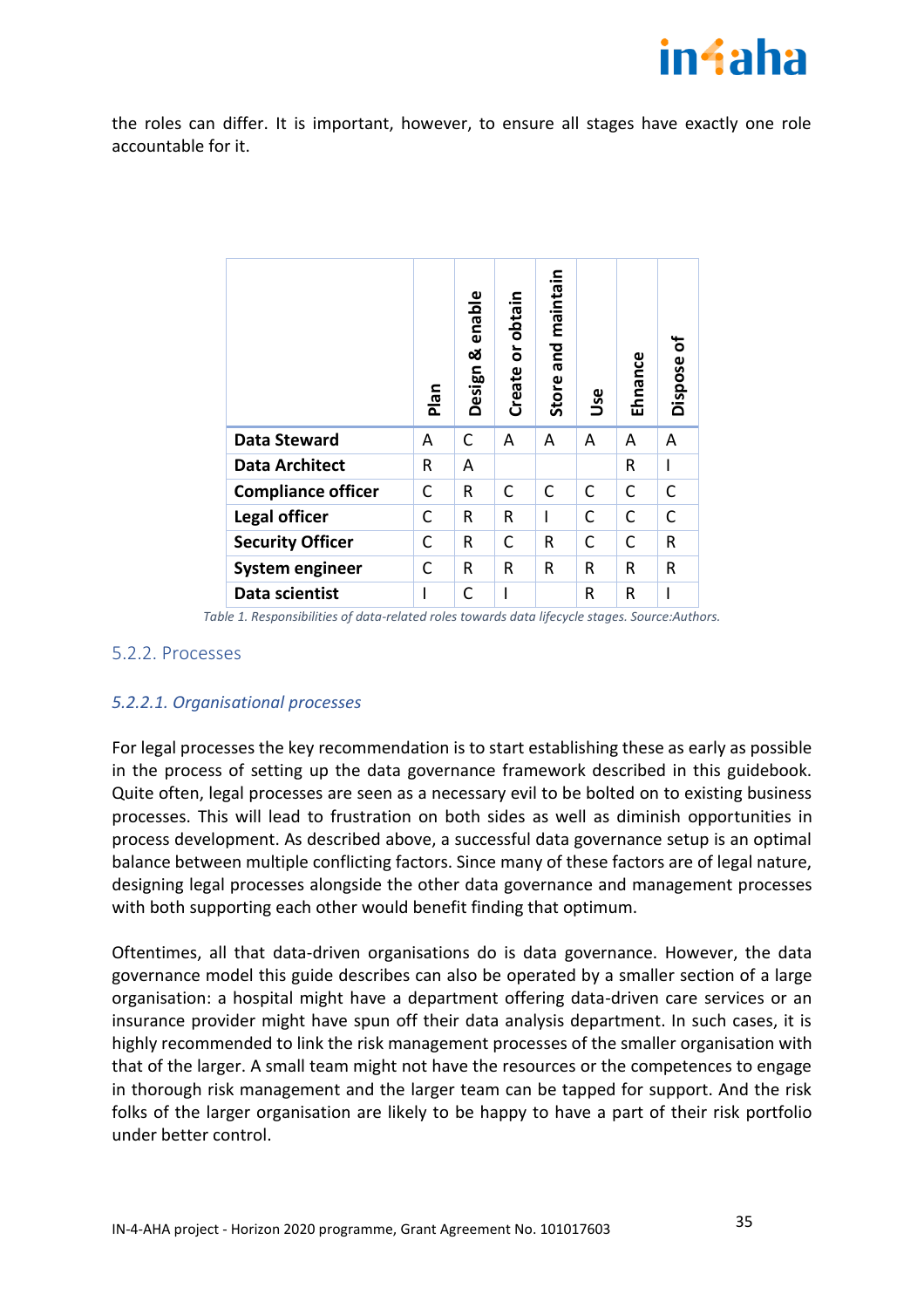the roles can differ. It is important, however, to ensure all stages have exactly one role accountable for it.

| | Plan | Design & enable | Create or obtain | Store and maintain | Use | Ehnance | Dispose of |
|---|---|---|---|---|---|---|---|
| **Data Steward** | A | C | A | A | A | A | A |
| **Data Architect** | R | A | | | | R | I |
| **Compliance officer** | C | R | C | C | C | C | C |
| **Legal officer** | C | R | R | I | C | C | C |
| **Security Officer** | C | R | C | R | C | C | R |
| **System engineer** | C | R | R | R | R | R | R |
| **Data scientist** | I | C | I | | R | R | I |

*Table 1. Responsibilities of data-related roles towards data lifecycle stages. Source:Authors.*

### 5.2.2. Processes

#### *5.2.2.1. Organisational processes*

For legal processes the key recommendation is to start establishing these as early as possible in the process of setting up the data governance framework described in this guidebook. Quite often, legal processes are seen as a necessary evil to be bolted on to existing business processes. This will lead to frustration on both sides as well as diminish opportunities in process development. As described above, a successful data governance setup is an optimal balance between multiple conflicting factors. Since many of these factors are of legal nature, designing legal processes alongside the other data governance and management processes with both supporting each other would benefit finding that optimum.

Oftentimes, all that data-driven organisations do is data governance. However, the data governance model this guide describes can also be operated by a smaller section of a large organisation: a hospital might have a department offering data-driven care services or an insurance provider might have spun off their data analysis department. In such cases, it is highly recommended to link the risk management processes of the smaller organisation with that of the larger. A small team might not have the resources or the competences to engage in thorough risk management and the larger team can be tapped for support. And the risk folks of the larger organisation are likely to be happy to have a part of their risk portfolio under better control.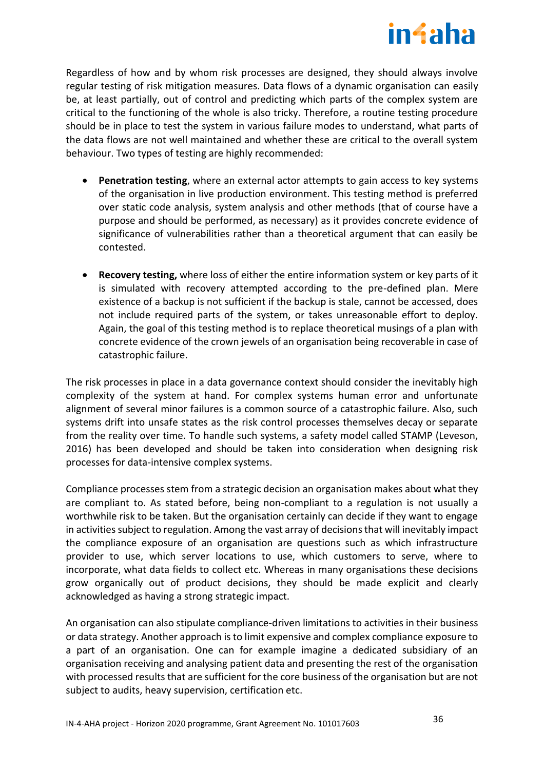Regardless of how and by whom risk processes are designed, they should always involve regular testing of risk mitigation measures. Data flows of a dynamic organisation can easily be, at least partially, out of control and predicting which parts of the complex system are critical to the functioning of the whole is also tricky. Therefore, a routine testing procedure should be in place to test the system in various failure modes to understand, what parts of the data flows are not well maintained and whether these are critical to the overall system behaviour. Two types of testing are highly recommended:

- **Penetration testing**, where an external actor attempts to gain access to key systems of the organisation in live production environment. This testing method is preferred over static code analysis, system analysis and other methods (that of course have a purpose and should be performed, as necessary) as it provides concrete evidence of significance of vulnerabilities rather than a theoretical argument that can easily be contested.

- **Recovery testing,** where loss of either the entire information system or key parts of it is simulated with recovery attempted according to the pre-defined plan. Mere existence of a backup is not sufficient if the backup is stale, cannot be accessed, does not include required parts of the system, or takes unreasonable effort to deploy. Again, the goal of this testing method is to replace theoretical musings of a plan with concrete evidence of the crown jewels of an organisation being recoverable in case of catastrophic failure.

The risk processes in place in a data governance context should consider the inevitably high complexity of the system at hand. For complex systems human error and unfortunate alignment of several minor failures is a common source of a catastrophic failure. Also, such systems drift into unsafe states as the risk control processes themselves decay or separate from the reality over time. To handle such systems, a safety model called STAMP (Leveson, 2016) has been developed and should be taken into consideration when designing risk processes for data-intensive complex systems.

Compliance processes stem from a strategic decision an organisation makes about what they are compliant to. As stated before, being non-compliant to a regulation is not usually a worthwhile risk to be taken. But the organisation certainly can decide if they want to engage in activities subject to regulation. Among the vast array of decisions that will inevitably impact the compliance exposure of an organisation are questions such as which infrastructure provider to use, which server locations to use, which customers to serve, where to incorporate, what data fields to collect etc. Whereas in many organisations these decisions grow organically out of product decisions, they should be made explicit and clearly acknowledged as having a strong strategic impact.

An organisation can also stipulate compliance-driven limitations to activities in their business or data strategy. Another approach is to limit expensive and complex compliance exposure to a part of an organisation. One can for example imagine a dedicated subsidiary of an organisation receiving and analysing patient data and presenting the rest of the organisation with processed results that are sufficient for the core business of the organisation but are not subject to audits, heavy supervision, certification etc.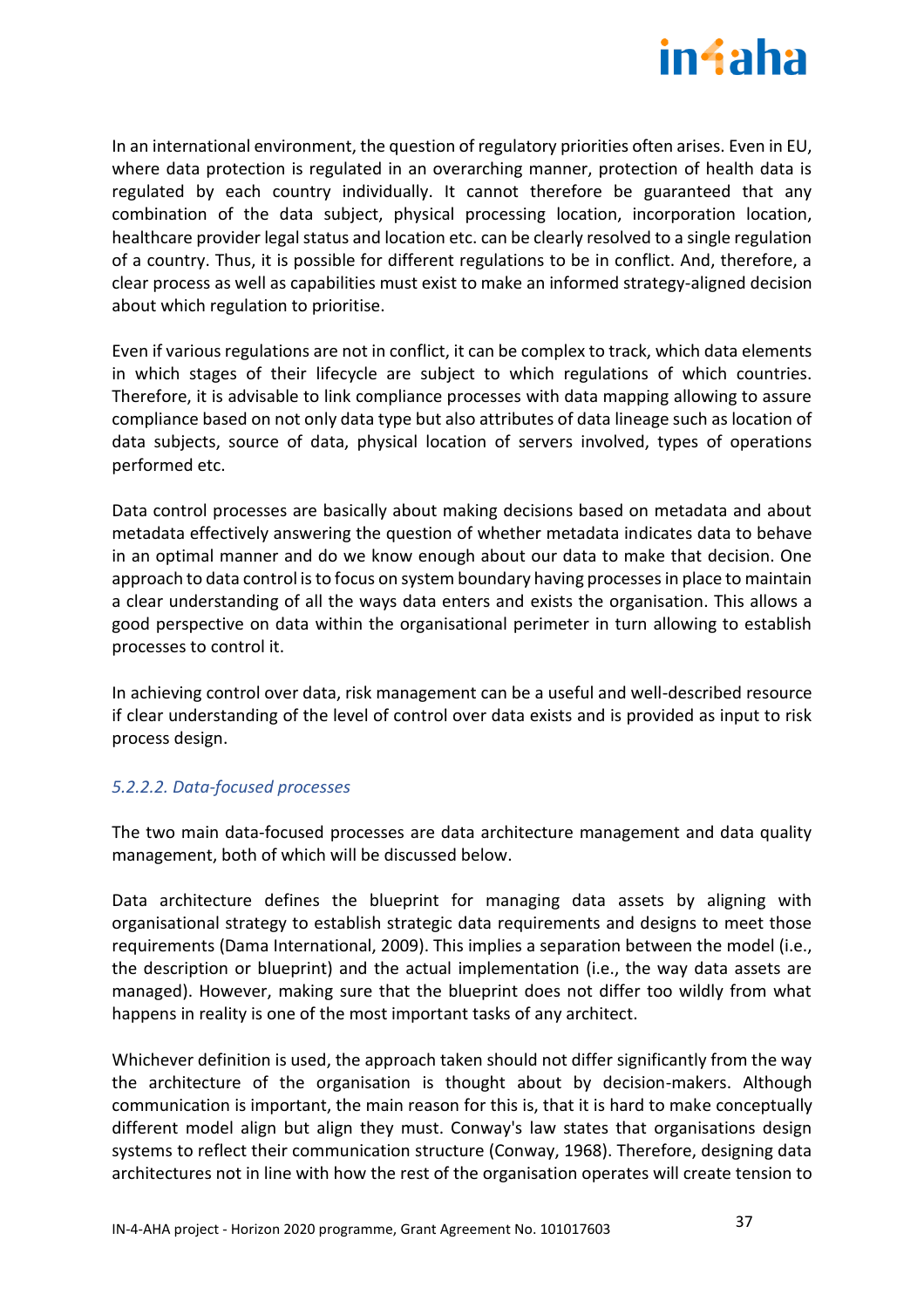In an international environment, the question of regulatory priorities often arises. Even in EU, where data protection is regulated in an overarching manner, protection of health data is regulated by each country individually. It cannot therefore be guaranteed that any combination of the data subject, physical processing location, incorporation location, healthcare provider legal status and location etc. can be clearly resolved to a single regulation of a country. Thus, it is possible for different regulations to be in conflict. And, therefore, a clear process as well as capabilities must exist to make an informed strategy-aligned decision about which regulation to prioritise.

Even if various regulations are not in conflict, it can be complex to track, which data elements in which stages of their lifecycle are subject to which regulations of which countries. Therefore, it is advisable to link compliance processes with data mapping allowing to assure compliance based on not only data type but also attributes of data lineage such as location of data subjects, source of data, physical location of servers involved, types of operations performed etc.

Data control processes are basically about making decisions based on metadata and about metadata effectively answering the question of whether metadata indicates data to behave in an optimal manner and do we know enough about our data to make that decision. One approach to data control is to focus on system boundary having processes in place to maintain a clear understanding of all the ways data enters and exists the organisation. This allows a good perspective on data within the organisational perimeter in turn allowing to establish processes to control it.

In achieving control over data, risk management can be a useful and well-described resource if clear understanding of the level of control over data exists and is provided as input to risk process design.

#### *5.2.2.2. Data-focused processes*

The two main data-focused processes are data architecture management and data quality management, both of which will be discussed below.

Data architecture defines the blueprint for managing data assets by aligning with organisational strategy to establish strategic data requirements and designs to meet those requirements (Dama International, 2009). This implies a separation between the model (i.e., the description or blueprint) and the actual implementation (i.e., the way data assets are managed). However, making sure that the blueprint does not differ too wildly from what happens in reality is one of the most important tasks of any architect.

Whichever definition is used, the approach taken should not differ significantly from the way the architecture of the organisation is thought about by decision-makers. Although communication is important, the main reason for this is, that it is hard to make conceptually different model align but align they must. Conway's law states that organisations design systems to reflect their communication structure (Conway, 1968). Therefore, designing data architectures not in line with how the rest of the organisation operates will create tension to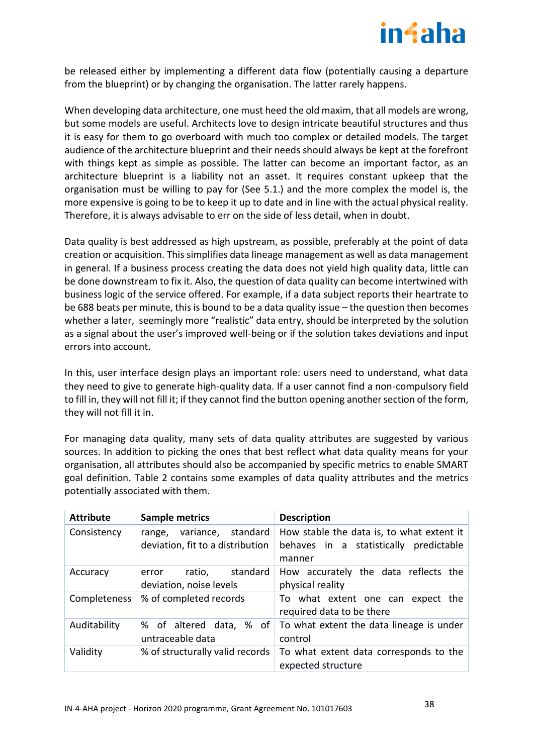be released either by implementing a different data flow (potentially causing a departure from the blueprint) or by changing the organisation. The latter rarely happens.

When developing data architecture, one must heed the old maxim, that all models are wrong, but some models are useful. Architects love to design intricate beautiful structures and thus it is easy for them to go overboard with much too complex or detailed models. The target audience of the architecture blueprint and their needs should always be kept at the forefront with things kept as simple as possible. The latter can become an important factor, as an architecture blueprint is a liability not an asset. It requires constant upkeep that the organisation must be willing to pay for (See 5.1.) and the more complex the model is, the more expensive is going to be to keep it up to date and in line with the actual physical reality. Therefore, it is always advisable to err on the side of less detail, when in doubt.

Data quality is best addressed as high upstream, as possible, preferably at the point of data creation or acquisition. This simplifies data lineage management as well as data management in general. If a business process creating the data does not yield high quality data, little can be done downstream to fix it. Also, the question of data quality can become intertwined with business logic of the service offered. For example, if a data subject reports their heartrate to be 688 beats per minute, this is bound to be a data quality issue – the question then becomes whether a later, seemingly more "realistic" data entry, should be interpreted by the solution as a signal about the user's improved well-being or if the solution takes deviations and input errors into account.

In this, user interface design plays an important role: users need to understand, what data they need to give to generate high-quality data. If a user cannot find a non-compulsory field to fill in, they will not fill it; if they cannot find the button opening another section of the form, they will not fill it in.

For managing data quality, many sets of data quality attributes are suggested by various sources. In addition to picking the ones that best reflect what data quality means for your organisation, all attributes should also be accompanied by specific metrics to enable SMART goal definition. Table 2 contains some examples of data quality attributes and the metrics potentially associated with them.

| Attribute | Sample metrics | Description |
|---|---|---|
| Consistency | range, variance, standard deviation, fit to a distribution | How stable the data is, to what extent it behaves in a statistically predictable manner |
| Accuracy | error ratio, standard deviation, noise levels | How accurately the data reflects the physical reality |
| Completeness | % of completed records | To what extent one can expect the required data to be there |
| Auditability | % of altered data, % of untraceable data | To what extent the data lineage is under control |
| Validity | % of structurally valid records | To what extent data corresponds to the expected structure |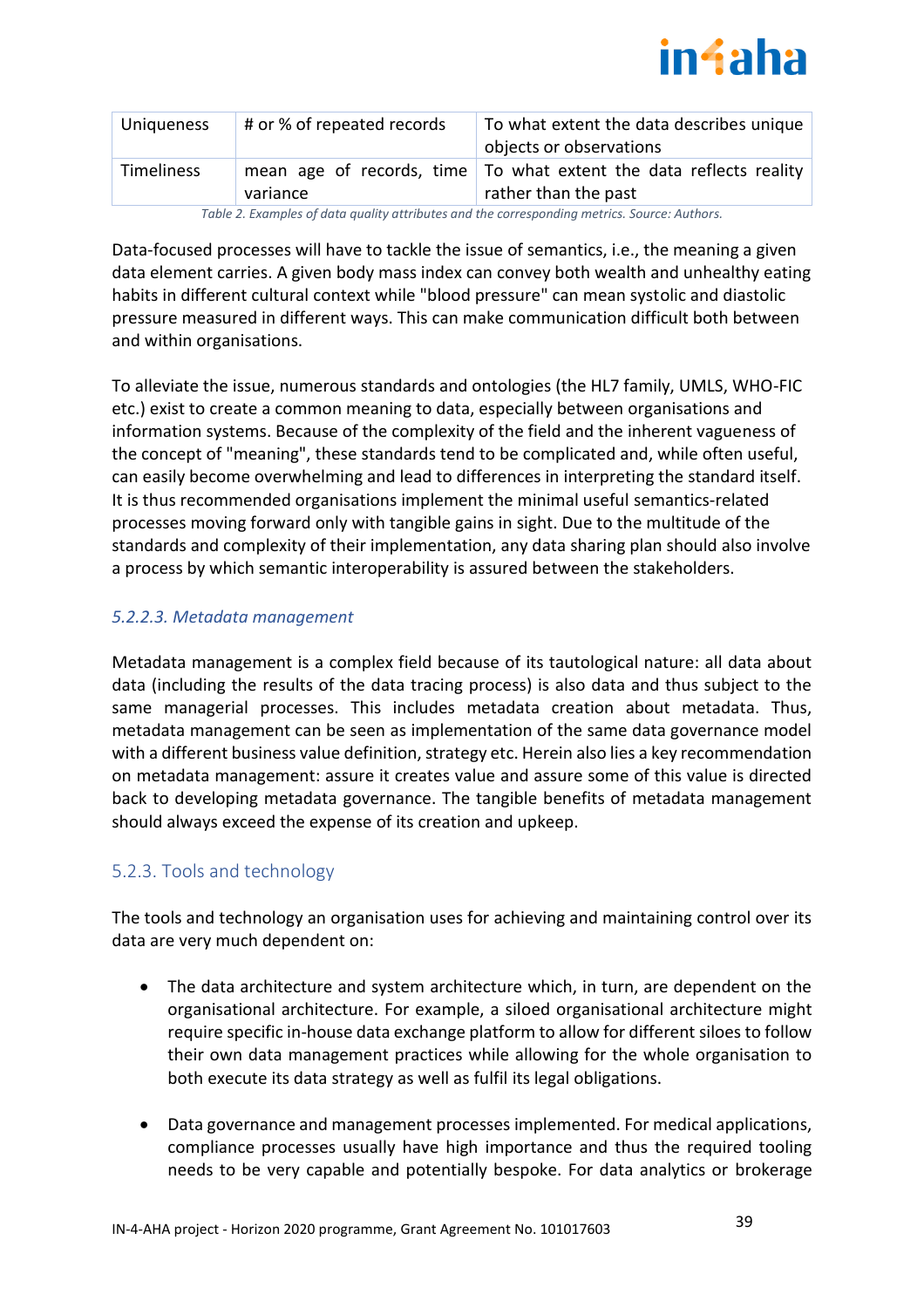| Uniqueness | # or % of repeated records | To what extent the data describes unique objects or observations |
| --- | --- | --- |
| Timeliness | mean age of records, time variance | To what extent the data reflects reality rather than the past |

*Table 2. Examples of data quality attributes and the corresponding metrics. Source: Authors.*

Data-focused processes will have to tackle the issue of semantics, i.e., the meaning a given data element carries. A given body mass index can convey both wealth and unhealthy eating habits in different cultural context while "blood pressure" can mean systolic and diastolic pressure measured in different ways. This can make communication difficult both between and within organisations.

To alleviate the issue, numerous standards and ontologies (the HL7 family, UMLS, WHO-FIC etc.) exist to create a common meaning to data, especially between organisations and information systems. Because of the complexity of the field and the inherent vagueness of the concept of "meaning", these standards tend to be complicated and, while often useful, can easily become overwhelming and lead to differences in interpreting the standard itself. It is thus recommended organisations implement the minimal useful semantics-related processes moving forward only with tangible gains in sight. Due to the multitude of the standards and complexity of their implementation, any data sharing plan should also involve a process by which semantic interoperability is assured between the stakeholders.

#### *5.2.2.3. Metadata management*

Metadata management is a complex field because of its tautological nature: all data about data (including the results of the data tracing process) is also data and thus subject to the same managerial processes. This includes metadata creation about metadata. Thus, metadata management can be seen as implementation of the same data governance model with a different business value definition, strategy etc. Herein also lies a key recommendation on metadata management: assure it creates value and assure some of this value is directed back to developing metadata governance. The tangible benefits of metadata management should always exceed the expense of its creation and upkeep.

### 5.2.3. Tools and technology

The tools and technology an organisation uses for achieving and maintaining control over its data are very much dependent on:

- The data architecture and system architecture which, in turn, are dependent on the organisational architecture. For example, a siloed organisational architecture might require specific in-house data exchange platform to allow for different siloes to follow their own data management practices while allowing for the whole organisation to both execute its data strategy as well as fulfil its legal obligations.
- Data governance and management processes implemented. For medical applications, compliance processes usually have high importance and thus the required tooling needs to be very capable and potentially bespoke. For data analytics or brokerage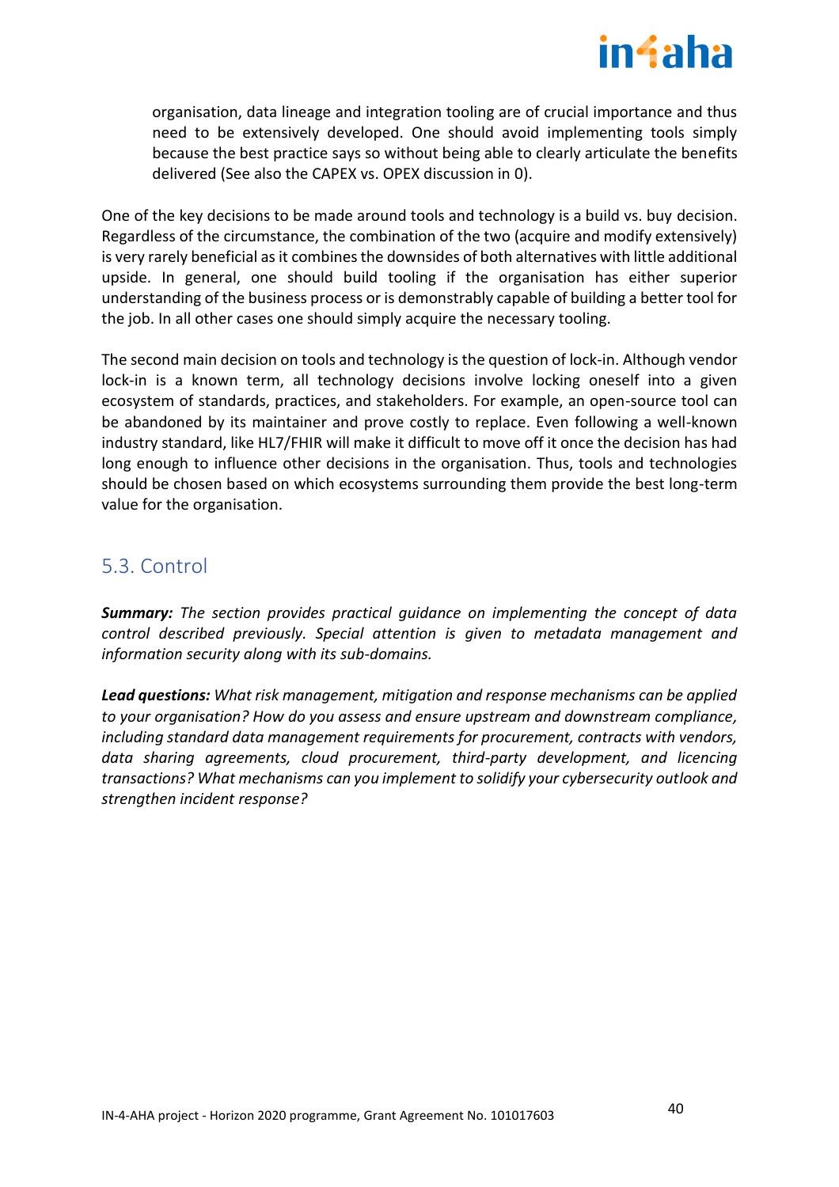organisation, data lineage and integration tooling are of crucial importance and thus need to be extensively developed. One should avoid implementing tools simply because the best practice says so without being able to clearly articulate the benefits delivered (See also the CAPEX vs. OPEX discussion in 0).

One of the key decisions to be made around tools and technology is a build vs. buy decision. Regardless of the circumstance, the combination of the two (acquire and modify extensively) is very rarely beneficial as it combines the downsides of both alternatives with little additional upside. In general, one should build tooling if the organisation has either superior understanding of the business process or is demonstrably capable of building a better tool for the job. In all other cases one should simply acquire the necessary tooling.

The second main decision on tools and technology is the question of lock-in. Although vendor lock-in is a known term, all technology decisions involve locking oneself into a given ecosystem of standards, practices, and stakeholders. For example, an open-source tool can be abandoned by its maintainer and prove costly to replace. Even following a well-known industry standard, like HL7/FHIR will make it difficult to move off it once the decision has had long enough to influence other decisions in the organisation. Thus, tools and technologies should be chosen based on which ecosystems surrounding them provide the best long-term value for the organisation.

## 5.3. Control

***Summary:*** *The section provides practical guidance on implementing the concept of data control described previously. Special attention is given to metadata management and information security along with its sub-domains.*

***Lead questions:*** *What risk management, mitigation and response mechanisms can be applied to your organisation? How do you assess and ensure upstream and downstream compliance, including standard data management requirements for procurement, contracts with vendors, data sharing agreements, cloud procurement, third-party development, and licencing transactions? What mechanisms can you implement to solidify your cybersecurity outlook and strengthen incident response?*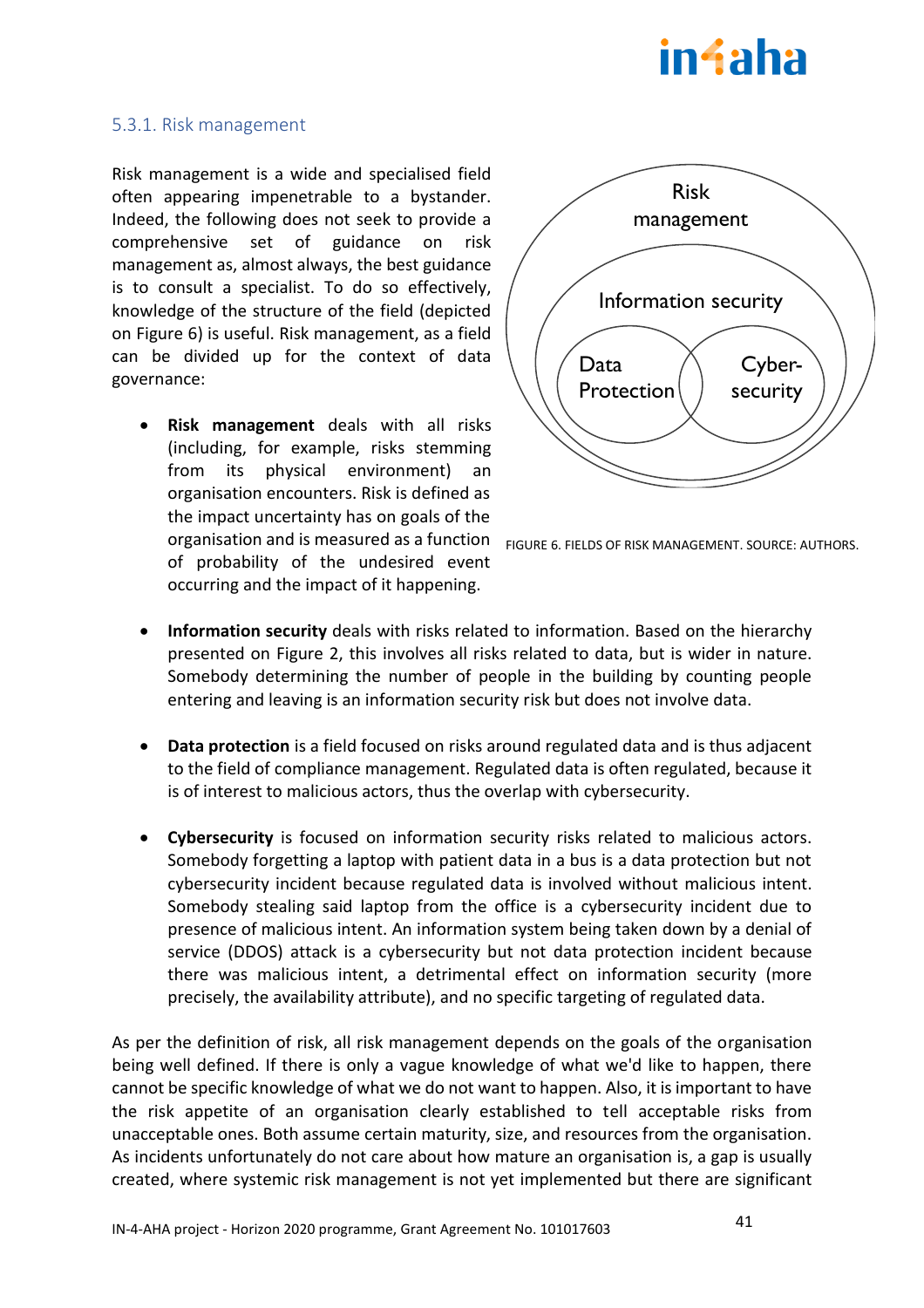### 5.3.1. Risk management

Risk management is a wide and specialised field often appearing impenetrable to a bystander. Indeed, the following does not seek to provide a comprehensive set of guidance on risk management as, almost always, the best guidance is to consult a specialist. To do so effectively, knowledge of the structure of the field (depicted on Figure 6) is useful. Risk management, as a field can be divided up for the context of data governance:

FIGURE 6. FIELDS OF RISK MANAGEMENT. SOURCE: AUTHORS.

- **Risk management** deals with all risks (including, for example, risks stemming from its physical environment) an organisation encounters. Risk is defined as the impact uncertainty has on goals of the organisation and is measured as a function of probability of the undesired event occurring and the impact of it happening.

- **Information security** deals with risks related to information. Based on the hierarchy presented on Figure 2, this involves all risks related to data, but is wider in nature. Somebody determining the number of people in the building by counting people entering and leaving is an information security risk but does not involve data.

- **Data protection** is a field focused on risks around regulated data and is thus adjacent to the field of compliance management. Regulated data is often regulated, because it is of interest to malicious actors, thus the overlap with cybersecurity.

- **Cybersecurity** is focused on information security risks related to malicious actors. Somebody forgetting a laptop with patient data in a bus is a data protection but not cybersecurity incident because regulated data is involved without malicious intent. Somebody stealing said laptop from the office is a cybersecurity incident due to presence of malicious intent. An information system being taken down by a denial of service (DDOS) attack is a cybersecurity but not data protection incident because there was malicious intent, a detrimental effect on information security (more precisely, the availability attribute), and no specific targeting of regulated data.

As per the definition of risk, all risk management depends on the goals of the organisation being well defined. If there is only a vague knowledge of what we'd like to happen, there cannot be specific knowledge of what we do not want to happen. Also, it is important to have the risk appetite of an organisation clearly established to tell acceptable risks from unacceptable ones. Both assume certain maturity, size, and resources from the organisation. As incidents unfortunately do not care about how mature an organisation is, a gap is usually created, where systemic risk management is not yet implemented but there are significant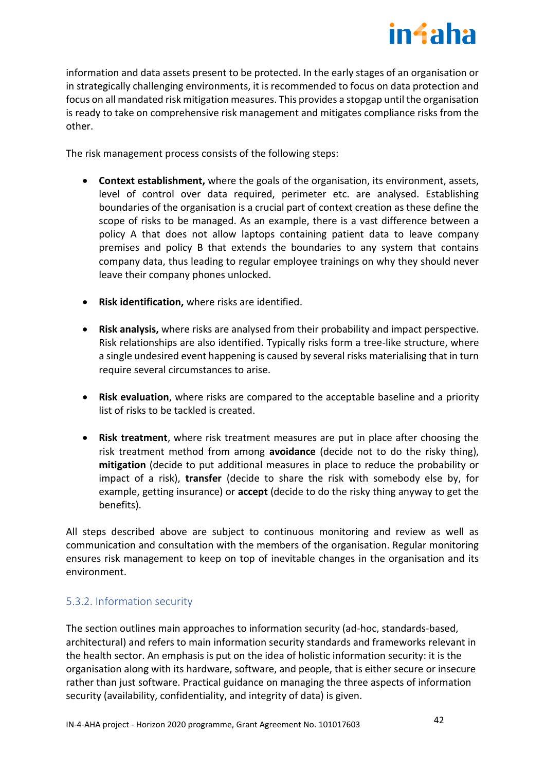information and data assets present to be protected. In the early stages of an organisation or in strategically challenging environments, it is recommended to focus on data protection and focus on all mandated risk mitigation measures. This provides a stopgap until the organisation is ready to take on comprehensive risk management and mitigates compliance risks from the other.

The risk management process consists of the following steps:

- **Context establishment,** where the goals of the organisation, its environment, assets, level of control over data required, perimeter etc. are analysed. Establishing boundaries of the organisation is a crucial part of context creation as these define the scope of risks to be managed. As an example, there is a vast difference between a policy A that does not allow laptops containing patient data to leave company premises and policy B that extends the boundaries to any system that contains company data, thus leading to regular employee trainings on why they should never leave their company phones unlocked.

- **Risk identification,** where risks are identified.

- **Risk analysis,** where risks are analysed from their probability and impact perspective. Risk relationships are also identified. Typically risks form a tree-like structure, where a single undesired event happening is caused by several risks materialising that in turn require several circumstances to arise.

- **Risk evaluation**, where risks are compared to the acceptable baseline and a priority list of risks to be tackled is created.

- **Risk treatment**, where risk treatment measures are put in place after choosing the risk treatment method from among **avoidance** (decide not to do the risky thing), **mitigation** (decide to put additional measures in place to reduce the probability or impact of a risk), **transfer** (decide to share the risk with somebody else by, for example, getting insurance) or **accept** (decide to do the risky thing anyway to get the benefits).

All steps described above are subject to continuous monitoring and review as well as communication and consultation with the members of the organisation. Regular monitoring ensures risk management to keep on top of inevitable changes in the organisation and its environment.

### 5.3.2. Information security

The section outlines main approaches to information security (ad-hoc, standards-based, architectural) and refers to main information security standards and frameworks relevant in the health sector. An emphasis is put on the idea of holistic information security: it is the organisation along with its hardware, software, and people, that is either secure or insecure rather than just software. Practical guidance on managing the three aspects of information security (availability, confidentiality, and integrity of data) is given.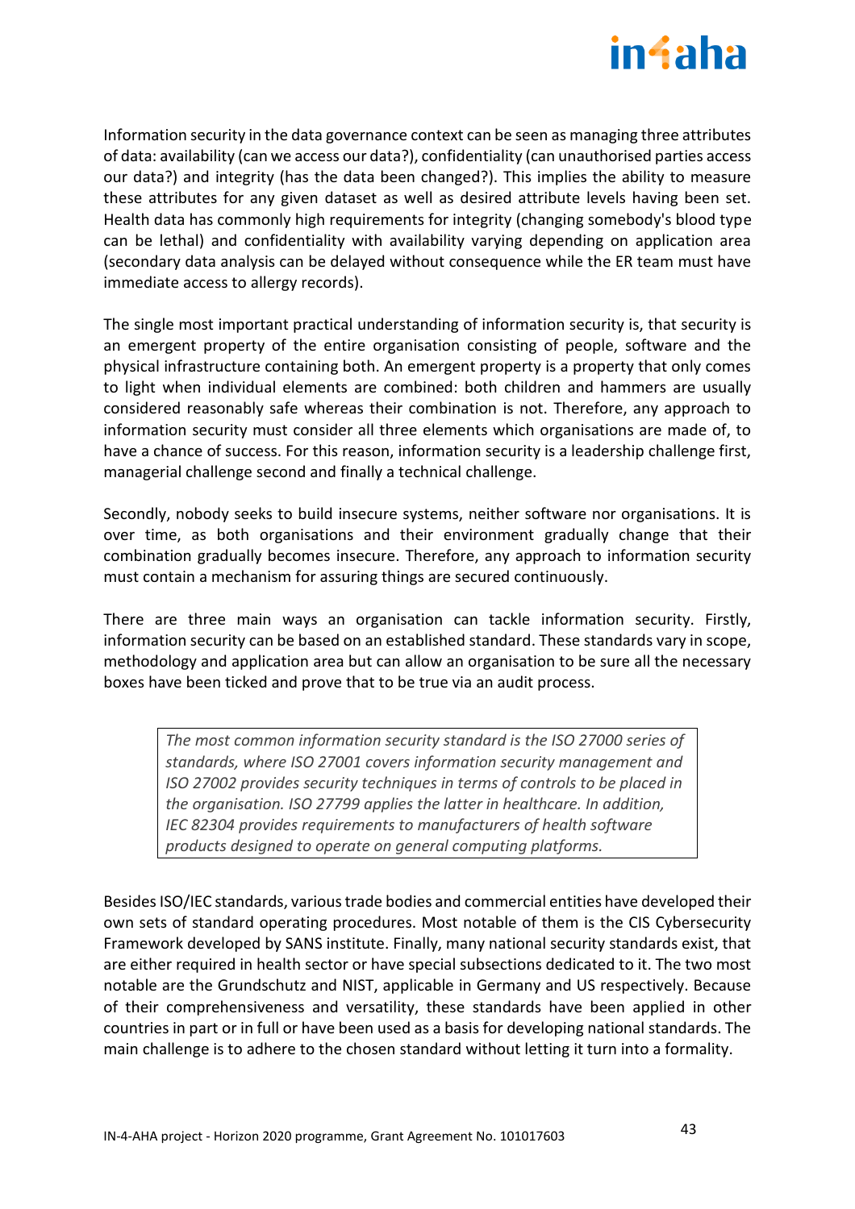Information security in the data governance context can be seen as managing three attributes of data: availability (can we access our data?), confidentiality (can unauthorised parties access our data?) and integrity (has the data been changed?). This implies the ability to measure these attributes for any given dataset as well as desired attribute levels having been set. Health data has commonly high requirements for integrity (changing somebody's blood type can be lethal) and confidentiality with availability varying depending on application area (secondary data analysis can be delayed without consequence while the ER team must have immediate access to allergy records).

The single most important practical understanding of information security is, that security is an emergent property of the entire organisation consisting of people, software and the physical infrastructure containing both. An emergent property is a property that only comes to light when individual elements are combined: both children and hammers are usually considered reasonably safe whereas their combination is not. Therefore, any approach to information security must consider all three elements which organisations are made of, to have a chance of success. For this reason, information security is a leadership challenge first, managerial challenge second and finally a technical challenge.

Secondly, nobody seeks to build insecure systems, neither software nor organisations. It is over time, as both organisations and their environment gradually change that their combination gradually becomes insecure. Therefore, any approach to information security must contain a mechanism for assuring things are secured continuously.

There are three main ways an organisation can tackle information security. Firstly, information security can be based on an established standard. These standards vary in scope, methodology and application area but can allow an organisation to be sure all the necessary boxes have been ticked and prove that to be true via an audit process.

> *The most common information security standard is the ISO 27000 series of standards, where ISO 27001 covers information security management and ISO 27002 provides security techniques in terms of controls to be placed in the organisation. ISO 27799 applies the latter in healthcare. In addition, IEC 82304 provides requirements to manufacturers of health software products designed to operate on general computing platforms.*

Besides ISO/IEC standards, various trade bodies and commercial entities have developed their own sets of standard operating procedures. Most notable of them is the CIS Cybersecurity Framework developed by SANS institute. Finally, many national security standards exist, that are either required in health sector or have special subsections dedicated to it. The two most notable are the Grundschutz and NIST, applicable in Germany and US respectively. Because of their comprehensiveness and versatility, these standards have been applied in other countries in part or in full or have been used as a basis for developing national standards. The main challenge is to adhere to the chosen standard without letting it turn into a formality.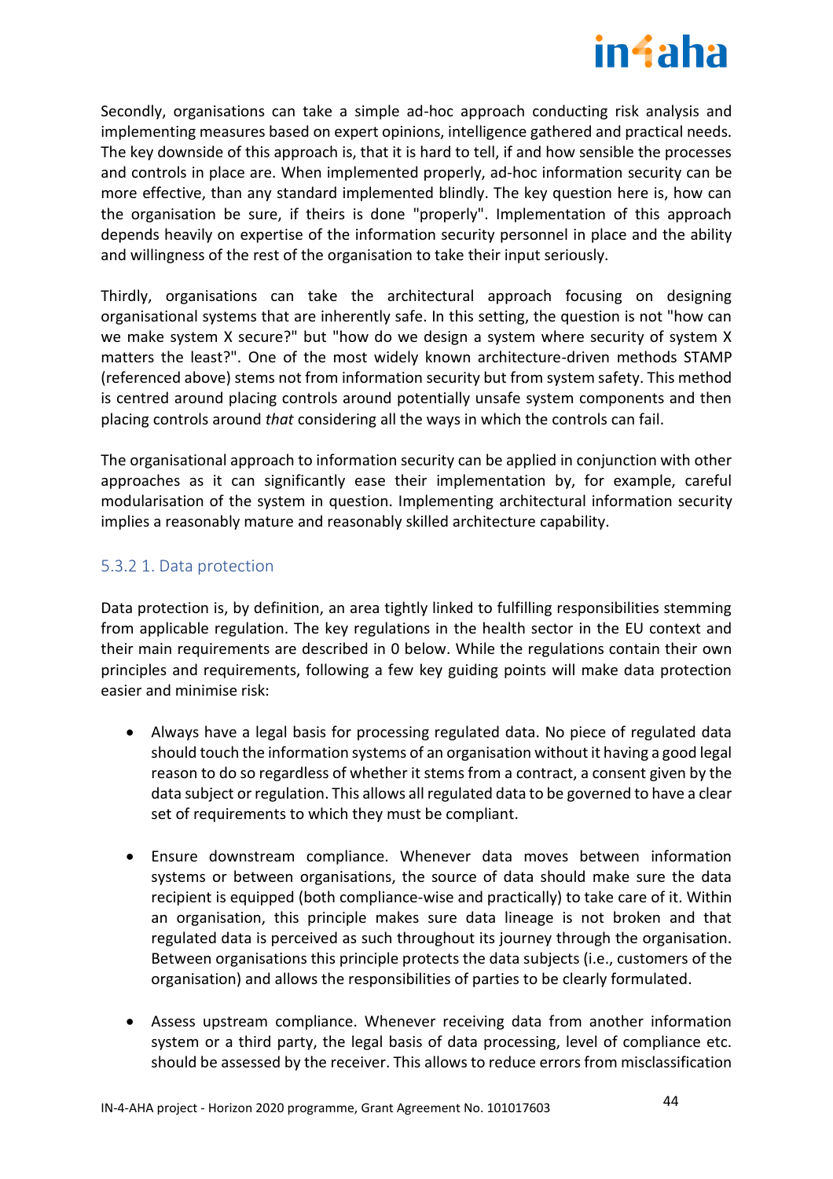Secondly, organisations can take a simple ad-hoc approach conducting risk analysis and implementing measures based on expert opinions, intelligence gathered and practical needs. The key downside of this approach is, that it is hard to tell, if and how sensible the processes and controls in place are. When implemented properly, ad-hoc information security can be more effective, than any standard implemented blindly. The key question here is, how can the organisation be sure, if theirs is done "properly". Implementation of this approach depends heavily on expertise of the information security personnel in place and the ability and willingness of the rest of the organisation to take their input seriously.

Thirdly, organisations can take the architectural approach focusing on designing organisational systems that are inherently safe. In this setting, the question is not "how can we make system X secure?" but "how do we design a system where security of system X matters the least?". One of the most widely known architecture-driven methods STAMP (referenced above) stems not from information security but from system safety. This method is centred around placing controls around potentially unsafe system components and then placing controls around *that* considering all the ways in which the controls can fail.

The organisational approach to information security can be applied in conjunction with other approaches as it can significantly ease their implementation by, for example, careful modularisation of the system in question. Implementing architectural information security implies a reasonably mature and reasonably skilled architecture capability.

### 5.3.2 1. Data protection

Data protection is, by definition, an area tightly linked to fulfilling responsibilities stemming from applicable regulation. The key regulations in the health sector in the EU context and their main requirements are described in 0 below. While the regulations contain their own principles and requirements, following a few key guiding points will make data protection easier and minimise risk:

- Always have a legal basis for processing regulated data. No piece of regulated data should touch the information systems of an organisation without it having a good legal reason to do so regardless of whether it stems from a contract, a consent given by the data subject or regulation. This allows all regulated data to be governed to have a clear set of requirements to which they must be compliant.

- Ensure downstream compliance. Whenever data moves between information systems or between organisations, the source of data should make sure the data recipient is equipped (both compliance-wise and practically) to take care of it. Within an organisation, this principle makes sure data lineage is not broken and that regulated data is perceived as such throughout its journey through the organisation. Between organisations this principle protects the data subjects (i.e., customers of the organisation) and allows the responsibilities of parties to be clearly formulated.

- Assess upstream compliance. Whenever receiving data from another information system or a third party, the legal basis of data processing, level of compliance etc. should be assessed by the receiver. This allows to reduce errors from misclassification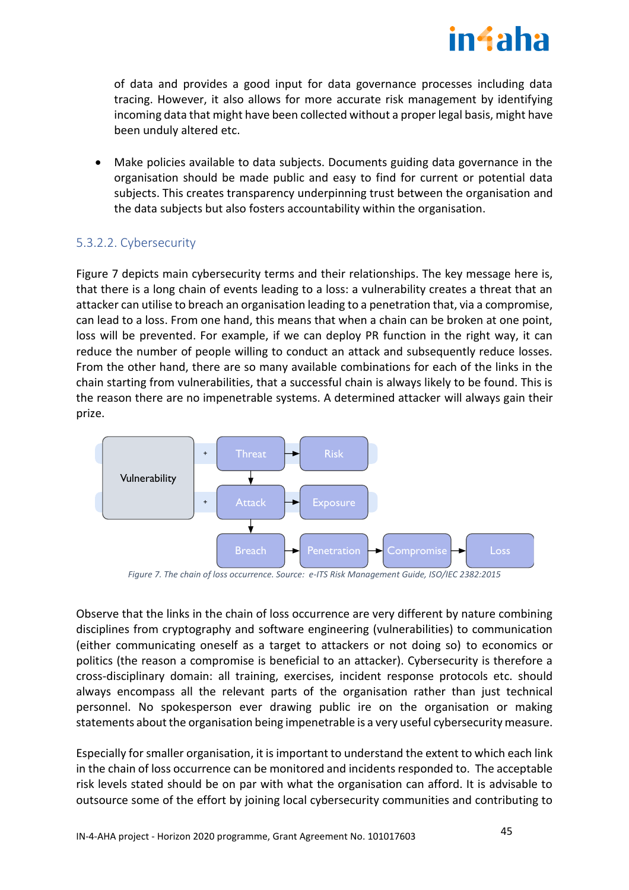of data and provides a good input for data governance processes including data tracing. However, it also allows for more accurate risk management by identifying incoming data that might have been collected without a proper legal basis, might have been unduly altered etc.

- Make policies available to data subjects. Documents guiding data governance in the organisation should be made public and easy to find for current or potential data subjects. This creates transparency underpinning trust between the organisation and the data subjects but also fosters accountability within the organisation.

### 5.3.2.2. Cybersecurity

Figure 7 depicts main cybersecurity terms and their relationships. The key message here is, that there is a long chain of events leading to a loss: a vulnerability creates a threat that an attacker can utilise to breach an organisation leading to a penetration that, via a compromise, can lead to a loss. From one hand, this means that when a chain can be broken at one point, loss will be prevented. For example, if we can deploy PR function in the right way, it can reduce the number of people willing to conduct an attack and subsequently reduce losses. From the other hand, there are so many available combinations for each of the links in the chain starting from vulnerabilities, that a successful chain is always likely to be found. This is the reason there are no impenetrable systems. A determined attacker will always gain their prize.

Vulnerability + Threat → Risk; Threat → Attack; Vulnerability + Attack → Exposure; Attack → Breach → Penetration → Compromise → Loss

*Figure 7. The chain of loss occurrence. Source: e-ITS Risk Management Guide, ISO/IEC 2382:2015*

Observe that the links in the chain of loss occurrence are very different by nature combining disciplines from cryptography and software engineering (vulnerabilities) to communication (either communicating oneself as a target to attackers or not doing so) to economics or politics (the reason a compromise is beneficial to an attacker). Cybersecurity is therefore a cross-disciplinary domain: all training, exercises, incident response protocols etc. should always encompass all the relevant parts of the organisation rather than just technical personnel. No spokesperson ever drawing public ire on the organisation or making statements about the organisation being impenetrable is a very useful cybersecurity measure.

Especially for smaller organisation, it is important to understand the extent to which each link in the chain of loss occurrence can be monitored and incidents responded to. The acceptable risk levels stated should be on par with what the organisation can afford. It is advisable to outsource some of the effort by joining local cybersecurity communities and contributing to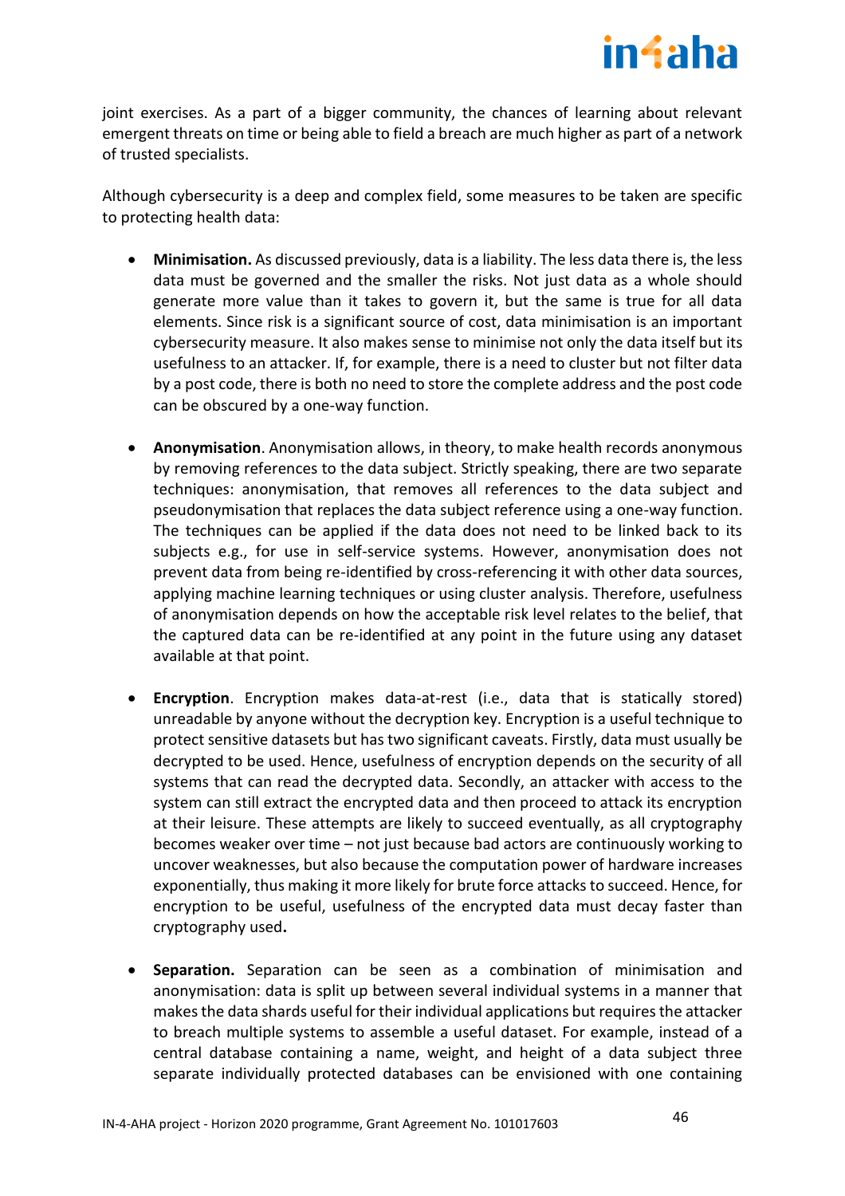joint exercises. As a part of a bigger community, the chances of learning about relevant emergent threats on time or being able to field a breach are much higher as part of a network of trusted specialists.

Although cybersecurity is a deep and complex field, some measures to be taken are specific to protecting health data:

- **Minimisation.** As discussed previously, data is a liability. The less data there is, the less data must be governed and the smaller the risks. Not just data as a whole should generate more value than it takes to govern it, but the same is true for all data elements. Since risk is a significant source of cost, data minimisation is an important cybersecurity measure. It also makes sense to minimise not only the data itself but its usefulness to an attacker. If, for example, there is a need to cluster but not filter data by a post code, there is both no need to store the complete address and the post code can be obscured by a one-way function.

- **Anonymisation**. Anonymisation allows, in theory, to make health records anonymous by removing references to the data subject. Strictly speaking, there are two separate techniques: anonymisation, that removes all references to the data subject and pseudonymisation that replaces the data subject reference using a one-way function. The techniques can be applied if the data does not need to be linked back to its subjects e.g., for use in self-service systems. However, anonymisation does not prevent data from being re-identified by cross-referencing it with other data sources, applying machine learning techniques or using cluster analysis. Therefore, usefulness of anonymisation depends on how the acceptable risk level relates to the belief, that the captured data can be re-identified at any point in the future using any dataset available at that point.

- **Encryption**. Encryption makes data-at-rest (i.e., data that is statically stored) unreadable by anyone without the decryption key. Encryption is a useful technique to protect sensitive datasets but has two significant caveats. Firstly, data must usually be decrypted to be used. Hence, usefulness of encryption depends on the security of all systems that can read the decrypted data. Secondly, an attacker with access to the system can still extract the encrypted data and then proceed to attack its encryption at their leisure. These attempts are likely to succeed eventually, as all cryptography becomes weaker over time – not just because bad actors are continuously working to uncover weaknesses, but also because the computation power of hardware increases exponentially, thus making it more likely for brute force attacks to succeed. Hence, for encryption to be useful, usefulness of the encrypted data must decay faster than cryptography used**.**

- **Separation.** Separation can be seen as a combination of minimisation and anonymisation: data is split up between several individual systems in a manner that makes the data shards useful for their individual applications but requires the attacker to breach multiple systems to assemble a useful dataset. For example, instead of a central database containing a name, weight, and height of a data subject three separate individually protected databases can be envisioned with one containing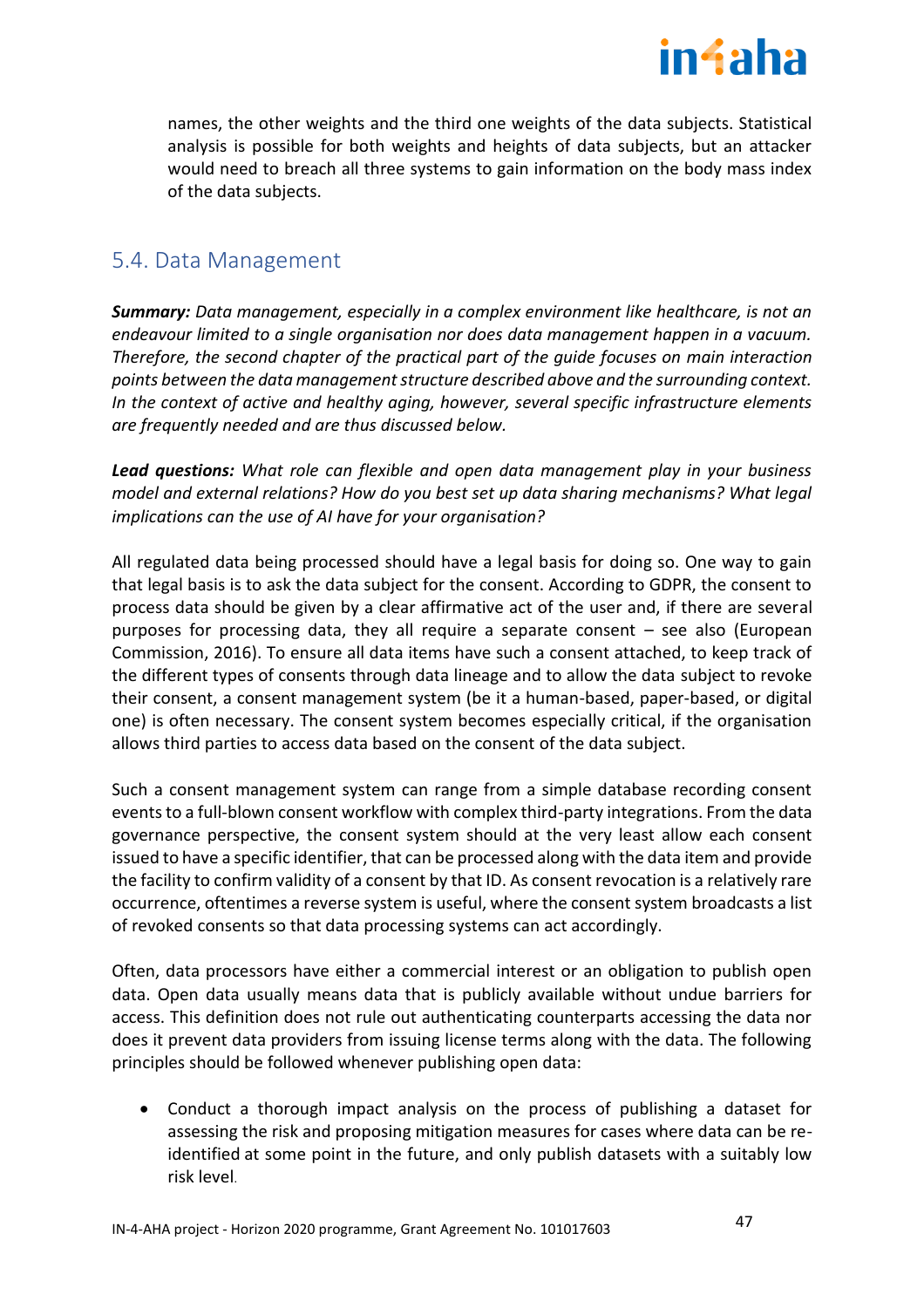names, the other weights and the third one weights of the data subjects. Statistical analysis is possible for both weights and heights of data subjects, but an attacker would need to breach all three systems to gain information on the body mass index of the data subjects.

## 5.4. Data Management

***Summary:*** *Data management, especially in a complex environment like healthcare, is not an endeavour limited to a single organisation nor does data management happen in a vacuum. Therefore, the second chapter of the practical part of the guide focuses on main interaction points between the data management structure described above and the surrounding context. In the context of active and healthy aging, however, several specific infrastructure elements are frequently needed and are thus discussed below.*

***Lead questions:*** *What role can flexible and open data management play in your business model and external relations? How do you best set up data sharing mechanisms? What legal implications can the use of AI have for your organisation?*

All regulated data being processed should have a legal basis for doing so. One way to gain that legal basis is to ask the data subject for the consent. According to GDPR, the consent to process data should be given by a clear affirmative act of the user and, if there are several purposes for processing data, they all require a separate consent – see also (European Commission, 2016). To ensure all data items have such a consent attached, to keep track of the different types of consents through data lineage and to allow the data subject to revoke their consent, a consent management system (be it a human-based, paper-based, or digital one) is often necessary. The consent system becomes especially critical, if the organisation allows third parties to access data based on the consent of the data subject.

Such a consent management system can range from a simple database recording consent events to a full-blown consent workflow with complex third-party integrations. From the data governance perspective, the consent system should at the very least allow each consent issued to have a specific identifier, that can be processed along with the data item and provide the facility to confirm validity of a consent by that ID. As consent revocation is a relatively rare occurrence, oftentimes a reverse system is useful, where the consent system broadcasts a list of revoked consents so that data processing systems can act accordingly.

Often, data processors have either a commercial interest or an obligation to publish open data. Open data usually means data that is publicly available without undue barriers for access. This definition does not rule out authenticating counterparts accessing the data nor does it prevent data providers from issuing license terms along with the data. The following principles should be followed whenever publishing open data:

- Conduct a thorough impact analysis on the process of publishing a dataset for assessing the risk and proposing mitigation measures for cases where data can be re-identified at some point in the future, and only publish datasets with a suitably low risk level.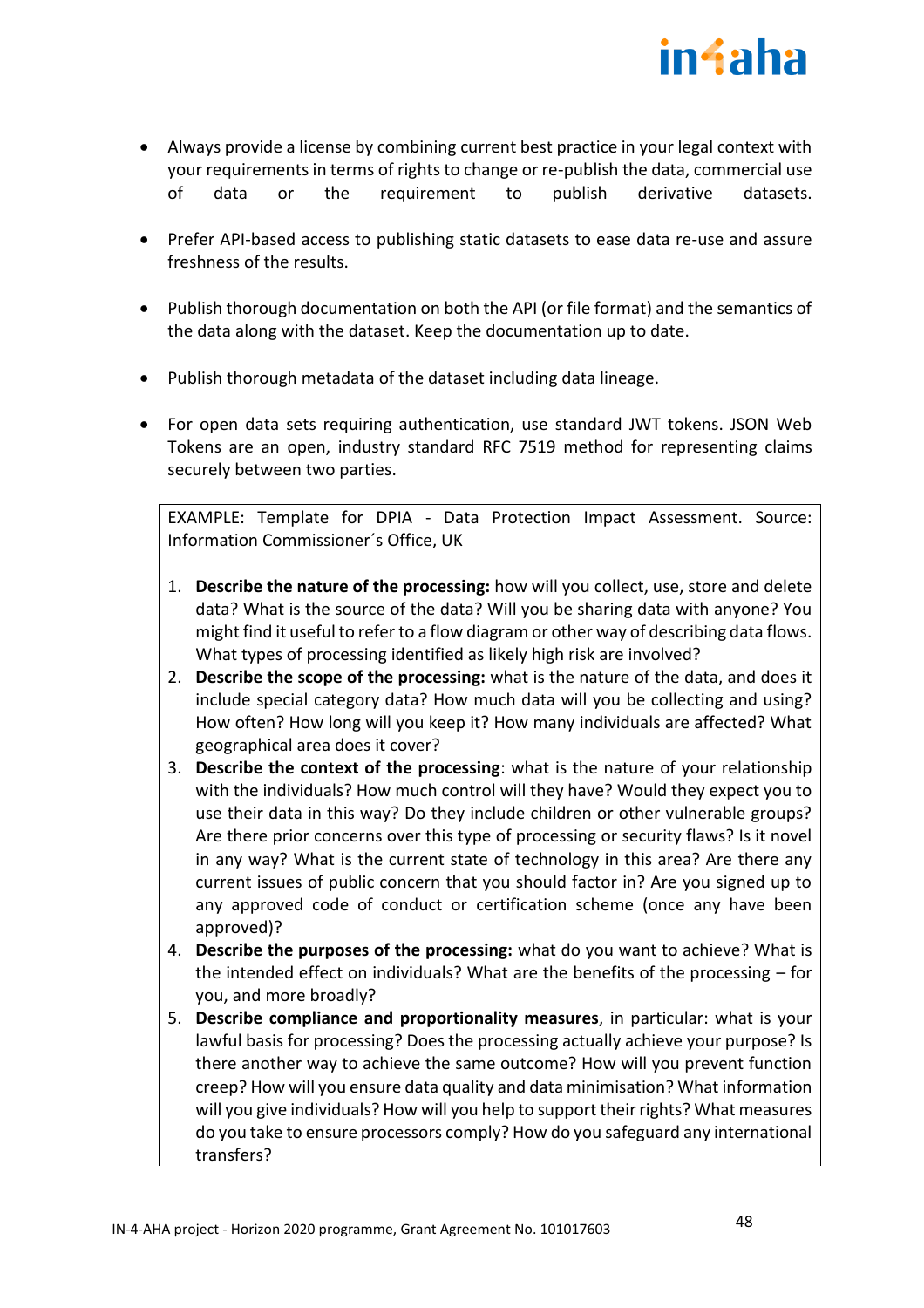- Always provide a license by combining current best practice in your legal context with your requirements in terms of rights to change or re-publish the data, commercial use of data or the requirement to publish derivative datasets.

- Prefer API-based access to publishing static datasets to ease data re-use and assure freshness of the results.

- Publish thorough documentation on both the API (or file format) and the semantics of the data along with the dataset. Keep the documentation up to date.

- Publish thorough metadata of the dataset including data lineage.

- For open data sets requiring authentication, use standard JWT tokens. JSON Web Tokens are an open, industry standard RFC 7519 method for representing claims securely between two parties.

EXAMPLE: Template for DPIA - Data Protection Impact Assessment. Source: Information Commissioner´s Office, UK

1. **Describe the nature of the processing:** how will you collect, use, store and delete data? What is the source of the data? Will you be sharing data with anyone? You might find it useful to refer to a flow diagram or other way of describing data flows. What types of processing identified as likely high risk are involved?
2. **Describe the scope of the processing:** what is the nature of the data, and does it include special category data? How much data will you be collecting and using? How often? How long will you keep it? How many individuals are affected? What geographical area does it cover?
3. **Describe the context of the processing**: what is the nature of your relationship with the individuals? How much control will they have? Would they expect you to use their data in this way? Do they include children or other vulnerable groups? Are there prior concerns over this type of processing or security flaws? Is it novel in any way? What is the current state of technology in this area? Are there any current issues of public concern that you should factor in? Are you signed up to any approved code of conduct or certification scheme (once any have been approved)?
4. **Describe the purposes of the processing:** what do you want to achieve? What is the intended effect on individuals? What are the benefits of the processing – for you, and more broadly?
5. **Describe compliance and proportionality measures**, in particular: what is your lawful basis for processing? Does the processing actually achieve your purpose? Is there another way to achieve the same outcome? How will you prevent function creep? How will you ensure data quality and data minimisation? What information will you give individuals? How will you help to support their rights? What measures do you take to ensure processors comply? How do you safeguard any international transfers?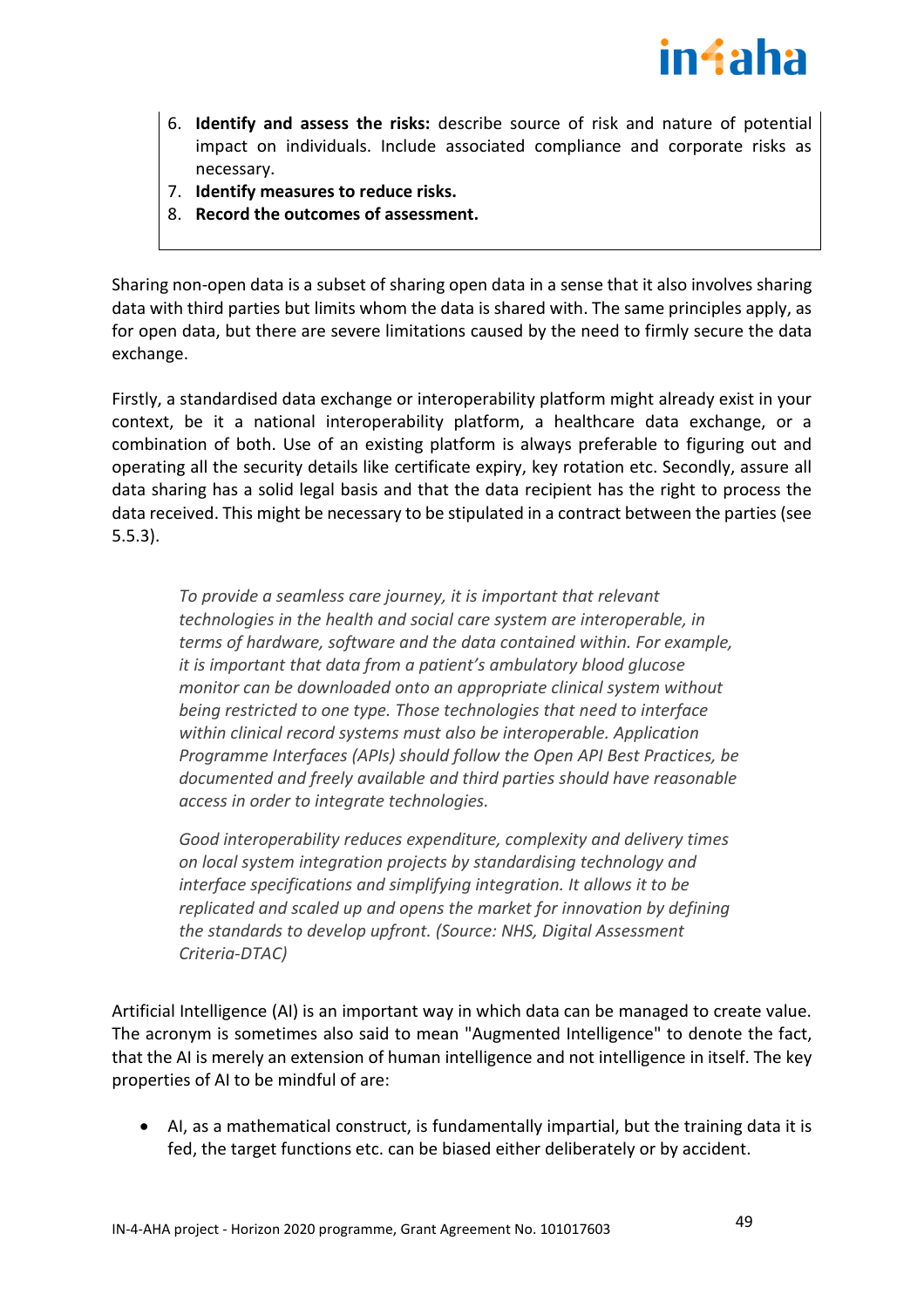6. **Identify and assess the risks:** describe source of risk and nature of potential impact on individuals. Include associated compliance and corporate risks as necessary.
7. **Identify measures to reduce risks.**
8. **Record the outcomes of assessment.**

Sharing non-open data is a subset of sharing open data in a sense that it also involves sharing data with third parties but limits whom the data is shared with. The same principles apply, as for open data, but there are severe limitations caused by the need to firmly secure the data exchange.

Firstly, a standardised data exchange or interoperability platform might already exist in your context, be it a national interoperability platform, a healthcare data exchange, or a combination of both. Use of an existing platform is always preferable to figuring out and operating all the security details like certificate expiry, key rotation etc. Secondly, assure all data sharing has a solid legal basis and that the data recipient has the right to process the data received. This might be necessary to be stipulated in a contract between the parties (see 5.5.3).

> *To provide a seamless care journey, it is important that relevant technologies in the health and social care system are interoperable, in terms of hardware, software and the data contained within. For example, it is important that data from a patient's ambulatory blood glucose monitor can be downloaded onto an appropriate clinical system without being restricted to one type. Those technologies that need to interface within clinical record systems must also be interoperable. Application Programme Interfaces (APIs) should follow the Open API Best Practices, be documented and freely available and third parties should have reasonable access in order to integrate technologies.*
>
> *Good interoperability reduces expenditure, complexity and delivery times on local system integration projects by standardising technology and interface specifications and simplifying integration. It allows it to be replicated and scaled up and opens the market for innovation by defining the standards to develop upfront. (Source: NHS, Digital Assessment Criteria-DTAC)*

Artificial Intelligence (AI) is an important way in which data can be managed to create value. The acronym is sometimes also said to mean "Augmented Intelligence" to denote the fact, that the AI is merely an extension of human intelligence and not intelligence in itself. The key properties of AI to be mindful of are:

- AI, as a mathematical construct, is fundamentally impartial, but the training data it is fed, the target functions etc. can be biased either deliberately or by accident.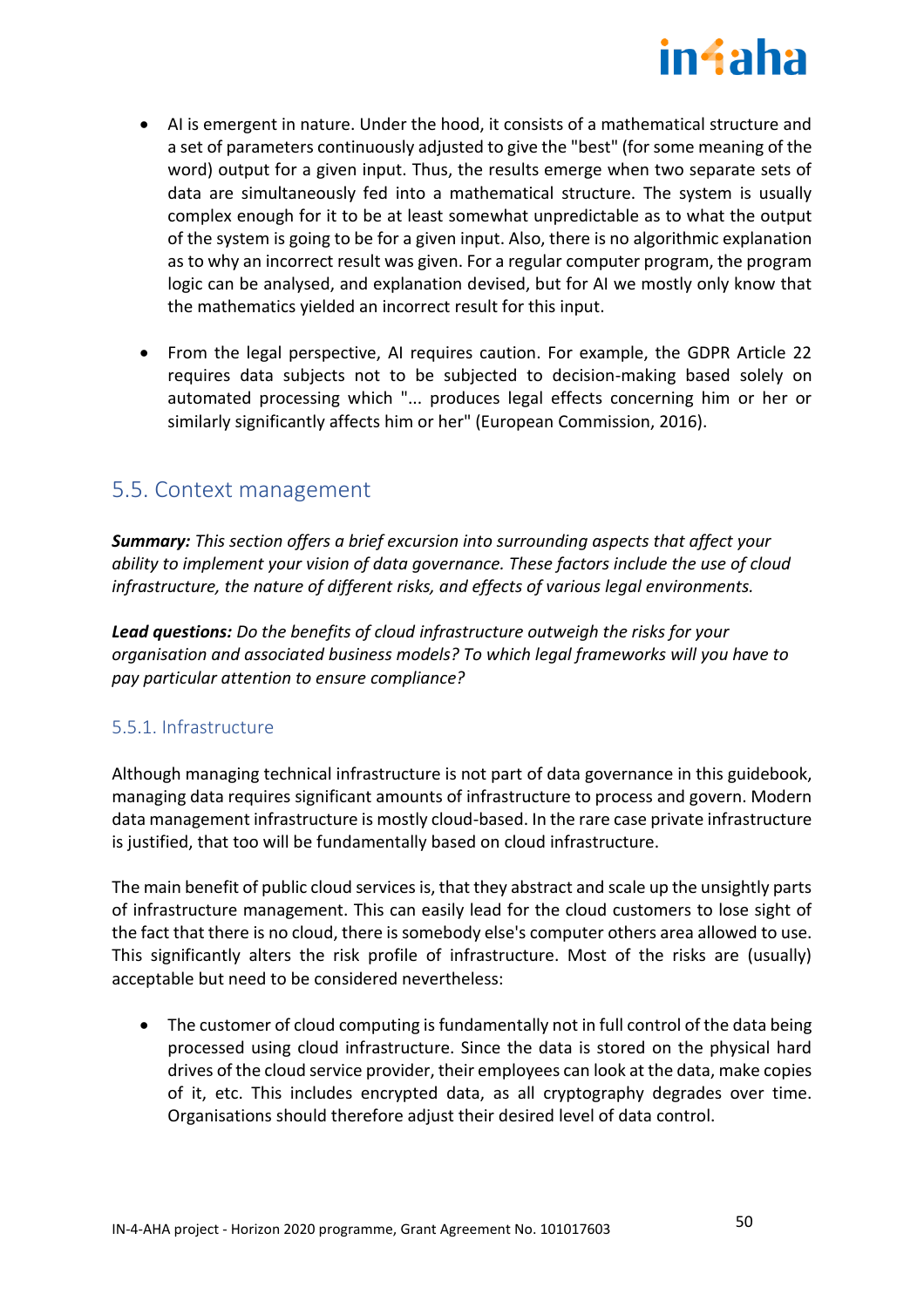- AI is emergent in nature. Under the hood, it consists of a mathematical structure and a set of parameters continuously adjusted to give the "best" (for some meaning of the word) output for a given input. Thus, the results emerge when two separate sets of data are simultaneously fed into a mathematical structure. The system is usually complex enough for it to be at least somewhat unpredictable as to what the output of the system is going to be for a given input. Also, there is no algorithmic explanation as to why an incorrect result was given. For a regular computer program, the program logic can be analysed, and explanation devised, but for AI we mostly only know that the mathematics yielded an incorrect result for this input.

- From the legal perspective, AI requires caution. For example, the GDPR Article 22 requires data subjects not to be subjected to decision-making based solely on automated processing which "... produces legal effects concerning him or her or similarly significantly affects him or her" (European Commission, 2016).

## 5.5. Context management

***Summary:*** *This section offers a brief excursion into surrounding aspects that affect your ability to implement your vision of data governance. These factors include the use of cloud infrastructure, the nature of different risks, and effects of various legal environments.*

***Lead questions:*** *Do the benefits of cloud infrastructure outweigh the risks for your organisation and associated business models? To which legal frameworks will you have to pay particular attention to ensure compliance?*

### 5.5.1. Infrastructure

Although managing technical infrastructure is not part of data governance in this guidebook, managing data requires significant amounts of infrastructure to process and govern. Modern data management infrastructure is mostly cloud-based. In the rare case private infrastructure is justified, that too will be fundamentally based on cloud infrastructure.

The main benefit of public cloud services is, that they abstract and scale up the unsightly parts of infrastructure management. This can easily lead for the cloud customers to lose sight of the fact that there is no cloud, there is somebody else's computer others area allowed to use. This significantly alters the risk profile of infrastructure. Most of the risks are (usually) acceptable but need to be considered nevertheless:

- The customer of cloud computing is fundamentally not in full control of the data being processed using cloud infrastructure. Since the data is stored on the physical hard drives of the cloud service provider, their employees can look at the data, make copies of it, etc. This includes encrypted data, as all cryptography degrades over time. Organisations should therefore adjust their desired level of data control.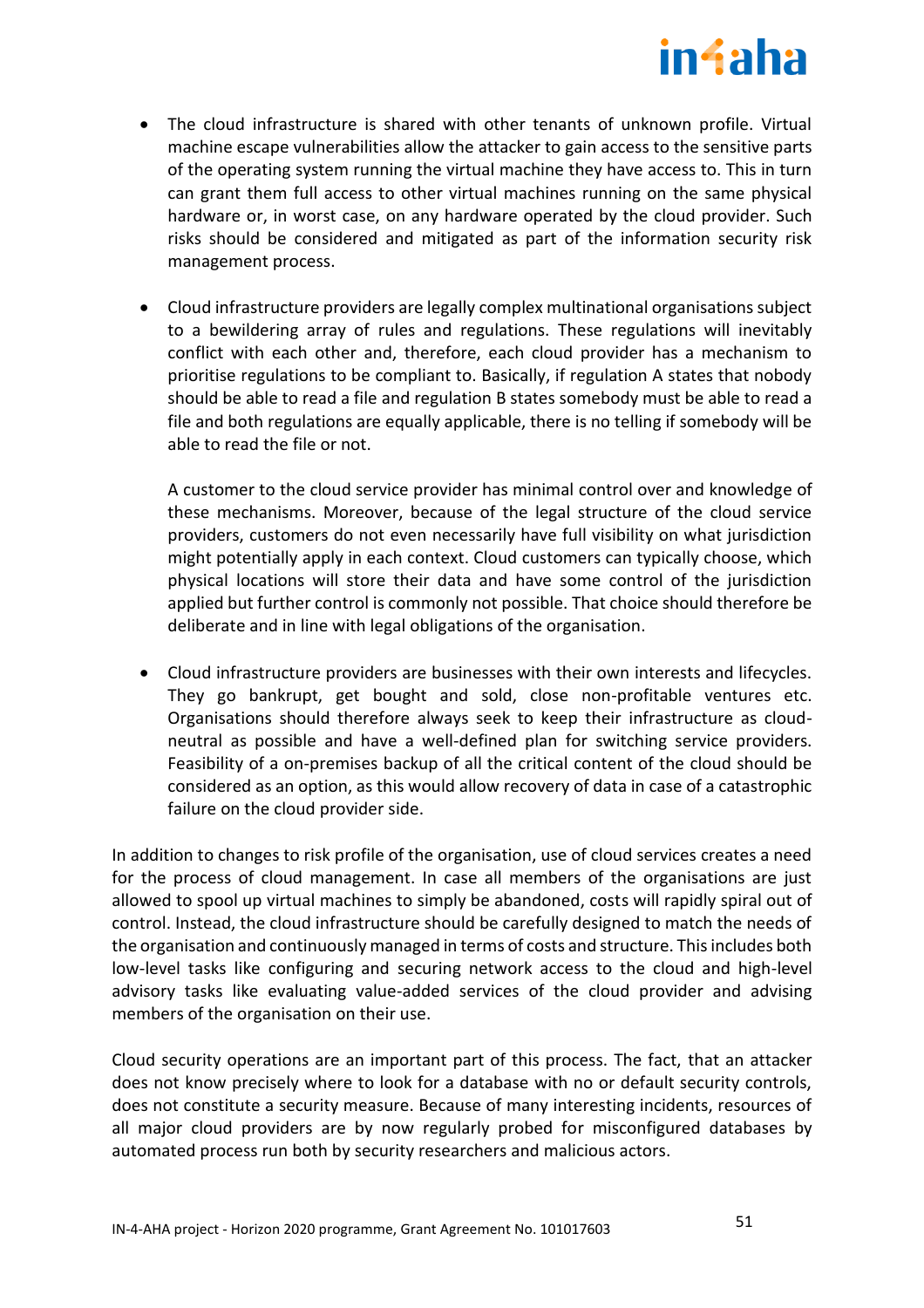- The cloud infrastructure is shared with other tenants of unknown profile. Virtual machine escape vulnerabilities allow the attacker to gain access to the sensitive parts of the operating system running the virtual machine they have access to. This in turn can grant them full access to other virtual machines running on the same physical hardware or, in worst case, on any hardware operated by the cloud provider. Such risks should be considered and mitigated as part of the information security risk management process.

- Cloud infrastructure providers are legally complex multinational organisations subject to a bewildering array of rules and regulations. These regulations will inevitably conflict with each other and, therefore, each cloud provider has a mechanism to prioritise regulations to be compliant to. Basically, if regulation A states that nobody should be able to read a file and regulation B states somebody must be able to read a file and both regulations are equally applicable, there is no telling if somebody will be able to read the file or not.

  A customer to the cloud service provider has minimal control over and knowledge of these mechanisms. Moreover, because of the legal structure of the cloud service providers, customers do not even necessarily have full visibility on what jurisdiction might potentially apply in each context. Cloud customers can typically choose, which physical locations will store their data and have some control of the jurisdiction applied but further control is commonly not possible. That choice should therefore be deliberate and in line with legal obligations of the organisation.

- Cloud infrastructure providers are businesses with their own interests and lifecycles. They go bankrupt, get bought and sold, close non-profitable ventures etc. Organisations should therefore always seek to keep their infrastructure as cloud-neutral as possible and have a well-defined plan for switching service providers. Feasibility of a on-premises backup of all the critical content of the cloud should be considered as an option, as this would allow recovery of data in case of a catastrophic failure on the cloud provider side.

In addition to changes to risk profile of the organisation, use of cloud services creates a need for the process of cloud management. In case all members of the organisations are just allowed to spool up virtual machines to simply be abandoned, costs will rapidly spiral out of control. Instead, the cloud infrastructure should be carefully designed to match the needs of the organisation and continuously managed in terms of costs and structure. This includes both low-level tasks like configuring and securing network access to the cloud and high-level advisory tasks like evaluating value-added services of the cloud provider and advising members of the organisation on their use.

Cloud security operations are an important part of this process. The fact, that an attacker does not know precisely where to look for a database with no or default security controls, does not constitute a security measure. Because of many interesting incidents, resources of all major cloud providers are by now regularly probed for misconfigured databases by automated process run both by security researchers and malicious actors.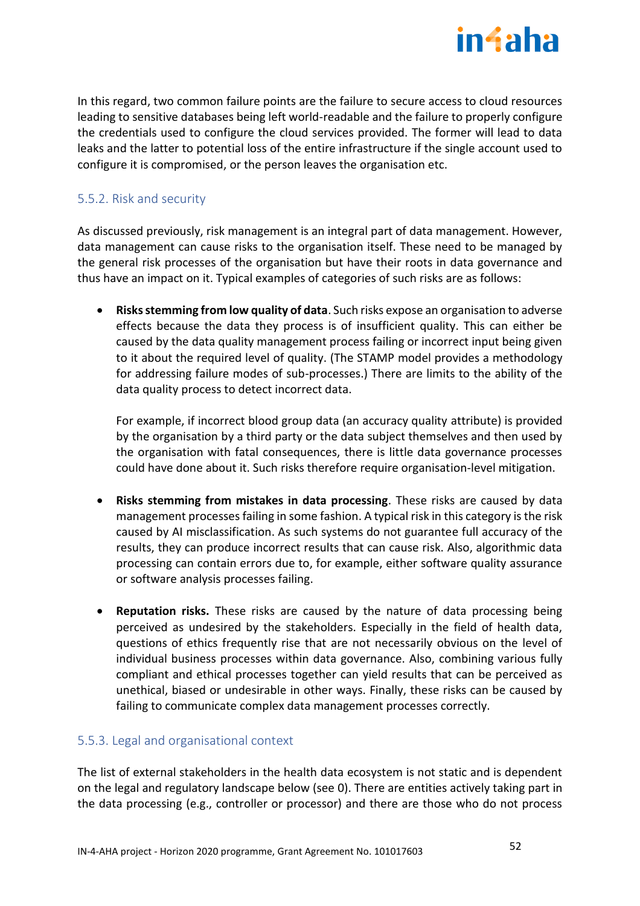In this regard, two common failure points are the failure to secure access to cloud resources leading to sensitive databases being left world-readable and the failure to properly configure the credentials used to configure the cloud services provided. The former will lead to data leaks and the latter to potential loss of the entire infrastructure if the single account used to configure it is compromised, or the person leaves the organisation etc.

### 5.5.2. Risk and security

As discussed previously, risk management is an integral part of data management. However, data management can cause risks to the organisation itself. These need to be managed by the general risk processes of the organisation but have their roots in data governance and thus have an impact on it. Typical examples of categories of such risks are as follows:

- **Risks stemming from low quality of data**. Such risks expose an organisation to adverse effects because the data they process is of insufficient quality. This can either be caused by the data quality management process failing or incorrect input being given to it about the required level of quality. (The STAMP model provides a methodology for addressing failure modes of sub-processes.) There are limits to the ability of the data quality process to detect incorrect data.

  For example, if incorrect blood group data (an accuracy quality attribute) is provided by the organisation by a third party or the data subject themselves and then used by the organisation with fatal consequences, there is little data governance processes could have done about it. Such risks therefore require organisation-level mitigation.

- **Risks stemming from mistakes in data processing**. These risks are caused by data management processes failing in some fashion. A typical risk in this category is the risk caused by AI misclassification. As such systems do not guarantee full accuracy of the results, they can produce incorrect results that can cause risk. Also, algorithmic data processing can contain errors due to, for example, either software quality assurance or software analysis processes failing.

- **Reputation risks.** These risks are caused by the nature of data processing being perceived as undesired by the stakeholders. Especially in the field of health data, questions of ethics frequently rise that are not necessarily obvious on the level of individual business processes within data governance. Also, combining various fully compliant and ethical processes together can yield results that can be perceived as unethical, biased or undesirable in other ways. Finally, these risks can be caused by failing to communicate complex data management processes correctly.

### 5.5.3. Legal and organisational context

The list of external stakeholders in the health data ecosystem is not static and is dependent on the legal and regulatory landscape below (see 0). There are entities actively taking part in the data processing (e.g., controller or processor) and there are those who do not process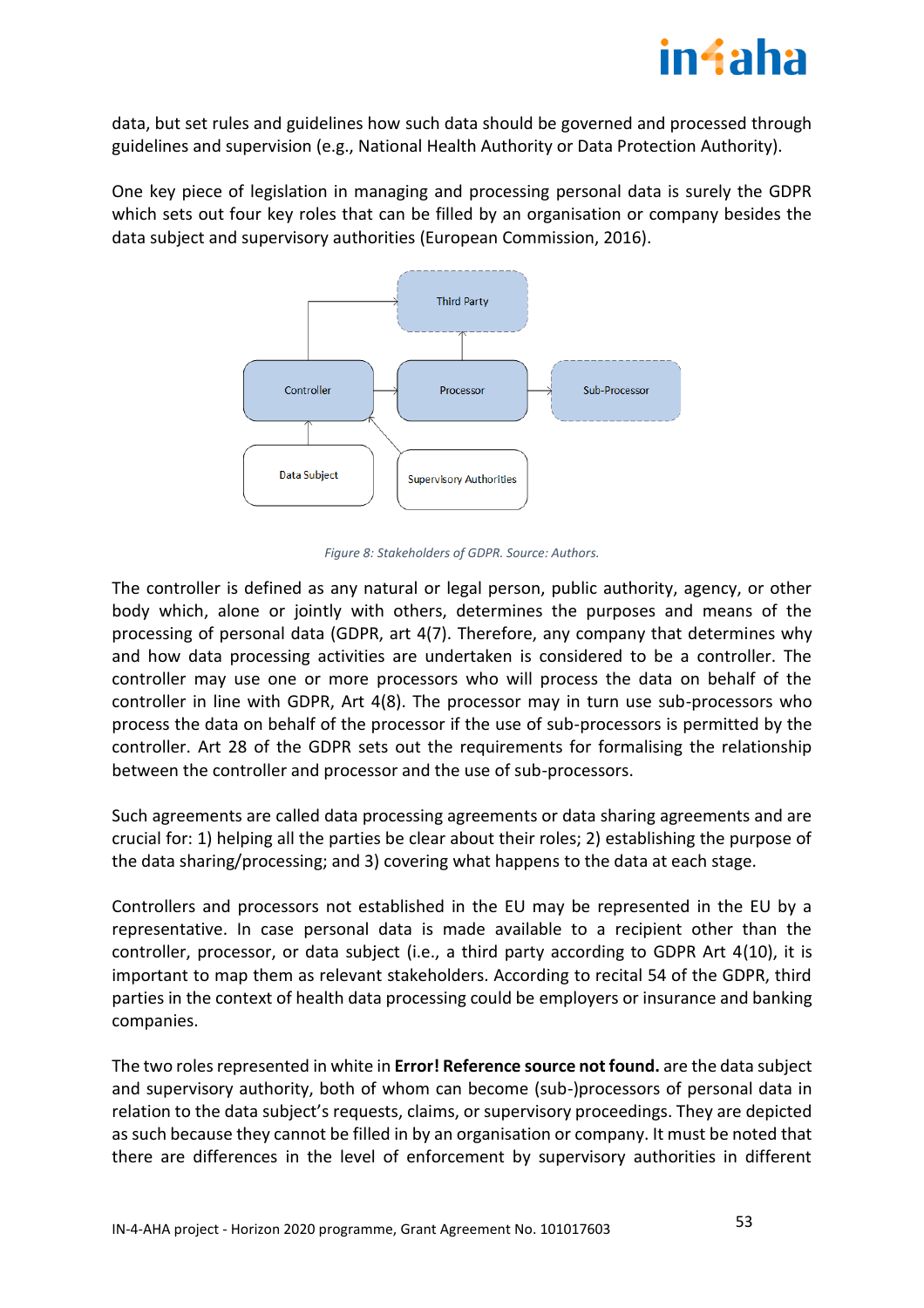data, but set rules and guidelines how such data should be governed and processed through guidelines and supervision (e.g., National Health Authority or Data Protection Authority).

One key piece of legislation in managing and processing personal data is surely the GDPR which sets out four key roles that can be filled by an organisation or company besides the data subject and supervisory authorities (European Commission, 2016).

*Figure 8: Stakeholders of GDPR. Source: Authors.*

The controller is defined as any natural or legal person, public authority, agency, or other body which, alone or jointly with others, determines the purposes and means of the processing of personal data (GDPR, art 4(7). Therefore, any company that determines why and how data processing activities are undertaken is considered to be a controller. The controller may use one or more processors who will process the data on behalf of the controller in line with GDPR, Art 4(8). The processor may in turn use sub-processors who process the data on behalf of the processor if the use of sub-processors is permitted by the controller. Art 28 of the GDPR sets out the requirements for formalising the relationship between the controller and processor and the use of sub-processors.

Such agreements are called data processing agreements or data sharing agreements and are crucial for: 1) helping all the parties be clear about their roles; 2) establishing the purpose of the data sharing/processing; and 3) covering what happens to the data at each stage.

Controllers and processors not established in the EU may be represented in the EU by a representative. In case personal data is made available to a recipient other than the controller, processor, or data subject (i.e., a third party according to GDPR Art 4(10), it is important to map them as relevant stakeholders. According to recital 54 of the GDPR, third parties in the context of health data processing could be employers or insurance and banking companies.

The two roles represented in white in **Error! Reference source not found.** are the data subject and supervisory authority, both of whom can become (sub-)processors of personal data in relation to the data subject's requests, claims, or supervisory proceedings. They are depicted as such because they cannot be filled in by an organisation or company. It must be noted that there are differences in the level of enforcement by supervisory authorities in different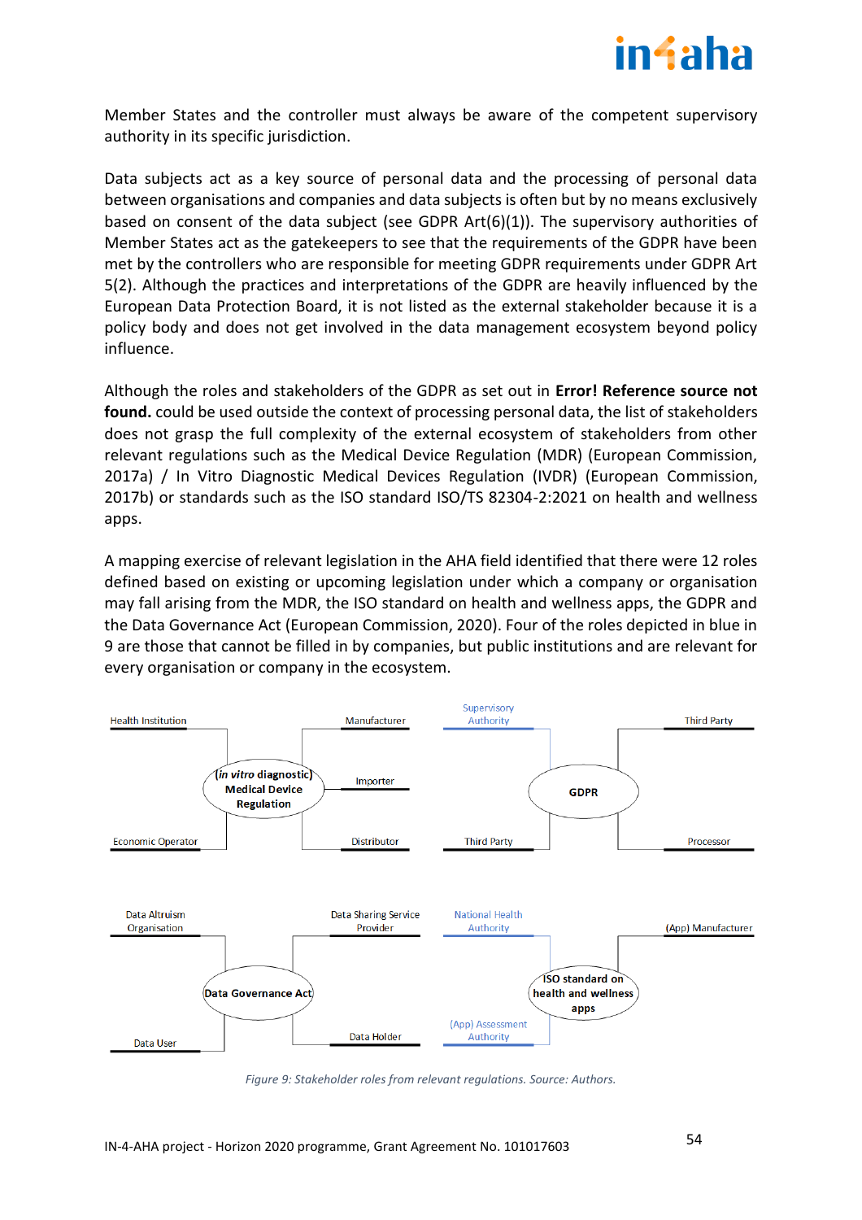Member States and the controller must always be aware of the competent supervisory authority in its specific jurisdiction.

Data subjects act as a key source of personal data and the processing of personal data between organisations and companies and data subjects is often but by no means exclusively based on consent of the data subject (see GDPR Art(6)(1)). The supervisory authorities of Member States act as the gatekeepers to see that the requirements of the GDPR have been met by the controllers who are responsible for meeting GDPR requirements under GDPR Art 5(2). Although the practices and interpretations of the GDPR are heavily influenced by the European Data Protection Board, it is not listed as the external stakeholder because it is a policy body and does not get involved in the data management ecosystem beyond policy influence.

Although the roles and stakeholders of the GDPR as set out in **Error! Reference source not found.** could be used outside the context of processing personal data, the list of stakeholders does not grasp the full complexity of the external ecosystem of stakeholders from other relevant regulations such as the Medical Device Regulation (MDR) (European Commission, 2017a) / In Vitro Diagnostic Medical Devices Regulation (IVDR) (European Commission, 2017b) or standards such as the ISO standard ISO/TS 82304-2:2021 on health and wellness apps.

A mapping exercise of relevant legislation in the AHA field identified that there were 12 roles defined based on existing or upcoming legislation under which a company or organisation may fall arising from the MDR, the ISO standard on health and wellness apps, the GDPR and the Data Governance Act (European Commission, 2020). Four of the roles depicted in blue in 9 are those that cannot be filled in by companies, but public institutions and are relevant for every organisation or company in the ecosystem.

(*in vitro* diagnostic) Medical Device Regulation: Health Institution, Economic Operator, Manufacturer, Importer, Distributor

GDPR: Supervisory Authority, Third Party, Third Party, Processor

Data Governance Act: Data Altruism Organisation, Data User, Data Sharing Service Provider, Data Holder

ISO standard on health and wellness apps: National Health Authority, (App) Assessment Authority, (App) Manufacturer

*Figure 9: Stakeholder roles from relevant regulations. Source: Authors.*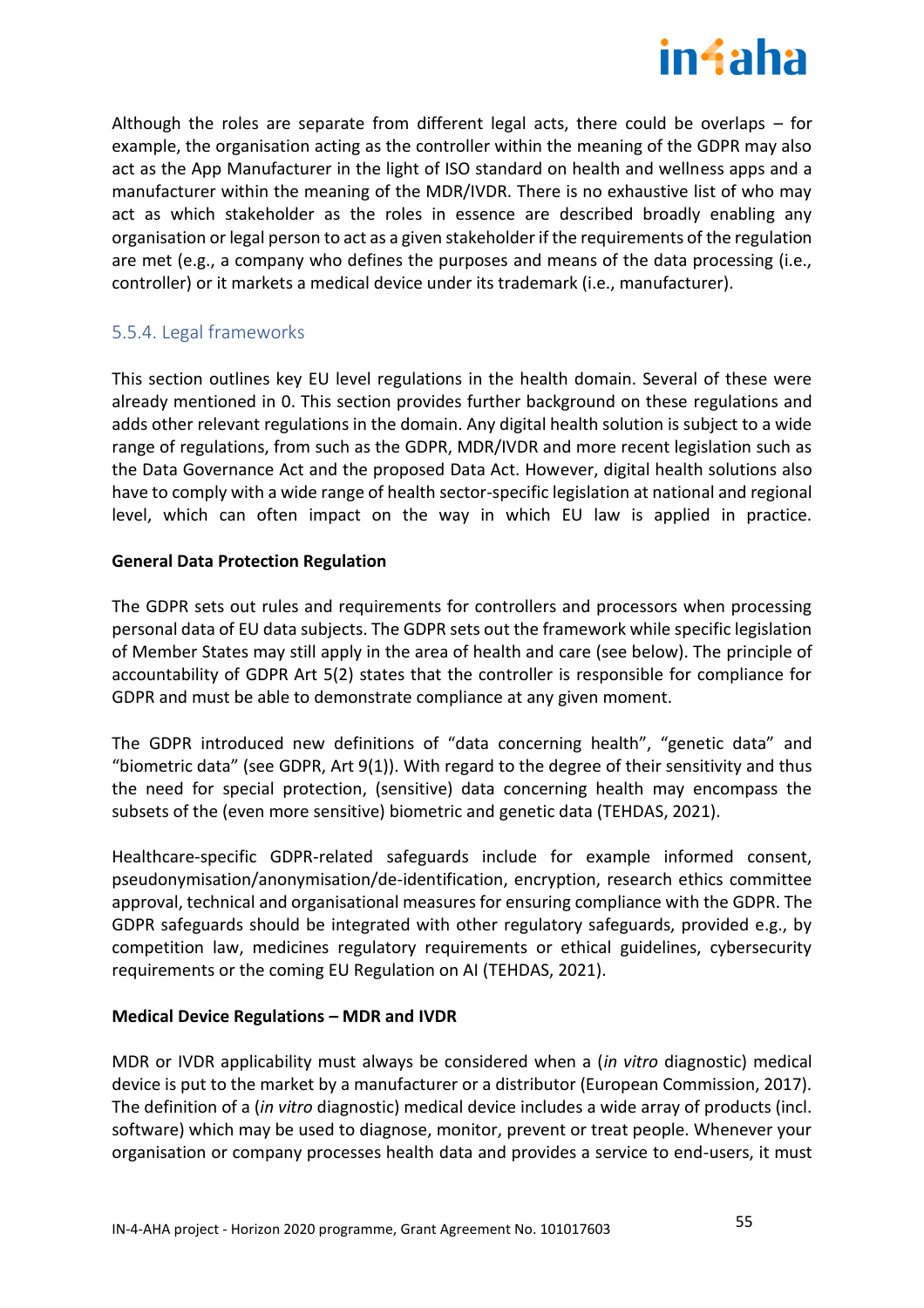Although the roles are separate from different legal acts, there could be overlaps – for example, the organisation acting as the controller within the meaning of the GDPR may also act as the App Manufacturer in the light of ISO standard on health and wellness apps and a manufacturer within the meaning of the MDR/IVDR. There is no exhaustive list of who may act as which stakeholder as the roles in essence are described broadly enabling any organisation or legal person to act as a given stakeholder if the requirements of the regulation are met (e.g., a company who defines the purposes and means of the data processing (i.e., controller) or it markets a medical device under its trademark (i.e., manufacturer).

### 5.5.4. Legal frameworks

This section outlines key EU level regulations in the health domain. Several of these were already mentioned in 0. This section provides further background on these regulations and adds other relevant regulations in the domain. Any digital health solution is subject to a wide range of regulations, from such as the GDPR, MDR/IVDR and more recent legislation such as the Data Governance Act and the proposed Data Act. However, digital health solutions also have to comply with a wide range of health sector-specific legislation at national and regional level, which can often impact on the way in which EU law is applied in practice.

**General Data Protection Regulation**

The GDPR sets out rules and requirements for controllers and processors when processing personal data of EU data subjects. The GDPR sets out the framework while specific legislation of Member States may still apply in the area of health and care (see below). The principle of accountability of GDPR Art 5(2) states that the controller is responsible for compliance for GDPR and must be able to demonstrate compliance at any given moment.

The GDPR introduced new definitions of "data concerning health", "genetic data" and "biometric data" (see GDPR, Art 9(1)). With regard to the degree of their sensitivity and thus the need for special protection, (sensitive) data concerning health may encompass the subsets of the (even more sensitive) biometric and genetic data (TEHDAS, 2021).

Healthcare-specific GDPR-related safeguards include for example informed consent, pseudonymisation/anonymisation/de-identification, encryption, research ethics committee approval, technical and organisational measures for ensuring compliance with the GDPR. The GDPR safeguards should be integrated with other regulatory safeguards, provided e.g., by competition law, medicines regulatory requirements or ethical guidelines, cybersecurity requirements or the coming EU Regulation on AI (TEHDAS, 2021).

**Medical Device Regulations – MDR and IVDR**

MDR or IVDR applicability must always be considered when a (*in vitro* diagnostic) medical device is put to the market by a manufacturer or a distributor (European Commission, 2017). The definition of a (*in vitro* diagnostic) medical device includes a wide array of products (incl. software) which may be used to diagnose, monitor, prevent or treat people. Whenever your organisation or company processes health data and provides a service to end-users, it must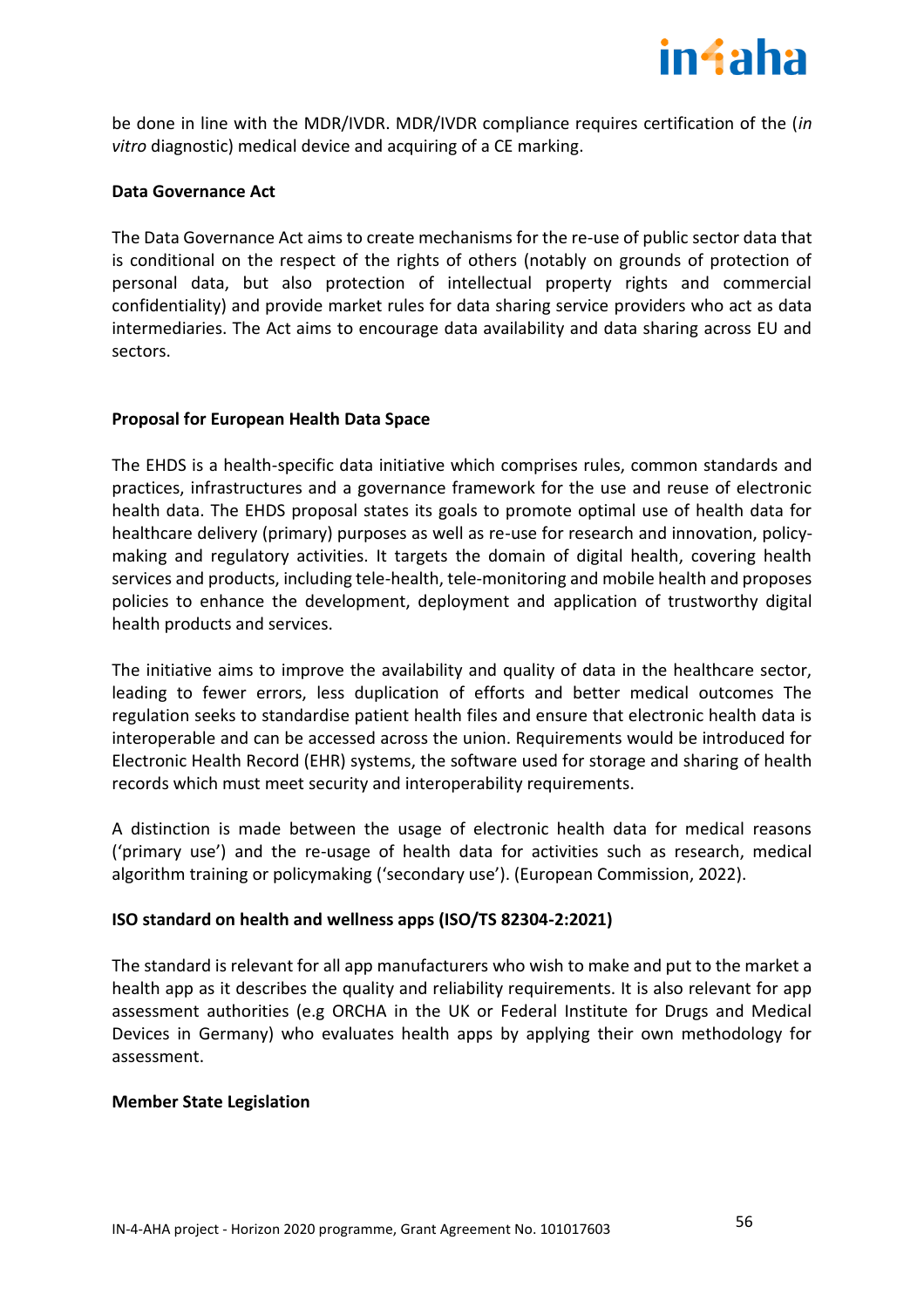be done in line with the MDR/IVDR. MDR/IVDR compliance requires certification of the (*in vitro* diagnostic) medical device and acquiring of a CE marking.

**Data Governance Act**

The Data Governance Act aims to create mechanisms for the re-use of public sector data that is conditional on the respect of the rights of others (notably on grounds of protection of personal data, but also protection of intellectual property rights and commercial confidentiality) and provide market rules for data sharing service providers who act as data intermediaries. The Act aims to encourage data availability and data sharing across EU and sectors.

**Proposal for European Health Data Space**

The EHDS is a health-specific data initiative which comprises rules, common standards and practices, infrastructures and a governance framework for the use and reuse of electronic health data. The EHDS proposal states its goals to promote optimal use of health data for healthcare delivery (primary) purposes as well as re-use for research and innovation, policy-making and regulatory activities. It targets the domain of digital health, covering health services and products, including tele-health, tele-monitoring and mobile health and proposes policies to enhance the development, deployment and application of trustworthy digital health products and services.

The initiative aims to improve the availability and quality of data in the healthcare sector, leading to fewer errors, less duplication of efforts and better medical outcomes The regulation seeks to standardise patient health files and ensure that electronic health data is interoperable and can be accessed across the union. Requirements would be introduced for Electronic Health Record (EHR) systems, the software used for storage and sharing of health records which must meet security and interoperability requirements.

A distinction is made between the usage of electronic health data for medical reasons ('primary use') and the re-usage of health data for activities such as research, medical algorithm training or policymaking ('secondary use'). (European Commission, 2022).

**ISO standard on health and wellness apps (ISO/TS 82304-2:2021)**

The standard is relevant for all app manufacturers who wish to make and put to the market a health app as it describes the quality and reliability requirements. It is also relevant for app assessment authorities (e.g ORCHA in the UK or Federal Institute for Drugs and Medical Devices in Germany) who evaluates health apps by applying their own methodology for assessment.

**Member State Legislation**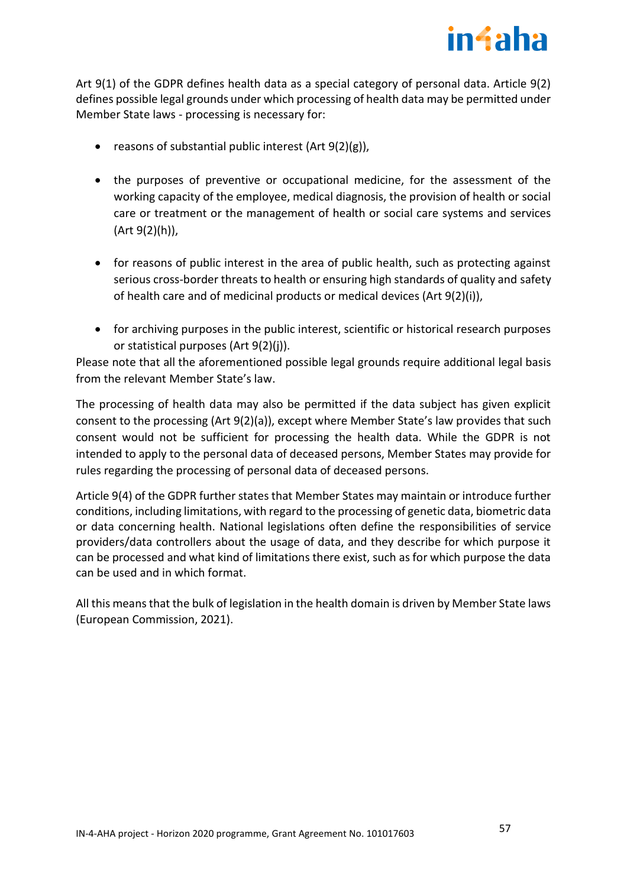Art 9(1) of the GDPR defines health data as a special category of personal data. Article 9(2) defines possible legal grounds under which processing of health data may be permitted under Member State laws - processing is necessary for:

- reasons of substantial public interest (Art 9(2)(g)),
- the purposes of preventive or occupational medicine, for the assessment of the working capacity of the employee, medical diagnosis, the provision of health or social care or treatment or the management of health or social care systems and services (Art 9(2)(h)),
- for reasons of public interest in the area of public health, such as protecting against serious cross-border threats to health or ensuring high standards of quality and safety of health care and of medicinal products or medical devices (Art 9(2)(i)),
- for archiving purposes in the public interest, scientific or historical research purposes or statistical purposes (Art 9(2)(j)).

Please note that all the aforementioned possible legal grounds require additional legal basis from the relevant Member State's law.

The processing of health data may also be permitted if the data subject has given explicit consent to the processing (Art 9(2)(a)), except where Member State's law provides that such consent would not be sufficient for processing the health data. While the GDPR is not intended to apply to the personal data of deceased persons, Member States may provide for rules regarding the processing of personal data of deceased persons.

Article 9(4) of the GDPR further states that Member States may maintain or introduce further conditions, including limitations, with regard to the processing of genetic data, biometric data or data concerning health. National legislations often define the responsibilities of service providers/data controllers about the usage of data, and they describe for which purpose it can be processed and what kind of limitations there exist, such as for which purpose the data can be used and in which format.

All this means that the bulk of legislation in the health domain is driven by Member State laws (European Commission, 2021).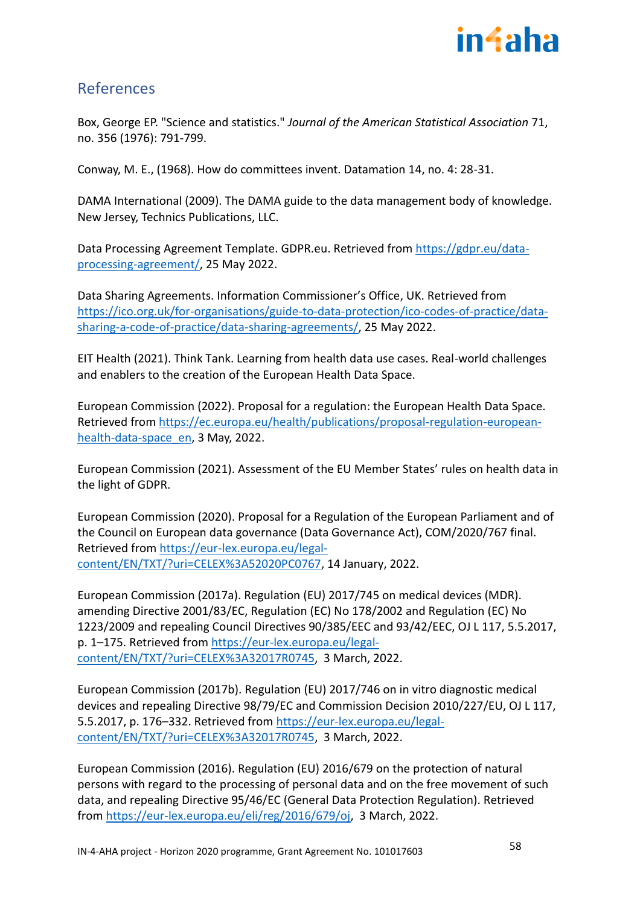## References

Box, George EP. "Science and statistics." *Journal of the American Statistical Association* 71, no. 356 (1976): 791-799.

Conway, M. E., (1968). How do committees invent. Datamation 14, no. 4: 28-31.

DAMA International (2009). The DAMA guide to the data management body of knowledge. New Jersey, Technics Publications, LLC.

Data Processing Agreement Template. GDPR.eu. Retrieved from [https://gdpr.eu/data-processing-agreement/](https://gdpr.eu/data-processing-agreement/), 25 May 2022.

Data Sharing Agreements. Information Commissioner's Office, UK. Retrieved from [https://ico.org.uk/for-organisations/guide-to-data-protection/ico-codes-of-practice/data-sharing-a-code-of-practice/data-sharing-agreements/](https://ico.org.uk/for-organisations/guide-to-data-protection/ico-codes-of-practice/data-sharing-a-code-of-practice/data-sharing-agreements/), 25 May 2022.

EIT Health (2021). Think Tank. Learning from health data use cases. Real-world challenges and enablers to the creation of the European Health Data Space.

European Commission (2022). Proposal for a regulation: the European Health Data Space. Retrieved from [https://ec.europa.eu/health/publications/proposal-regulation-european-health-data-space_en](https://ec.europa.eu/health/publications/proposal-regulation-european-health-data-space_en), 3 May, 2022.

European Commission (2021). Assessment of the EU Member States' rules on health data in the light of GDPR.

European Commission (2020). Proposal for a Regulation of the European Parliament and of the Council on European data governance (Data Governance Act), COM/2020/767 final. Retrieved from [https://eur-lex.europa.eu/legal-content/EN/TXT/?uri=CELEX%3A52020PC0767](https://eur-lex.europa.eu/legal-content/EN/TXT/?uri=CELEX%3A52020PC0767), 14 January, 2022.

European Commission (2017a). Regulation (EU) 2017/745 on medical devices (MDR). amending Directive 2001/83/EC, Regulation (EC) No 178/2002 and Regulation (EC) No 1223/2009 and repealing Council Directives 90/385/EEC and 93/42/EEC, OJ L 117, 5.5.2017, p. 1–175. Retrieved from [https://eur-lex.europa.eu/legal-content/EN/TXT/?uri=CELEX%3A32017R0745](https://eur-lex.europa.eu/legal-content/EN/TXT/?uri=CELEX%3A32017R0745), 3 March, 2022.

European Commission (2017b). Regulation (EU) 2017/746 on in vitro diagnostic medical devices and repealing Directive 98/79/EC and Commission Decision 2010/227/EU, OJ L 117, 5.5.2017, p. 176–332. Retrieved from [https://eur-lex.europa.eu/legal-content/EN/TXT/?uri=CELEX%3A32017R0745](https://eur-lex.europa.eu/legal-content/EN/TXT/?uri=CELEX%3A32017R0745), 3 March, 2022.

European Commission (2016). Regulation (EU) 2016/679 on the protection of natural persons with regard to the processing of personal data and on the free movement of such data, and repealing Directive 95/46/EC (General Data Protection Regulation). Retrieved from [https://eur-lex.europa.eu/eli/reg/2016/679/oj](https://eur-lex.europa.eu/eli/reg/2016/679/oj), 3 March, 2022.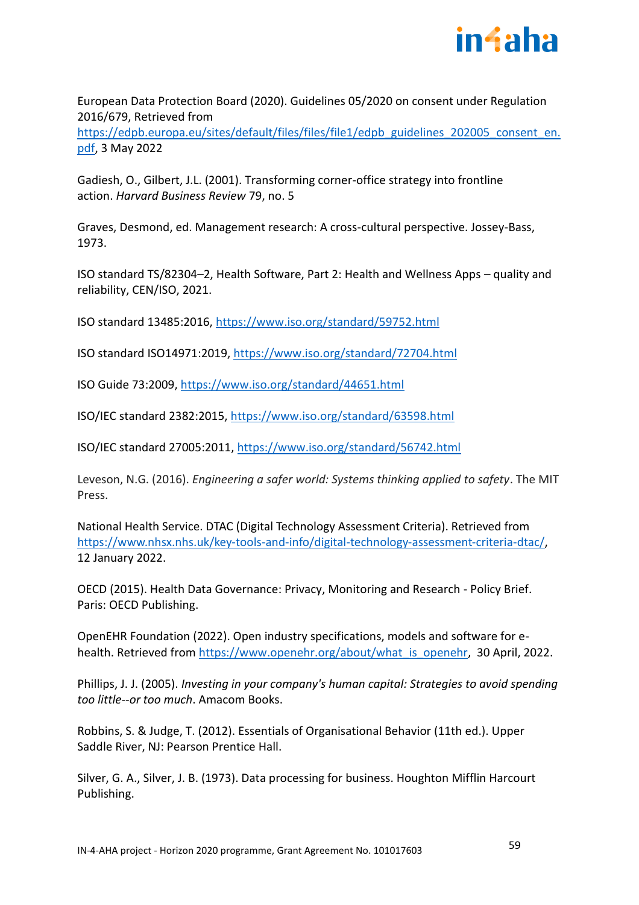European Data Protection Board (2020). Guidelines 05/2020 on consent under Regulation 2016/679, Retrieved from https://edpb.europa.eu/sites/default/files/files/file1/edpb_guidelines_202005_consent_en.pdf, 3 May 2022

Gadiesh, O., Gilbert, J.L. (2001). Transforming corner-office strategy into frontline action. *Harvard Business Review* 79, no. 5

Graves, Desmond, ed. Management research: A cross-cultural perspective. Jossey-Bass, 1973.

ISO standard TS/82304–2, Health Software, Part 2: Health and Wellness Apps – quality and reliability, CEN/ISO, 2021.

ISO standard 13485:2016, https://www.iso.org/standard/59752.html

ISO standard ISO14971:2019, https://www.iso.org/standard/72704.html

ISO Guide 73:2009, https://www.iso.org/standard/44651.html

ISO/IEC standard 2382:2015, https://www.iso.org/standard/63598.html

ISO/IEC standard 27005:2011, https://www.iso.org/standard/56742.html

Leveson, N.G. (2016). *Engineering a safer world: Systems thinking applied to safety*. The MIT Press.

National Health Service. DTAC (Digital Technology Assessment Criteria). Retrieved from https://www.nhsx.nhs.uk/key-tools-and-info/digital-technology-assessment-criteria-dtac/, 12 January 2022.

OECD (2015). Health Data Governance: Privacy, Monitoring and Research - Policy Brief. Paris: OECD Publishing.

OpenEHR Foundation (2022). Open industry specifications, models and software for e-health. Retrieved from https://www.openehr.org/about/what_is_openehr, 30 April, 2022.

Phillips, J. J. (2005). *Investing in your company's human capital: Strategies to avoid spending too little--or too much*. Amacom Books.

Robbins, S. & Judge, T. (2012). Essentials of Organisational Behavior (11th ed.). Upper Saddle River, NJ: Pearson Prentice Hall.

Silver, G. A., Silver, J. B. (1973). Data processing for business. Houghton Mifflin Harcourt Publishing.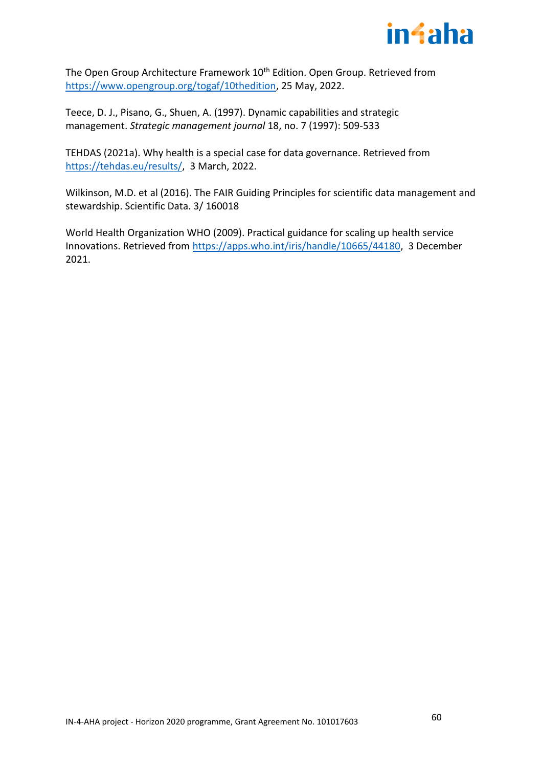The Open Group Architecture Framework 10th Edition. Open Group. Retrieved from https://www.opengroup.org/togaf/10thedition, 25 May, 2022.

Teece, D. J., Pisano, G., Shuen, A. (1997). Dynamic capabilities and strategic management. *Strategic management journal* 18, no. 7 (1997): 509-533

TEHDAS (2021a). Why health is a special case for data governance. Retrieved from https://tehdas.eu/results/, 3 March, 2022.

Wilkinson, M.D. et al (2016). The FAIR Guiding Principles for scientific data management and stewardship. Scientific Data. 3/ 160018

World Health Organization WHO (2009). Practical guidance for scaling up health service Innovations. Retrieved from https://apps.who.int/iris/handle/10665/44180, 3 December 2021.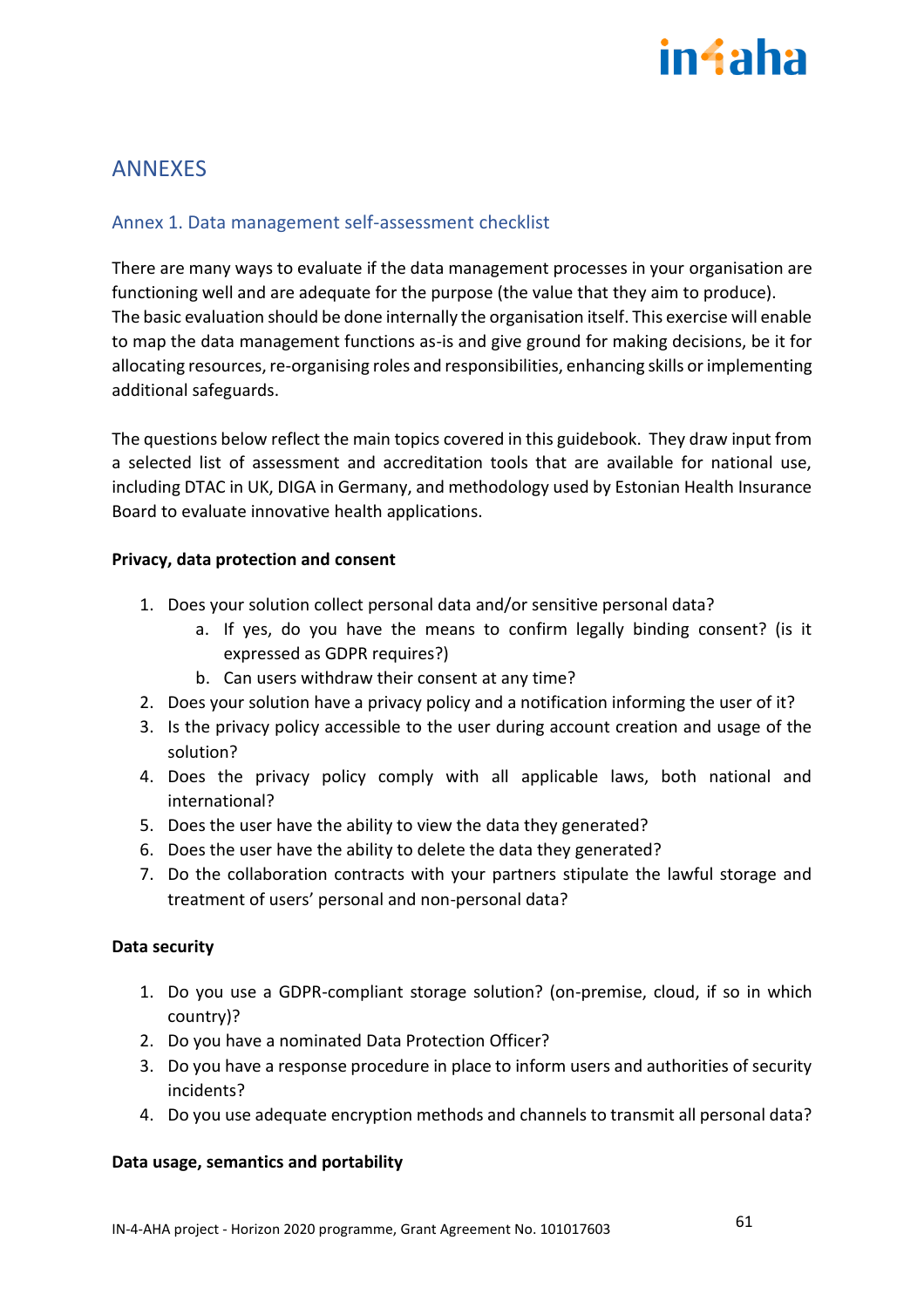# ANNEXES

## Annex 1. Data management self-assessment checklist

There are many ways to evaluate if the data management processes in your organisation are functioning well and are adequate for the purpose (the value that they aim to produce). The basic evaluation should be done internally the organisation itself. This exercise will enable to map the data management functions as-is and give ground for making decisions, be it for allocating resources, re-organising roles and responsibilities, enhancing skills or implementing additional safeguards.

The questions below reflect the main topics covered in this guidebook. They draw input from a selected list of assessment and accreditation tools that are available for national use, including DTAC in UK, DIGA in Germany, and methodology used by Estonian Health Insurance Board to evaluate innovative health applications.

**Privacy, data protection and consent**

1. Does your solution collect personal data and/or sensitive personal data?
   a. If yes, do you have the means to confirm legally binding consent? (is it expressed as GDPR requires?)
   b. Can users withdraw their consent at any time?
2. Does your solution have a privacy policy and a notification informing the user of it?
3. Is the privacy policy accessible to the user during account creation and usage of the solution?
4. Does the privacy policy comply with all applicable laws, both national and international?
5. Does the user have the ability to view the data they generated?
6. Does the user have the ability to delete the data they generated?
7. Do the collaboration contracts with your partners stipulate the lawful storage and treatment of users' personal and non-personal data?

**Data security**

1. Do you use a GDPR-compliant storage solution? (on-premise, cloud, if so in which country)?
2. Do you have a nominated Data Protection Officer?
3. Do you have a response procedure in place to inform users and authorities of security incidents?
4. Do you use adequate encryption methods and channels to transmit all personal data?

**Data usage, semantics and portability**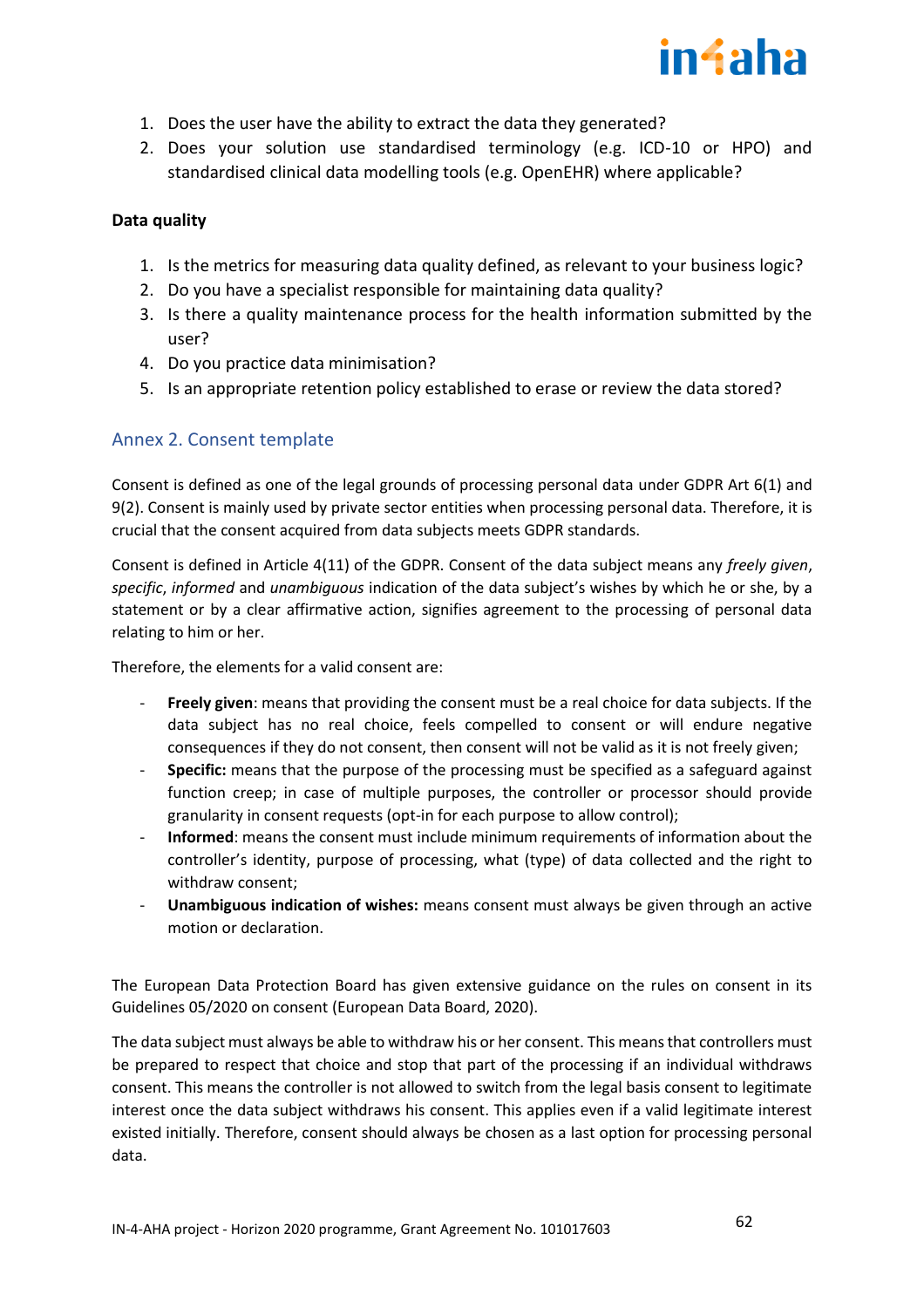1. Does the user have the ability to extract the data they generated?
2. Does your solution use standardised terminology (e.g. ICD-10 or HPO) and standardised clinical data modelling tools (e.g. OpenEHR) where applicable?

**Data quality**

1. Is the metrics for measuring data quality defined, as relevant to your business logic?
2. Do you have a specialist responsible for maintaining data quality?
3. Is there a quality maintenance process for the health information submitted by the user?
4. Do you practice data minimisation?
5. Is an appropriate retention policy established to erase or review the data stored?

## Annex 2. Consent template

Consent is defined as one of the legal grounds of processing personal data under GDPR Art 6(1) and 9(2). Consent is mainly used by private sector entities when processing personal data. Therefore, it is crucial that the consent acquired from data subjects meets GDPR standards.

Consent is defined in Article 4(11) of the GDPR. Consent of the data subject means any *freely given*, *specific*, *informed* and *unambiguous* indication of the data subject's wishes by which he or she, by a statement or by a clear affirmative action, signifies agreement to the processing of personal data relating to him or her.

Therefore, the elements for a valid consent are:

- **Freely given**: means that providing the consent must be a real choice for data subjects. If the data subject has no real choice, feels compelled to consent or will endure negative consequences if they do not consent, then consent will not be valid as it is not freely given;
- **Specific:** means that the purpose of the processing must be specified as a safeguard against function creep; in case of multiple purposes, the controller or processor should provide granularity in consent requests (opt-in for each purpose to allow control);
- **Informed**: means the consent must include minimum requirements of information about the controller's identity, purpose of processing, what (type) of data collected and the right to withdraw consent;
- **Unambiguous indication of wishes:** means consent must always be given through an active motion or declaration.

The European Data Protection Board has given extensive guidance on the rules on consent in its Guidelines 05/2020 on consent (European Data Board, 2020).

The data subject must always be able to withdraw his or her consent. This means that controllers must be prepared to respect that choice and stop that part of the processing if an individual withdraws consent. This means the controller is not allowed to switch from the legal basis consent to legitimate interest once the data subject withdraws his consent. This applies even if a valid legitimate interest existed initially. Therefore, consent should always be chosen as a last option for processing personal data.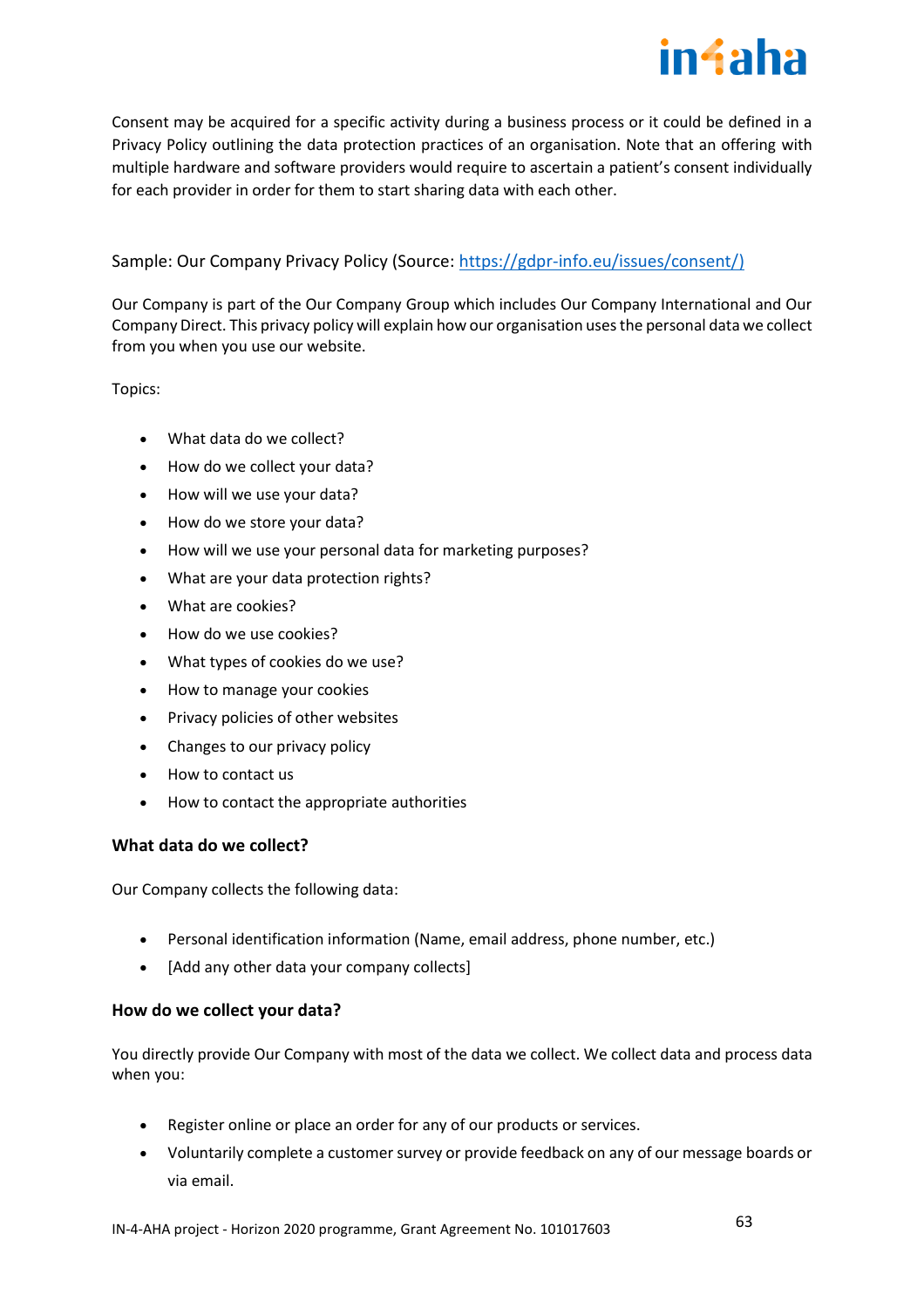Consent may be acquired for a specific activity during a business process or it could be defined in a Privacy Policy outlining the data protection practices of an organisation. Note that an offering with multiple hardware and software providers would require to ascertain a patient's consent individually for each provider in order for them to start sharing data with each other.

Sample: Our Company Privacy Policy (Source: https://gdpr-info.eu/issues/consent/)

Our Company is part of the Our Company Group which includes Our Company International and Our Company Direct. This privacy policy will explain how our organisation uses the personal data we collect from you when you use our website.

Topics:

- What data do we collect?
- How do we collect your data?
- How will we use your data?
- How do we store your data?
- How will we use your personal data for marketing purposes?
- What are your data protection rights?
- What are cookies?
- How do we use cookies?
- What types of cookies do we use?
- How to manage your cookies
- Privacy policies of other websites
- Changes to our privacy policy
- How to contact us
- How to contact the appropriate authorities

**What data do we collect?**

Our Company collects the following data:

- Personal identification information (Name, email address, phone number, etc.)
- [Add any other data your company collects]

**How do we collect your data?**

You directly provide Our Company with most of the data we collect. We collect data and process data when you:

- Register online or place an order for any of our products or services.
- Voluntarily complete a customer survey or provide feedback on any of our message boards or via email.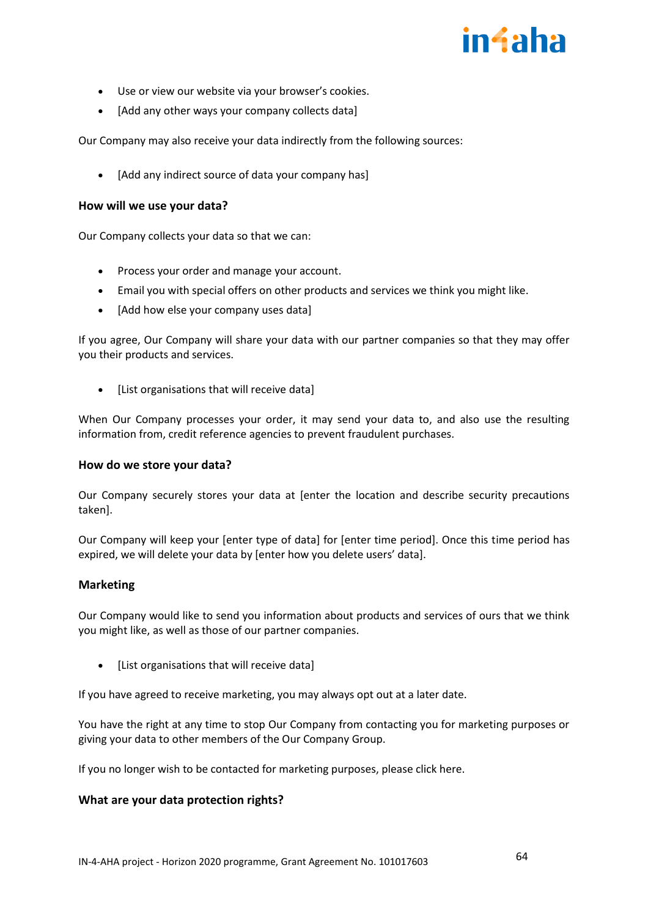- Use or view our website via your browser's cookies.
- [Add any other ways your company collects data]

Our Company may also receive your data indirectly from the following sources:

- [Add any indirect source of data your company has]

**How will we use your data?**

Our Company collects your data so that we can:

- Process your order and manage your account.
- Email you with special offers on other products and services we think you might like.
- [Add how else your company uses data]

If you agree, Our Company will share your data with our partner companies so that they may offer you their products and services.

- [List organisations that will receive data]

When Our Company processes your order, it may send your data to, and also use the resulting information from, credit reference agencies to prevent fraudulent purchases.

**How do we store your data?**

Our Company securely stores your data at [enter the location and describe security precautions taken].

Our Company will keep your [enter type of data] for [enter time period]. Once this time period has expired, we will delete your data by [enter how you delete users' data].

**Marketing**

Our Company would like to send you information about products and services of ours that we think you might like, as well as those of our partner companies.

- [List organisations that will receive data]

If you have agreed to receive marketing, you may always opt out at a later date.

You have the right at any time to stop Our Company from contacting you for marketing purposes or giving your data to other members of the Our Company Group.

If you no longer wish to be contacted for marketing purposes, please click here.

**What are your data protection rights?**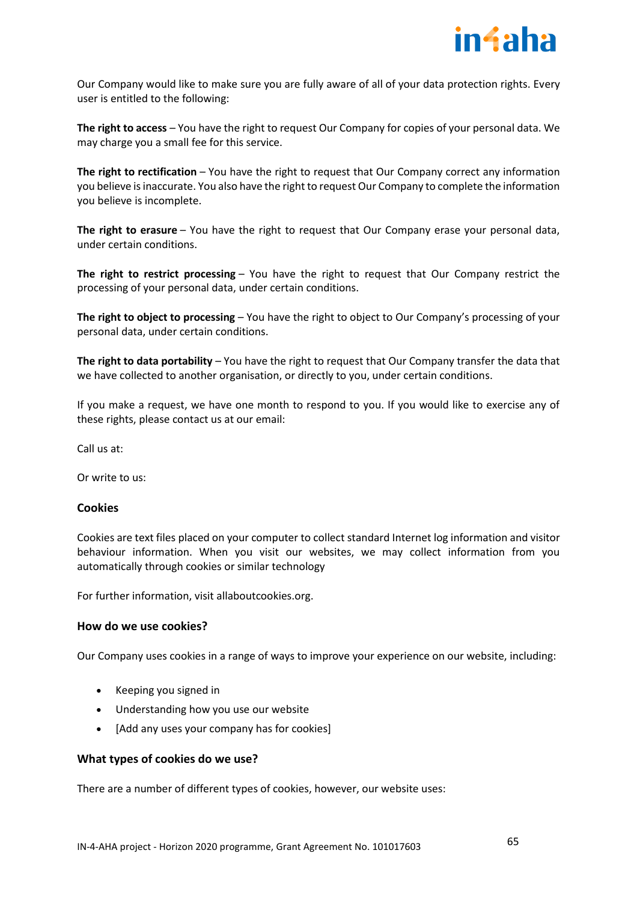Our Company would like to make sure you are fully aware of all of your data protection rights. Every user is entitled to the following:

**The right to access** – You have the right to request Our Company for copies of your personal data. We may charge you a small fee for this service.

**The right to rectification** – You have the right to request that Our Company correct any information you believe is inaccurate. You also have the right to request Our Company to complete the information you believe is incomplete.

**The right to erasure** – You have the right to request that Our Company erase your personal data, under certain conditions.

**The right to restrict processing** – You have the right to request that Our Company restrict the processing of your personal data, under certain conditions.

**The right to object to processing** – You have the right to object to Our Company's processing of your personal data, under certain conditions.

**The right to data portability** – You have the right to request that Our Company transfer the data that we have collected to another organisation, or directly to you, under certain conditions.

If you make a request, we have one month to respond to you. If you would like to exercise any of these rights, please contact us at our email:

Call us at:

Or write to us:

### Cookies

Cookies are text files placed on your computer to collect standard Internet log information and visitor behaviour information. When you visit our websites, we may collect information from you automatically through cookies or similar technology

For further information, visit allaboutcookies.org.

### How do we use cookies?

Our Company uses cookies in a range of ways to improve your experience on our website, including:

- Keeping you signed in
- Understanding how you use our website
- [Add any uses your company has for cookies]

### What types of cookies do we use?

There are a number of different types of cookies, however, our website uses: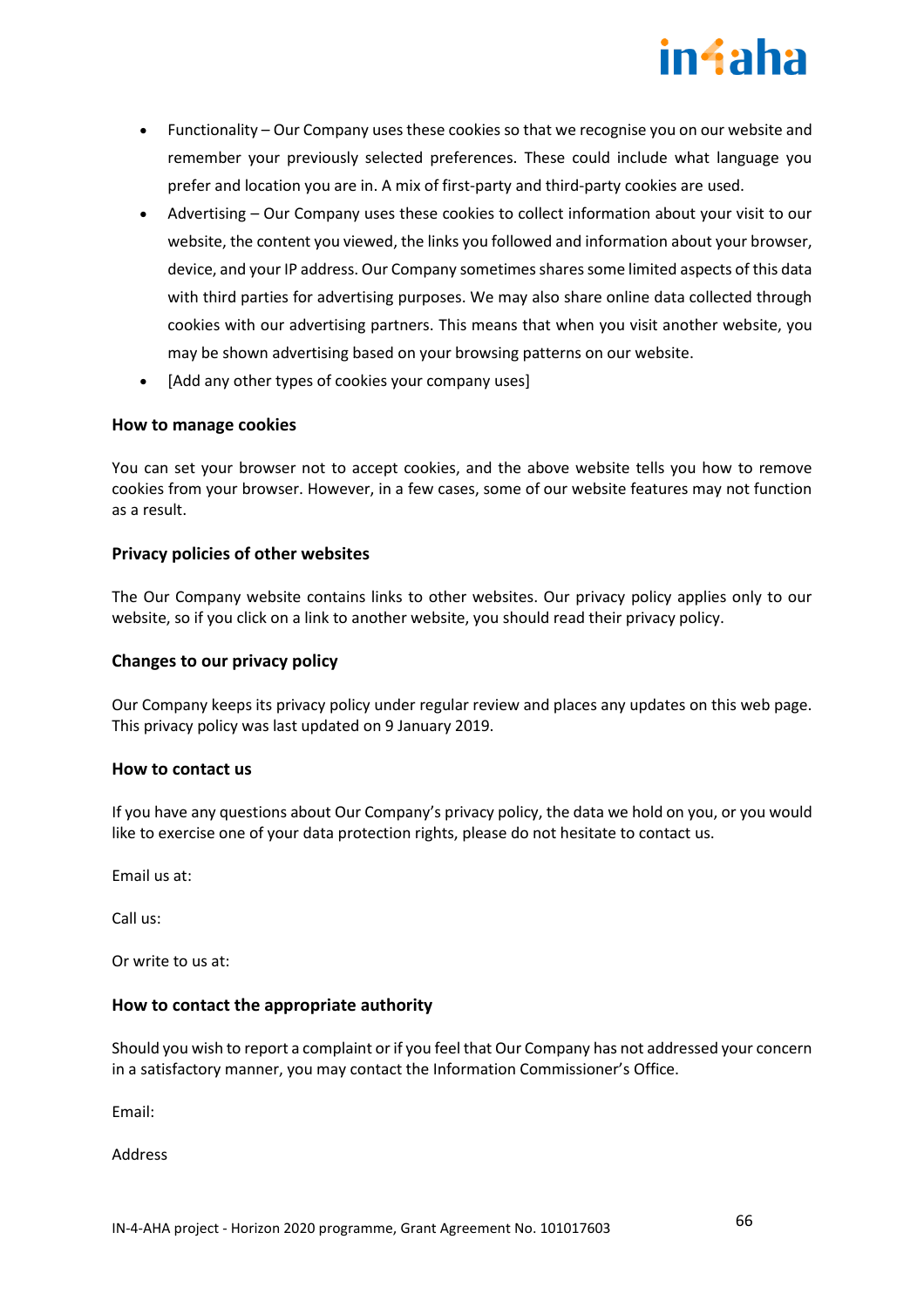- Functionality – Our Company uses these cookies so that we recognise you on our website and remember your previously selected preferences. These could include what language you prefer and location you are in. A mix of first-party and third-party cookies are used.
- Advertising – Our Company uses these cookies to collect information about your visit to our website, the content you viewed, the links you followed and information about your browser, device, and your IP address. Our Company sometimes shares some limited aspects of this data with third parties for advertising purposes. We may also share online data collected through cookies with our advertising partners. This means that when you visit another website, you may be shown advertising based on your browsing patterns on our website.
- [Add any other types of cookies your company uses]

**How to manage cookies**

You can set your browser not to accept cookies, and the above website tells you how to remove cookies from your browser. However, in a few cases, some of our website features may not function as a result.

**Privacy policies of other websites**

The Our Company website contains links to other websites. Our privacy policy applies only to our website, so if you click on a link to another website, you should read their privacy policy.

**Changes to our privacy policy**

Our Company keeps its privacy policy under regular review and places any updates on this web page. This privacy policy was last updated on 9 January 2019.

**How to contact us**

If you have any questions about Our Company's privacy policy, the data we hold on you, or you would like to exercise one of your data protection rights, please do not hesitate to contact us.

Email us at:

Call us:

Or write to us at:

**How to contact the appropriate authority**

Should you wish to report a complaint or if you feel that Our Company has not addressed your concern in a satisfactory manner, you may contact the Information Commissioner's Office.

Email:

Address